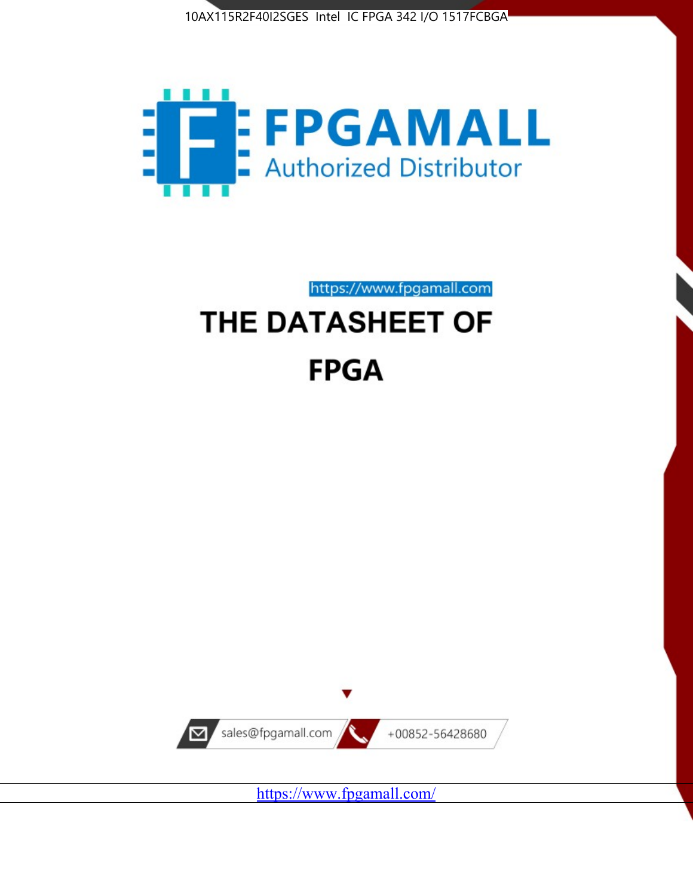10AX115R2F40I2SGES Intel IC FPGA 342 I/O 1517FCBGA

FPGAMALL

Authorized Distributor

https://www.fpgamall.com

# THE DATASHEET OF

# FPGA

sales@fpgamall.com

+00852-56428680

https://www.fpgamall.com/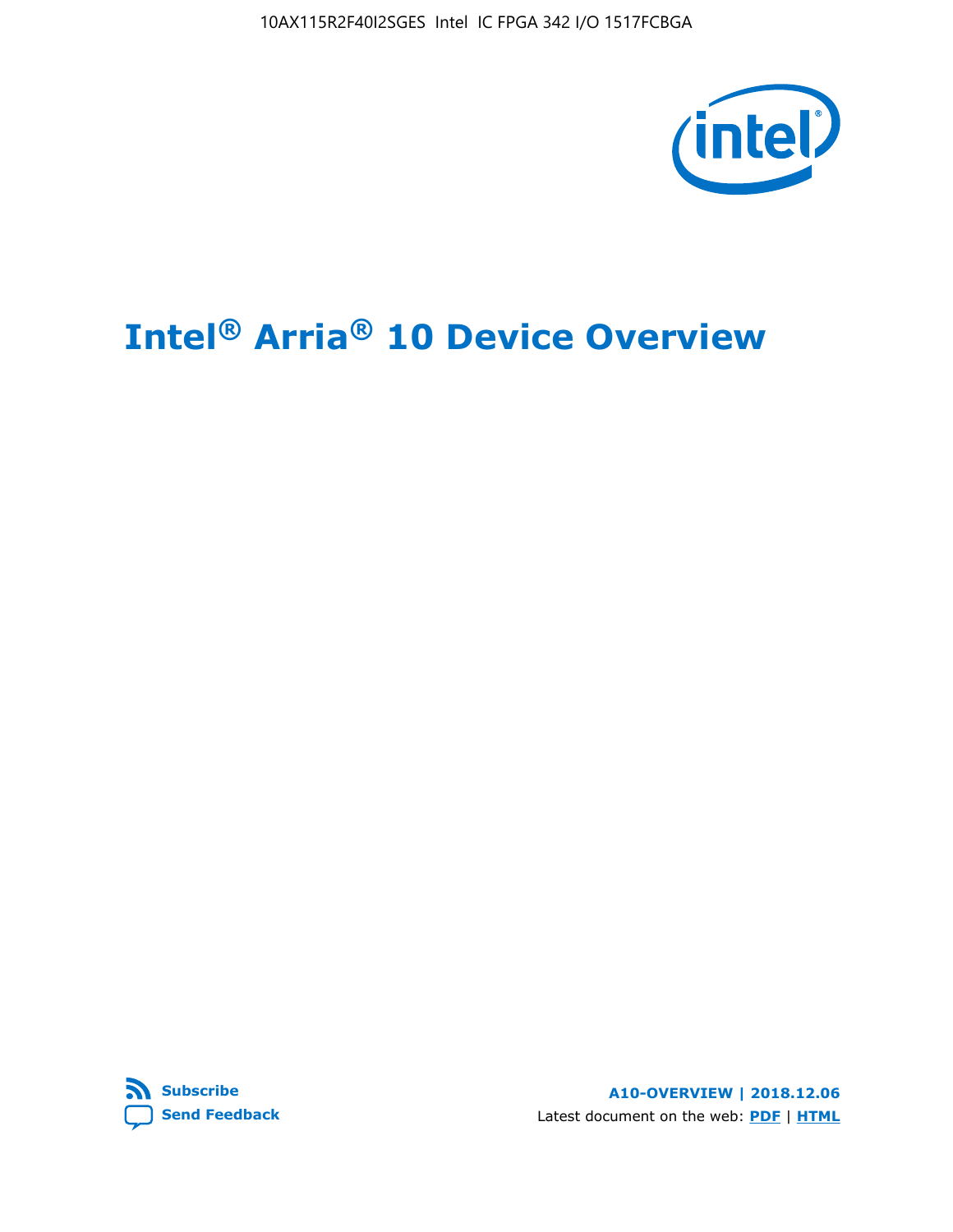# Intel® Arria® 10 Device Overview

**A10-OVERVIEW | 2018.12.06**

Latest document on the web: **PDF** | **HTML**

**Subscribe**

**Send Feedback**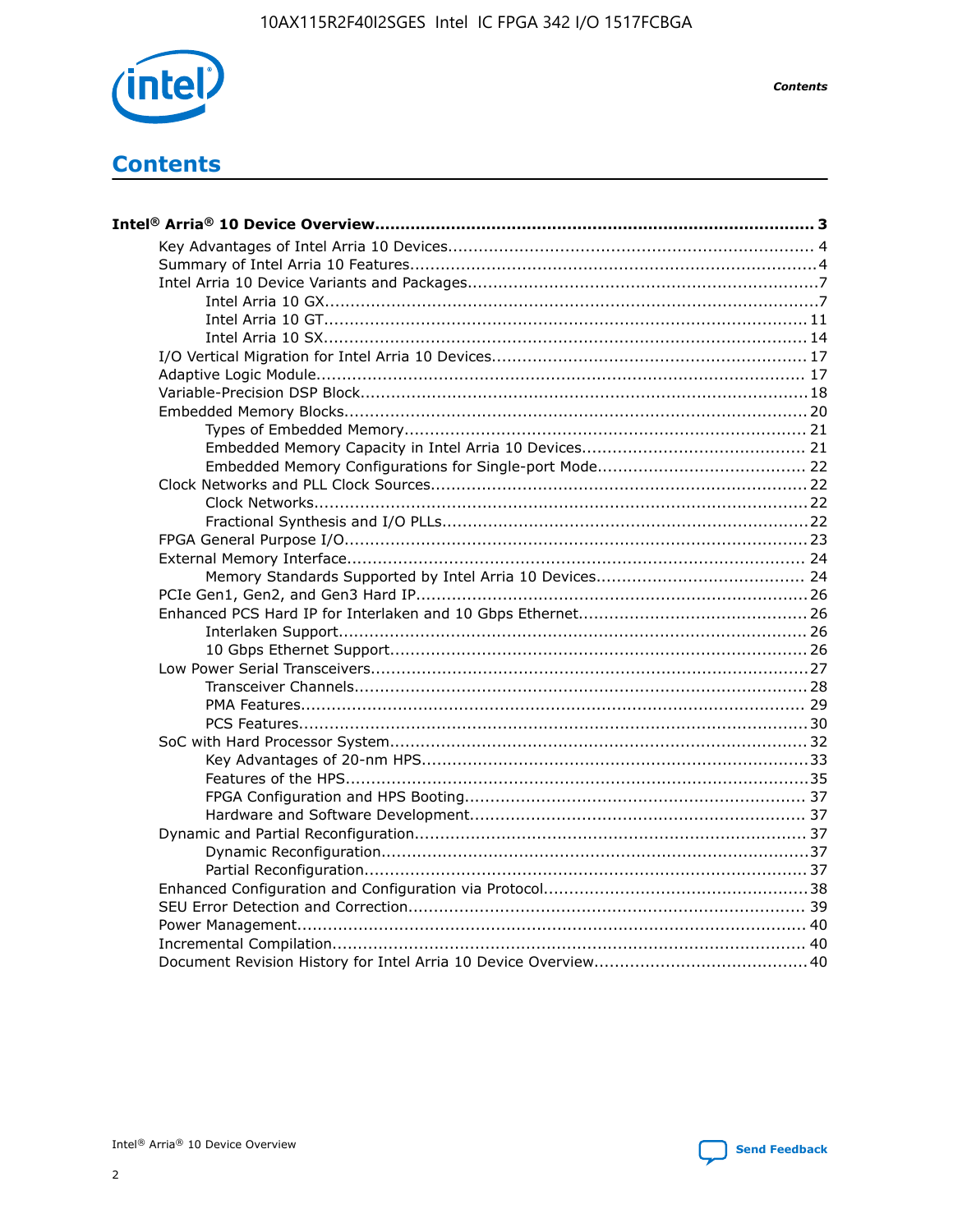# Contents

**Intel® Arria® 10 Device Overview...................................................................................... 3**

- Key Advantages of Intel Arria 10 Devices........................................................................ 4
- Summary of Intel Arria 10 Features................................................................................4
- Intel Arria 10 Device Variants and Packages.....................................................................7
  - Intel Arria 10 GX.................................................................................................7
  - Intel Arria 10 GT............................................................................................... 11
  - Intel Arria 10 SX............................................................................................... 14
- I/O Vertical Migration for Intel Arria 10 Devices.............................................................. 17
- Adaptive Logic Module................................................................................................ 17
- Variable-Precision DSP Block........................................................................................18
- Embedded Memory Blocks........................................................................................... 20
  - Types of Embedded Memory............................................................................... 21
  - Embedded Memory Capacity in Intel Arria 10 Devices............................................ 21
  - Embedded Memory Configurations for Single-port Mode......................................... 22
- Clock Networks and PLL Clock Sources.......................................................................... 22
  - Clock Networks.................................................................................................22
  - Fractional Synthesis and I/O PLLs........................................................................22
- FPGA General Purpose I/O...........................................................................................23
- External Memory Interface.......................................................................................... 24
  - Memory Standards Supported by Intel Arria 10 Devices......................................... 24
- PCIe Gen1, Gen2, and Gen3 Hard IP.............................................................................26
- Enhanced PCS Hard IP for Interlaken and 10 Gbps Ethernet.............................................26
  - Interlaken Support............................................................................................ 26
  - 10 Gbps Ethernet Support.................................................................................. 26
- Low Power Serial Transceivers......................................................................................27
  - Transceiver Channels.........................................................................................28
  - PMA Features................................................................................................... 29
  - PCS Features....................................................................................................30
- SoC with Hard Processor System..................................................................................32
  - Key Advantages of 20-nm HPS............................................................................33
  - Features of the HPS...........................................................................................35
  - FPGA Configuration and HPS Booting................................................................... 37
  - Hardware and Software Development.................................................................. 37
- Dynamic and Partial Reconfiguration.............................................................................37
  - Dynamic Reconfiguration....................................................................................37
  - Partial Reconfiguration.......................................................................................37
- Enhanced Configuration and Configuration via Protocol....................................................38
- SEU Error Detection and Correction.............................................................................. 39
- Power Management.................................................................................................... 40
- Incremental Compilation............................................................................................. 40
- Document Revision History for Intel Arria 10 Device Overview..........................................40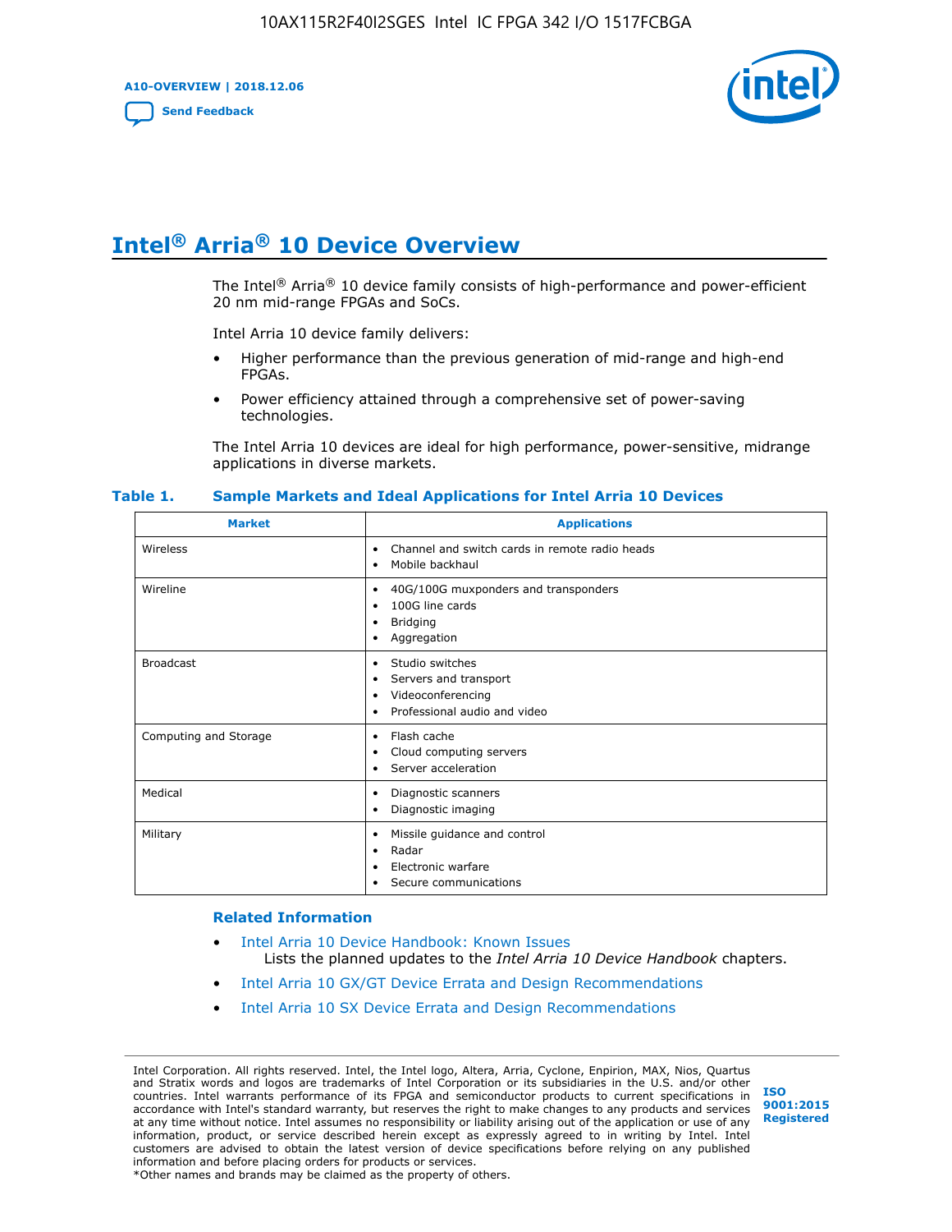# Intel® Arria® 10 Device Overview

The Intel® Arria® 10 device family consists of high-performance and power-efficient 20 nm mid-range FPGAs and SoCs.

Intel Arria 10 device family delivers:

- Higher performance than the previous generation of mid-range and high-end FPGAs.
- Power efficiency attained through a comprehensive set of power-saving technologies.

The Intel Arria 10 devices are ideal for high performance, power-sensitive, midrange applications in diverse markets.

**Table 1. Sample Markets and Ideal Applications for Intel Arria 10 Devices**

| Market | Applications |
|---|---|
| Wireless | • Channel and switch cards in remote radio heads<br>• Mobile backhaul |
| Wireline | • 40G/100G muxponders and transponders<br>• 100G line cards<br>• Bridging<br>• Aggregation |
| Broadcast | • Studio switches<br>• Servers and transport<br>• Videoconferencing<br>• Professional audio and video |
| Computing and Storage | • Flash cache<br>• Cloud computing servers<br>• Server acceleration |
| Medical | • Diagnostic scanners<br>• Diagnostic imaging |
| Military | • Missile guidance and control<br>• Radar<br>• Electronic warfare<br>• Secure communications |

### Related Information

- Intel Arria 10 Device Handbook: Known Issues
  Lists the planned updates to the *Intel Arria 10 Device Handbook* chapters.
- Intel Arria 10 GX/GT Device Errata and Design Recommendations
- Intel Arria 10 SX Device Errata and Design Recommendations

Intel Corporation. All rights reserved. Intel, the Intel logo, Altera, Arria, Cyclone, Enpirion, MAX, Nios, Quartus and Stratix words and logos are trademarks of Intel Corporation or its subsidiaries in the U.S. and/or other countries. Intel warrants performance of its FPGA and semiconductor products to current specifications in accordance with Intel's standard warranty, but reserves the right to make changes to any products and services at any time without notice. Intel assumes no responsibility or liability arising out of the application or use of any information, product, or service described herein except as expressly agreed to in writing by Intel. Intel customers are advised to obtain the latest version of device specifications before relying on any published information and before placing orders for products or services.
*Other names and brands may be claimed as the property of others.

ISO 9001:2015 Registered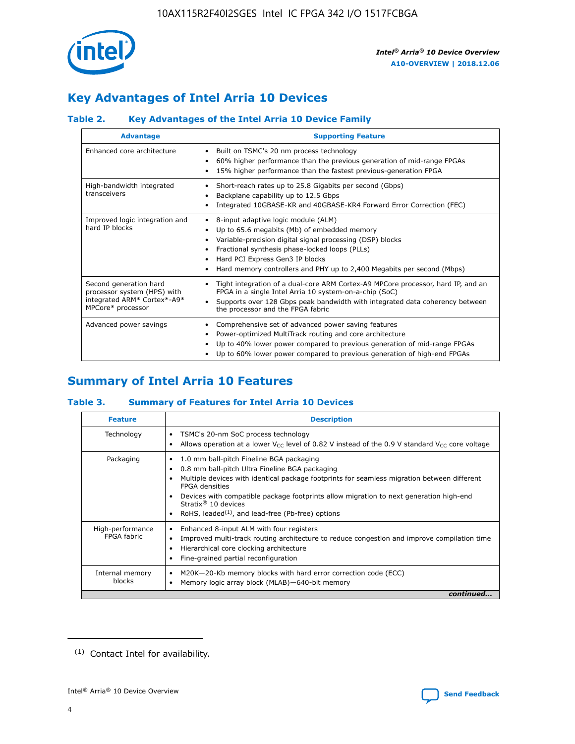# Key Advantages of Intel Arria 10 Devices

### Table 2. Key Advantages of the Intel Arria 10 Device Family

| Advantage | Supporting Feature |
| --- | --- |
| Enhanced core architecture | • Built on TSMC's 20 nm process technology<br>• 60% higher performance than the previous generation of mid-range FPGAs<br>• 15% higher performance than the fastest previous-generation FPGA |
| High-bandwidth integrated transceivers | • Short-reach rates up to 25.8 Gigabits per second (Gbps)<br>• Backplane capability up to 12.5 Gbps<br>• Integrated 10GBASE-KR and 40GBASE-KR4 Forward Error Correction (FEC) |
| Improved logic integration and hard IP blocks | • 8-input adaptive logic module (ALM)<br>• Up to 65.6 megabits (Mb) of embedded memory<br>• Variable-precision digital signal processing (DSP) blocks<br>• Fractional synthesis phase-locked loops (PLLs)<br>• Hard PCI Express Gen3 IP blocks<br>• Hard memory controllers and PHY up to 2,400 Megabits per second (Mbps) |
| Second generation hard processor system (HPS) with integrated ARM* Cortex*-A9* MPCore* processor | • Tight integration of a dual-core ARM Cortex-A9 MPCore processor, hard IP, and an FPGA in a single Intel Arria 10 system-on-a-chip (SoC)<br>• Supports over 128 Gbps peak bandwidth with integrated data coherency between the processor and the FPGA fabric |
| Advanced power savings | • Comprehensive set of advanced power saving features<br>• Power-optimized MultiTrack routing and core architecture<br>• Up to 40% lower power compared to previous generation of mid-range FPGAs<br>• Up to 60% lower power compared to previous generation of high-end FPGAs |

# Summary of Intel Arria 10 Features

### Table 3. Summary of Features for Intel Arria 10 Devices

| Feature | Description |
| --- | --- |
| Technology | • TSMC's 20-nm SoC process technology<br>• Allows operation at a lower $V_{CC}$ level of 0.82 V instead of the 0.9 V standard $V_{CC}$ core voltage |
| Packaging | • 1.0 mm ball-pitch Fineline BGA packaging<br>• 0.8 mm ball-pitch Ultra Fineline BGA packaging<br>• Multiple devices with identical package footprints for seamless migration between different FPGA densities<br>• Devices with compatible package footprints allow migration to next generation high-end Stratix® 10 devices<br>• RoHS, leaded[(1)], and lead-free (Pb-free) options |
| High-performance FPGA fabric | • Enhanced 8-input ALM with four registers<br>• Improved multi-track routing architecture to reduce congestion and improve compilation time<br>• Hierarchical core clocking architecture<br>• Fine-grained partial reconfiguration |
| Internal memory blocks | • M20K—20-Kb memory blocks with hard error correction code (ECC)<br>• Memory logic array block (MLAB)—640-bit memory |

*continued...*

(1) Contact Intel for availability.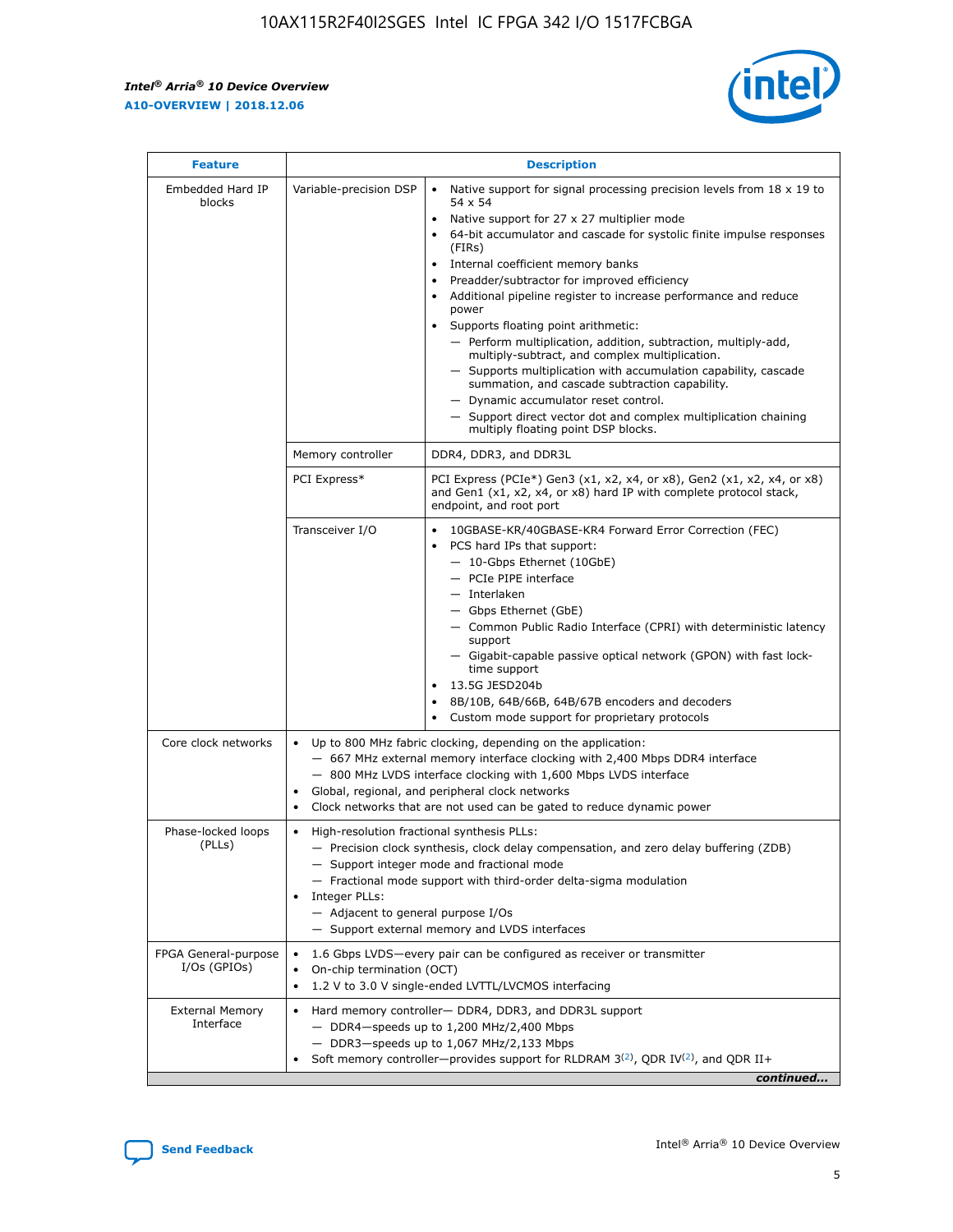| Feature | Description | |
|---|---|---|
| Embedded Hard IP blocks | Variable-precision DSP | • Native support for signal processing precision levels from 18 x 19 to 54 x 54<br>• Native support for 27 x 27 multiplier mode<br>• 64-bit accumulator and cascade for systolic finite impulse responses (FIRs)<br>• Internal coefficient memory banks<br>• Preadder/subtractor for improved efficiency<br>• Additional pipeline register to increase performance and reduce power<br>• Supports floating point arithmetic:<br>— Perform multiplication, addition, subtraction, multiply-add, multiply-subtract, and complex multiplication.<br>— Supports multiplication with accumulation capability, cascade summation, and cascade subtraction capability.<br>— Dynamic accumulator reset control.<br>— Support direct vector dot and complex multiplication chaining multiply floating point DSP blocks. |
| | Memory controller | DDR4, DDR3, and DDR3L |
| | PCI Express* | PCI Express (PCIe*) Gen3 (x1, x2, x4, or x8), Gen2 (x1, x2, x4, or x8) and Gen1 (x1, x2, x4, or x8) hard IP with complete protocol stack, endpoint, and root port |
| | Transceiver I/O | • 10GBASE-KR/40GBASE-KR4 Forward Error Correction (FEC)<br>• PCS hard IPs that support:<br>— 10-Gbps Ethernet (10GbE)<br>— PCIe PIPE interface<br>— Interlaken<br>— Gbps Ethernet (GbE)<br>— Common Public Radio Interface (CPRI) with deterministic latency support<br>— Gigabit-capable passive optical network (GPON) with fast lock-time support<br>• 13.5G JESD204b<br>• 8B/10B, 64B/66B, 64B/67B encoders and decoders<br>• Custom mode support for proprietary protocols |
| Core clock networks | • Up to 800 MHz fabric clocking, depending on the application:<br>— 667 MHz external memory interface clocking with 2,400 Mbps DDR4 interface<br>— 800 MHz LVDS interface clocking with 1,600 Mbps LVDS interface<br>• Global, regional, and peripheral clock networks<br>• Clock networks that are not used can be gated to reduce dynamic power | |
| Phase-locked loops (PLLs) | • High-resolution fractional synthesis PLLs:<br>— Precision clock synthesis, clock delay compensation, and zero delay buffering (ZDB)<br>— Support integer mode and fractional mode<br>— Fractional mode support with third-order delta-sigma modulation<br>• Integer PLLs:<br>— Adjacent to general purpose I/Os<br>— Support external memory and LVDS interfaces | |
| FPGA General-purpose I/Os (GPIOs) | • 1.6 Gbps LVDS—every pair can be configured as receiver or transmitter<br>• On-chip termination (OCT)<br>• 1.2 V to 3.0 V single-ended LVTTL/LVCMOS interfacing | |
| External Memory Interface | • Hard memory controller— DDR4, DDR3, and DDR3L support<br>— DDR4—speeds up to 1,200 MHz/2,400 Mbps<br>— DDR3—speeds up to 1,067 MHz/2,133 Mbps<br>• Soft memory controller—provides support for RLDRAM 3[(2)], QDR IV[(2)], and QDR II+ | |

*continued...*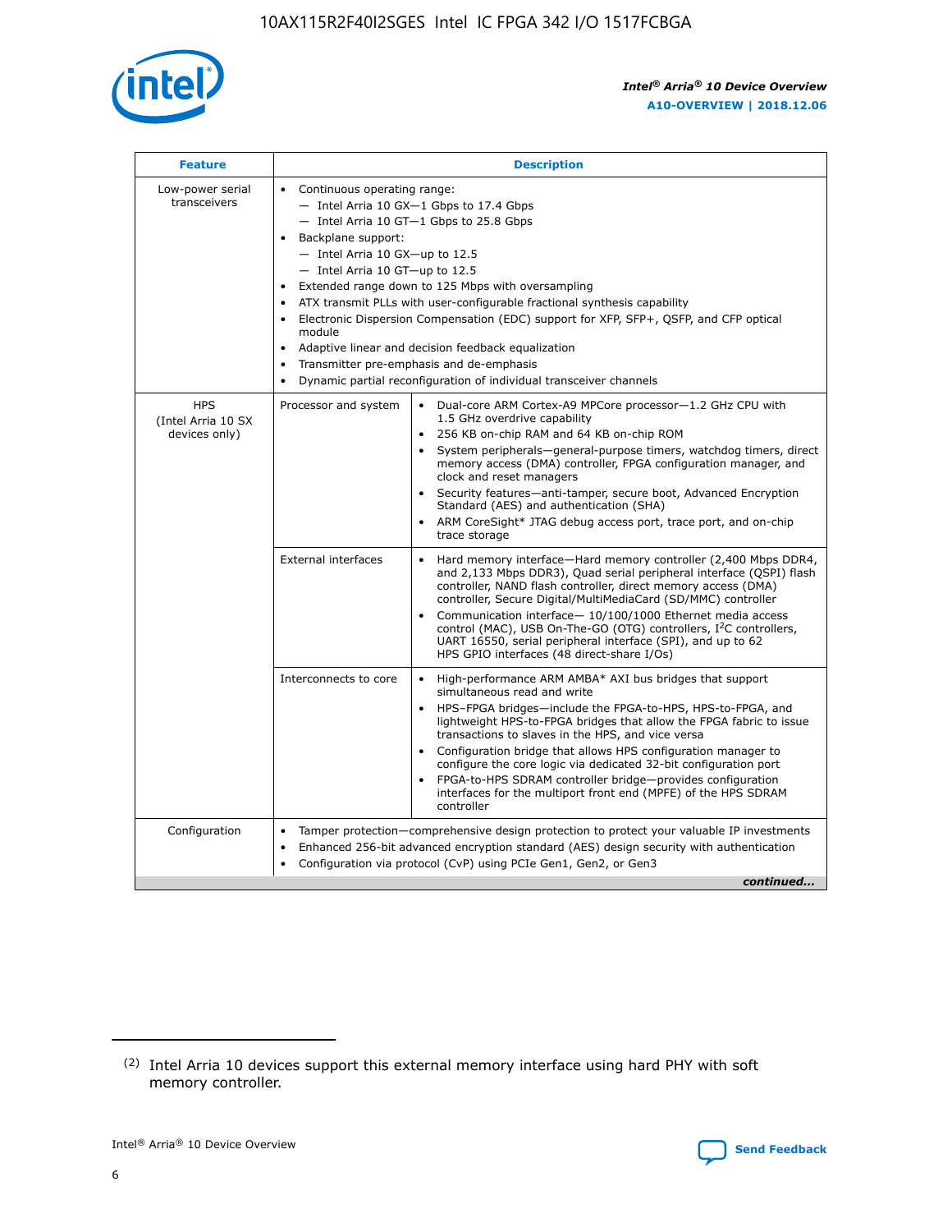| Feature | Description | |
|---|---|---|
| Low-power serial transceivers | • Continuous operating range:<br>— Intel Arria 10 GX—1 Gbps to 17.4 Gbps<br>— Intel Arria 10 GT—1 Gbps to 25.8 Gbps<br>• Backplane support:<br>— Intel Arria 10 GX—up to 12.5<br>— Intel Arria 10 GT—up to 12.5<br>• Extended range down to 125 Mbps with oversampling<br>• ATX transmit PLLs with user-configurable fractional synthesis capability<br>• Electronic Dispersion Compensation (EDC) support for XFP, SFP+, QSFP, and CFP optical module<br>• Adaptive linear and decision feedback equalization<br>• Transmitter pre-emphasis and de-emphasis<br>• Dynamic partial reconfiguration of individual transceiver channels | |
| HPS (Intel Arria 10 SX devices only) | Processor and system | • Dual-core ARM Cortex-A9 MPCore processor—1.2 GHz CPU with 1.5 GHz overdrive capability<br>• 256 KB on-chip RAM and 64 KB on-chip ROM<br>• System peripherals—general-purpose timers, watchdog timers, direct memory access (DMA) controller, FPGA configuration manager, and clock and reset managers<br>• Security features—anti-tamper, secure boot, Advanced Encryption Standard (AES) and authentication (SHA)<br>• ARM CoreSight* JTAG debug access port, trace port, and on-chip trace storage |
| | External interfaces | • Hard memory interface—Hard memory controller (2,400 Mbps DDR4, and 2,133 Mbps DDR3), Quad serial peripheral interface (QSPI) flash controller, NAND flash controller, direct memory access (DMA) controller, Secure Digital/MultiMediaCard (SD/MMC) controller<br>• Communication interface— 10/100/1000 Ethernet media access control (MAC), USB On-The-GO (OTG) controllers, I$^2$C controllers, UART 16550, serial peripheral interface (SPI), and up to 62 HPS GPIO interfaces (48 direct-share I/Os) |
| | Interconnects to core | • High-performance ARM AMBA* AXI bus bridges that support simultaneous read and write<br>• HPS–FPGA bridges—include the FPGA-to-HPS, HPS-to-FPGA, and lightweight HPS-to-FPGA bridges that allow the FPGA fabric to issue transactions to slaves in the HPS, and vice versa<br>• Configuration bridge that allows HPS configuration manager to configure the core logic via dedicated 32-bit configuration port<br>• FPGA-to-HPS SDRAM controller bridge—provides configuration interfaces for the multiport front end (MPFE) of the HPS SDRAM controller |
| Configuration | • Tamper protection—comprehensive design protection to protect your valuable IP investments<br>• Enhanced 256-bit advanced encryption standard (AES) design security with authentication<br>• Configuration via protocol (CvP) using PCIe Gen1, Gen2, or Gen3 | |

*continued...*

(2) Intel Arria 10 devices support this external memory interface using hard PHY with soft memory controller.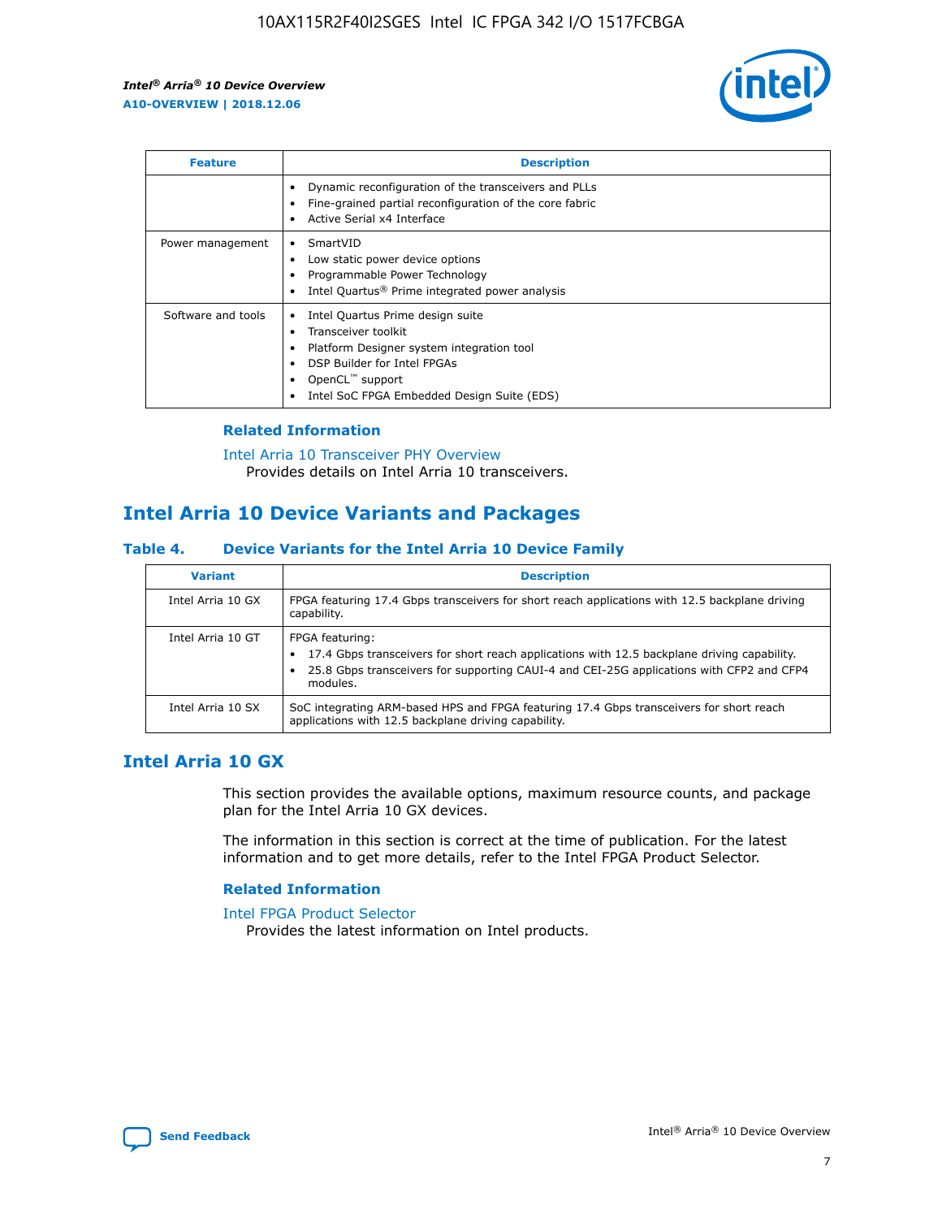| Feature | Description |
| --- | --- |
| | • Dynamic reconfiguration of the transceivers and PLLs<br>• Fine-grained partial reconfiguration of the core fabric<br>• Active Serial x4 Interface |
| Power management | • SmartVID<br>• Low static power device options<br>• Programmable Power Technology<br>• Intel Quartus® Prime integrated power analysis |
| Software and tools | • Intel Quartus Prime design suite<br>• Transceiver toolkit<br>• Platform Designer system integration tool<br>• DSP Builder for Intel FPGAs<br>• OpenCL™ support<br>• Intel SoC FPGA Embedded Design Suite (EDS) |

### Related Information

Intel Arria 10 Transceiver PHY Overview
Provides details on Intel Arria 10 transceivers.

## Intel Arria 10 Device Variants and Packages

### Table 4. Device Variants for the Intel Arria 10 Device Family

| Variant | Description |
| --- | --- |
| Intel Arria 10 GX | FPGA featuring 17.4 Gbps transceivers for short reach applications with 12.5 backplane driving capability. |
| Intel Arria 10 GT | FPGA featuring:<br>• 17.4 Gbps transceivers for short reach applications with 12.5 backplane driving capability.<br>• 25.8 Gbps transceivers for supporting CAUI-4 and CEI-25G applications with CFP2 and CFP4 modules. |
| Intel Arria 10 SX | SoC integrating ARM-based HPS and FPGA featuring 17.4 Gbps transceivers for short reach applications with 12.5 backplane driving capability. |

## Intel Arria 10 GX

This section provides the available options, maximum resource counts, and package plan for the Intel Arria 10 GX devices.

The information in this section is correct at the time of publication. For the latest information and to get more details, refer to the Intel FPGA Product Selector.

### Related Information

Intel FPGA Product Selector
Provides the latest information on Intel products.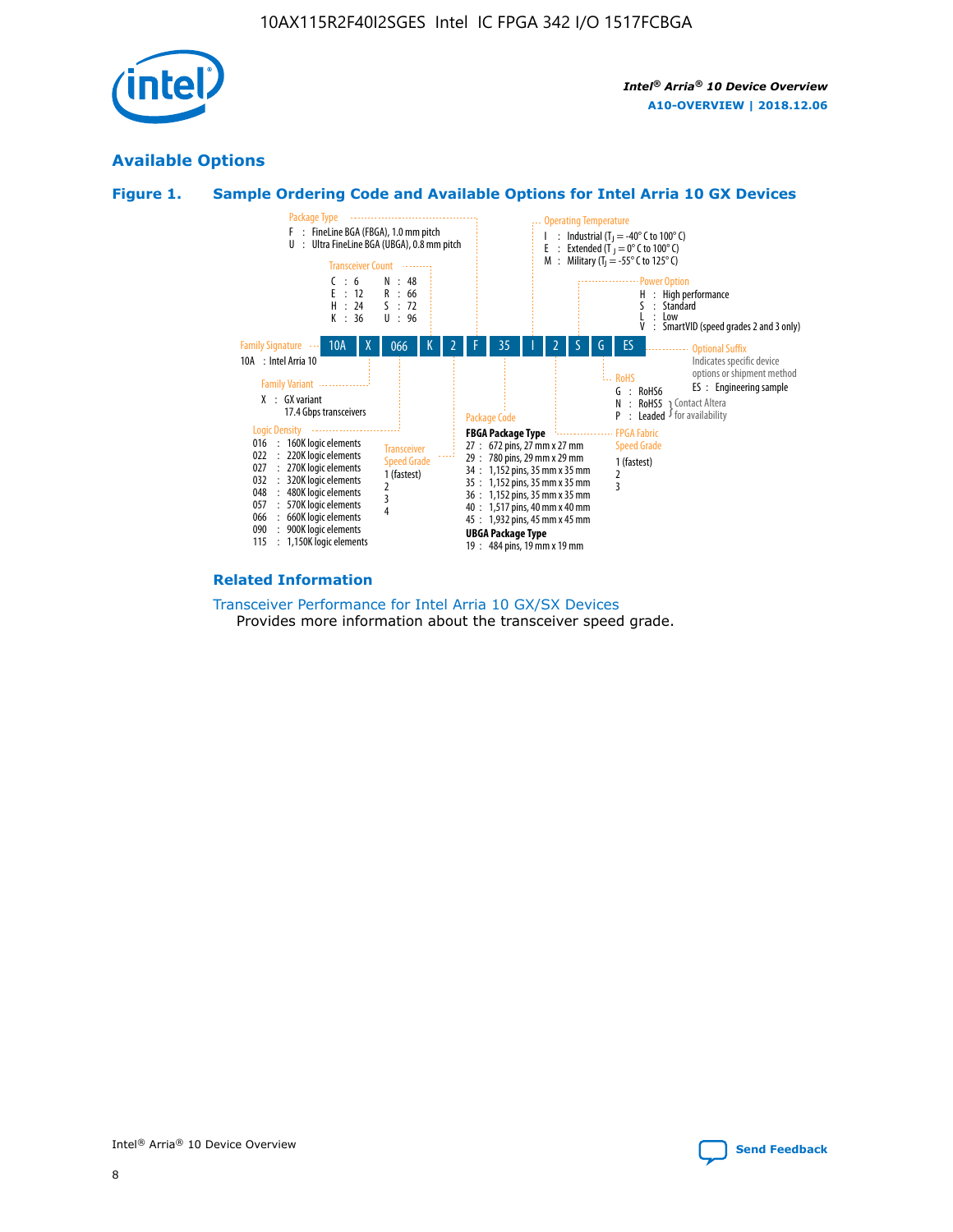## Available Options

**Figure 1. Sample Ordering Code and Available Options for Intel Arria 10 GX Devices**

| 10A | X | 066 | K | 2 | F | 35 | I | 2 | S | G | ES |
|---|---|---|---|---|---|---|---|---|---|---|---|

**Family Signature**
10A : Intel Arria 10

**Family Variant**
X : GX variant
17.4 Gbps transceivers

**Logic Density**
016 : 160K logic elements
022 : 220K logic elements
027 : 270K logic elements
032 : 320K logic elements
048 : 480K logic elements
057 : 570K logic elements
066 : 660K logic elements
090 : 900K logic elements
115 : 1,150K logic elements

**Transceiver Count**
C : 6
E : 12
H : 24
K : 36
N : 48
R : 66
S : 72
U : 96

**Transceiver Speed Grade**
1 (fastest)
2
3
4

**Package Type**
F : FineLine BGA (FBGA), 1.0 mm pitch
U : Ultra FineLine BGA (UBGA), 0.8 mm pitch

**Package Code**

**FBGA Package Type**
27 : 672 pins, 27 mm x 27 mm
29 : 780 pins, 29 mm x 29 mm
34 : 1,152 pins, 35 mm x 35 mm
35 : 1,152 pins, 35 mm x 35 mm
36 : 1,152 pins, 35 mm x 35 mm
40 : 1,517 pins, 40 mm x 40 mm
45 : 1,932 pins, 45 mm x 45 mm

**UBGA Package Type**
19 : 484 pins, 19 mm x 19 mm

**Operating Temperature**
I : Industrial ($T_J$ = -40° C to 100° C)
E : Extended ($T_J$ = 0° C to 100° C)
M : Military ($T_J$ = -55° C to 125° C)

**FPGA Fabric Speed Grade**
1 (fastest)
2
3

**Power Option**
H : High performance
S : Standard
L : Low
V : SmartVID (speed grades 2 and 3 only)

**RoHS**
G : RoHS6
N : RoHS5 (Contact Altera for availability)
P : Leaded (Contact Altera for availability)

**Optional Suffix**
Indicates specific device options or shipment method
ES : Engineering sample

### Related Information

Transceiver Performance for Intel Arria 10 GX/SX Devices
Provides more information about the transceiver speed grade.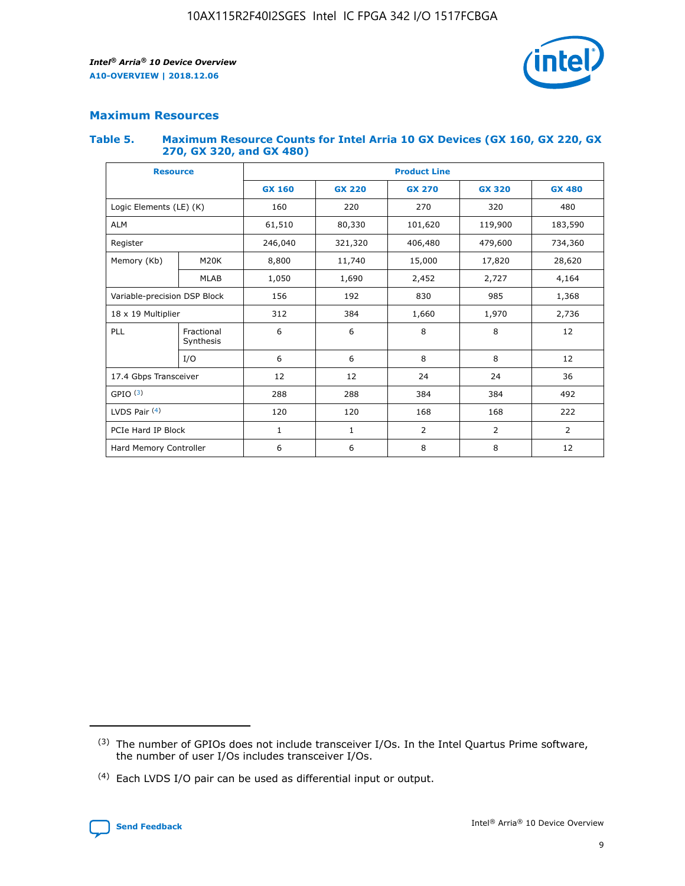## Maximum Resources

### Table 5. Maximum Resource Counts for Intel Arria 10 GX Devices (GX 160, GX 220, GX 270, GX 320, and GX 480)

| Resource | | Product Line | | | | |
|---|---|---|---|---|---|---|
| | | GX 160 | GX 220 | GX 270 | GX 320 | GX 480 |
| Logic Elements (LE) (K) | | 160 | 220 | 270 | 320 | 480 |
| ALM | | 61,510 | 80,330 | 101,620 | 119,900 | 183,590 |
| Register | | 246,040 | 321,320 | 406,480 | 479,600 | 734,360 |
| Memory (Kb) | M20K | 8,800 | 11,740 | 15,000 | 17,820 | 28,620 |
| | MLAB | 1,050 | 1,690 | 2,452 | 2,727 | 4,164 |
| Variable-precision DSP Block | | 156 | 192 | 830 | 985 | 1,368 |
| 18 x 19 Multiplier | | 312 | 384 | 1,660 | 1,970 | 2,736 |
| PLL | Fractional Synthesis | 6 | 6 | 8 | 8 | 12 |
| | I/O | 6 | 6 | 8 | 8 | 12 |
| 17.4 Gbps Transceiver | | 12 | 12 | 24 | 24 | 36 |
| GPIO (3) | | 288 | 288 | 384 | 384 | 492 |
| LVDS Pair (4) | | 120 | 120 | 168 | 168 | 222 |
| PCIe Hard IP Block | | 1 | 1 | 2 | 2 | 2 |
| Hard Memory Controller | | 6 | 6 | 8 | 8 | 12 |

(3) The number of GPIOs does not include transceiver I/Os. In the Intel Quartus Prime software, the number of user I/Os includes transceiver I/Os.

(4) Each LVDS I/O pair can be used as differential input or output.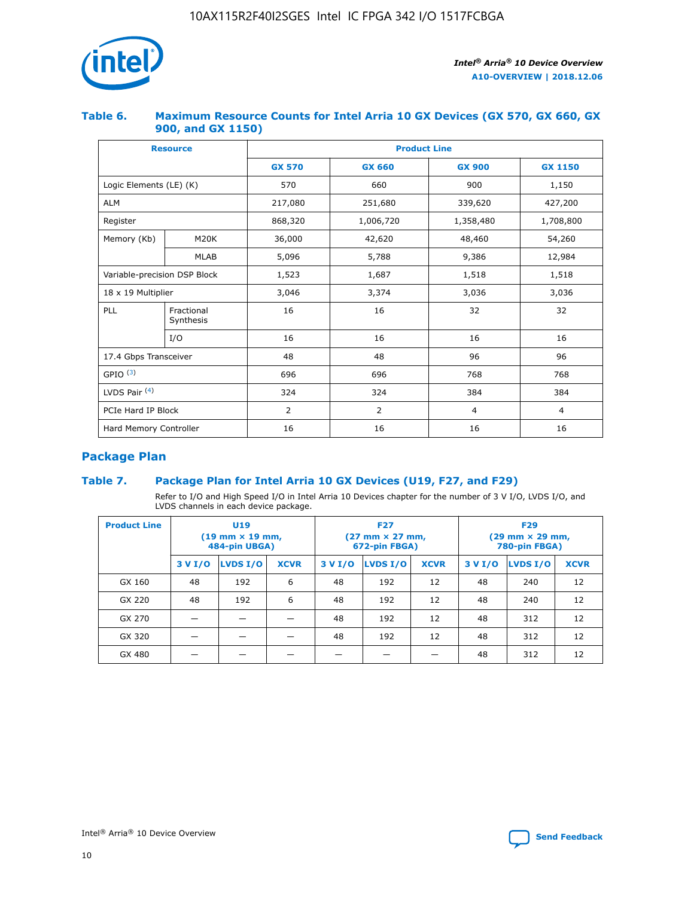### Table 6. Maximum Resource Counts for Intel Arria 10 GX Devices (GX 570, GX 660, GX 900, and GX 1150)

| Resource | | Product Line | | | |
|---|---|---|---|---|---|
| | | GX 570 | GX 660 | GX 900 | GX 1150 |
| Logic Elements (LE) (K) | | 570 | 660 | 900 | 1,150 |
| ALM | | 217,080 | 251,680 | 339,620 | 427,200 |
| Register | | 868,320 | 1,006,720 | 1,358,480 | 1,708,800 |
| Memory (Kb) | M20K | 36,000 | 42,620 | 48,460 | 54,260 |
| | MLAB | 5,096 | 5,788 | 9,386 | 12,984 |
| Variable-precision DSP Block | | 1,523 | 1,687 | 1,518 | 1,518 |
| 18 x 19 Multiplier | | 3,046 | 3,374 | 3,036 | 3,036 |
| PLL | Fractional Synthesis | 16 | 16 | 32 | 32 |
| | I/O | 16 | 16 | 16 | 16 |
| 17.4 Gbps Transceiver | | 48 | 48 | 96 | 96 |
| GPIO (3) | | 696 | 696 | 768 | 768 |
| LVDS Pair (4) | | 324 | 324 | 384 | 384 |
| PCIe Hard IP Block | | 2 | 2 | 4 | 4 |
| Hard Memory Controller | | 16 | 16 | 16 | 16 |

## Package Plan

### Table 7. Package Plan for Intel Arria 10 GX Devices (U19, F27, and F29)

Refer to I/O and High Speed I/O in Intel Arria 10 Devices chapter for the number of 3 V I/O, LVDS I/O, and LVDS channels in each device package.

| Product Line | U19 (19 mm × 19 mm, 484-pin UBGA) | | | F27 (27 mm × 27 mm, 672-pin FBGA) | | | F29 (29 mm × 29 mm, 780-pin FBGA) | | |
|---|---|---|---|---|---|---|---|---|---|
| | 3 V I/O | LVDS I/O | XCVR | 3 V I/O | LVDS I/O | XCVR | 3 V I/O | LVDS I/O | XCVR |
| GX 160 | 48 | 192 | 6 | 48 | 192 | 12 | 48 | 240 | 12 |
| GX 220 | 48 | 192 | 6 | 48 | 192 | 12 | 48 | 240 | 12 |
| GX 270 | — | — | — | 48 | 192 | 12 | 48 | 312 | 12 |
| GX 320 | — | — | — | 48 | 192 | 12 | 48 | 312 | 12 |
| GX 480 | — | — | — | — | — | — | 48 | 312 | 12 |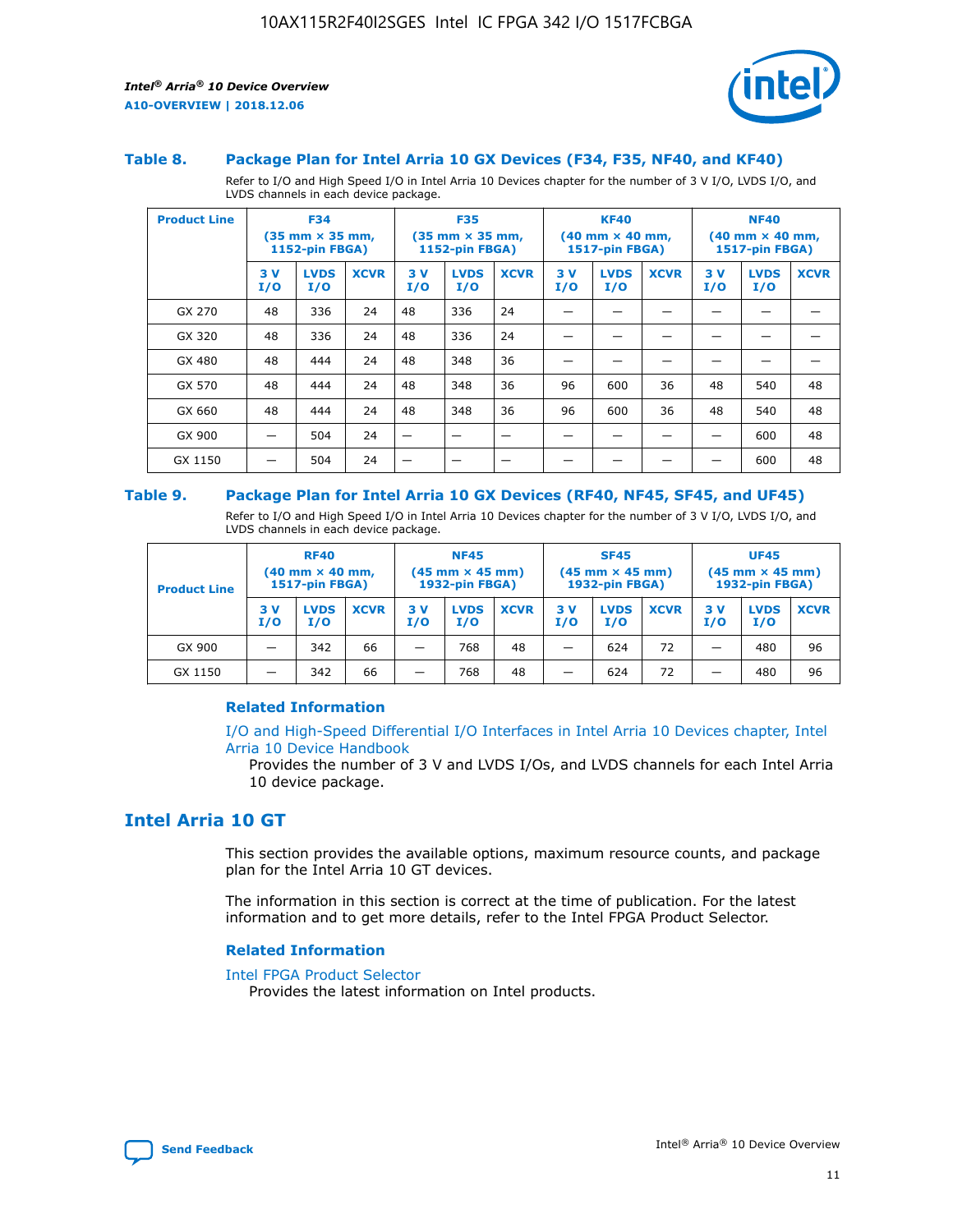### Table 8. Package Plan for Intel Arria 10 GX Devices (F34, F35, NF40, and KF40)

Refer to I/O and High Speed I/O in Intel Arria 10 Devices chapter for the number of 3 V I/O, LVDS I/O, and LVDS channels in each device package.

| Product Line | F34 (35 mm × 35 mm, 1152-pin FBGA) | | | F35 (35 mm × 35 mm, 1152-pin FBGA) | | | KF40 (40 mm × 40 mm, 1517-pin FBGA) | | | NF40 (40 mm × 40 mm, 1517-pin FBGA) | | |
|---|---|---|---|---|---|---|---|---|---|---|---|---|
| | 3 V I/O | LVDS I/O | XCVR | 3 V I/O | LVDS I/O | XCVR | 3 V I/O | LVDS I/O | XCVR | 3 V I/O | LVDS I/O | XCVR |
| GX 270 | 48 | 336 | 24 | 48 | 336 | 24 | — | — | — | — | — | — |
| GX 320 | 48 | 336 | 24 | 48 | 336 | 24 | — | — | — | — | — | — |
| GX 480 | 48 | 444 | 24 | 48 | 348 | 36 | — | — | — | — | — | — |
| GX 570 | 48 | 444 | 24 | 48 | 348 | 36 | 96 | 600 | 36 | 48 | 540 | 48 |
| GX 660 | 48 | 444 | 24 | 48 | 348 | 36 | 96 | 600 | 36 | 48 | 540 | 48 |
| GX 900 | — | 504 | 24 | — | — | — | — | — | — | — | 600 | 48 |
| GX 1150 | — | 504 | 24 | — | — | — | — | — | — | — | 600 | 48 |

### Table 9. Package Plan for Intel Arria 10 GX Devices (RF40, NF45, SF45, and UF45)

Refer to I/O and High Speed I/O in Intel Arria 10 Devices chapter for the number of 3 V I/O, LVDS I/O, and LVDS channels in each device package.

| Product Line | RF40 (40 mm × 40 mm, 1517-pin FBGA) | | | NF45 (45 mm × 45 mm) 1932-pin FBGA) | | | SF45 (45 mm × 45 mm) 1932-pin FBGA) | | | UF45 (45 mm × 45 mm) 1932-pin FBGA) | | |
|---|---|---|---|---|---|---|---|---|---|---|---|---|
| | 3 V I/O | LVDS I/O | XCVR | 3 V I/O | LVDS I/O | XCVR | 3 V I/O | LVDS I/O | XCVR | 3 V I/O | LVDS I/O | XCVR |
| GX 900 | — | 342 | 66 | — | 768 | 48 | — | 624 | 72 | — | 480 | 96 |
| GX 1150 | — | 342 | 66 | — | 768 | 48 | — | 624 | 72 | — | 480 | 96 |

#### Related Information

I/O and High-Speed Differential I/O Interfaces in Intel Arria 10 Devices chapter, Intel Arria 10 Device Handbook
Provides the number of 3 V and LVDS I/Os, and LVDS channels for each Intel Arria 10 device package.

## Intel Arria 10 GT

This section provides the available options, maximum resource counts, and package plan for the Intel Arria 10 GT devices.

The information in this section is correct at the time of publication. For the latest information and to get more details, refer to the Intel FPGA Product Selector.

#### Related Information

Intel FPGA Product Selector
Provides the latest information on Intel products.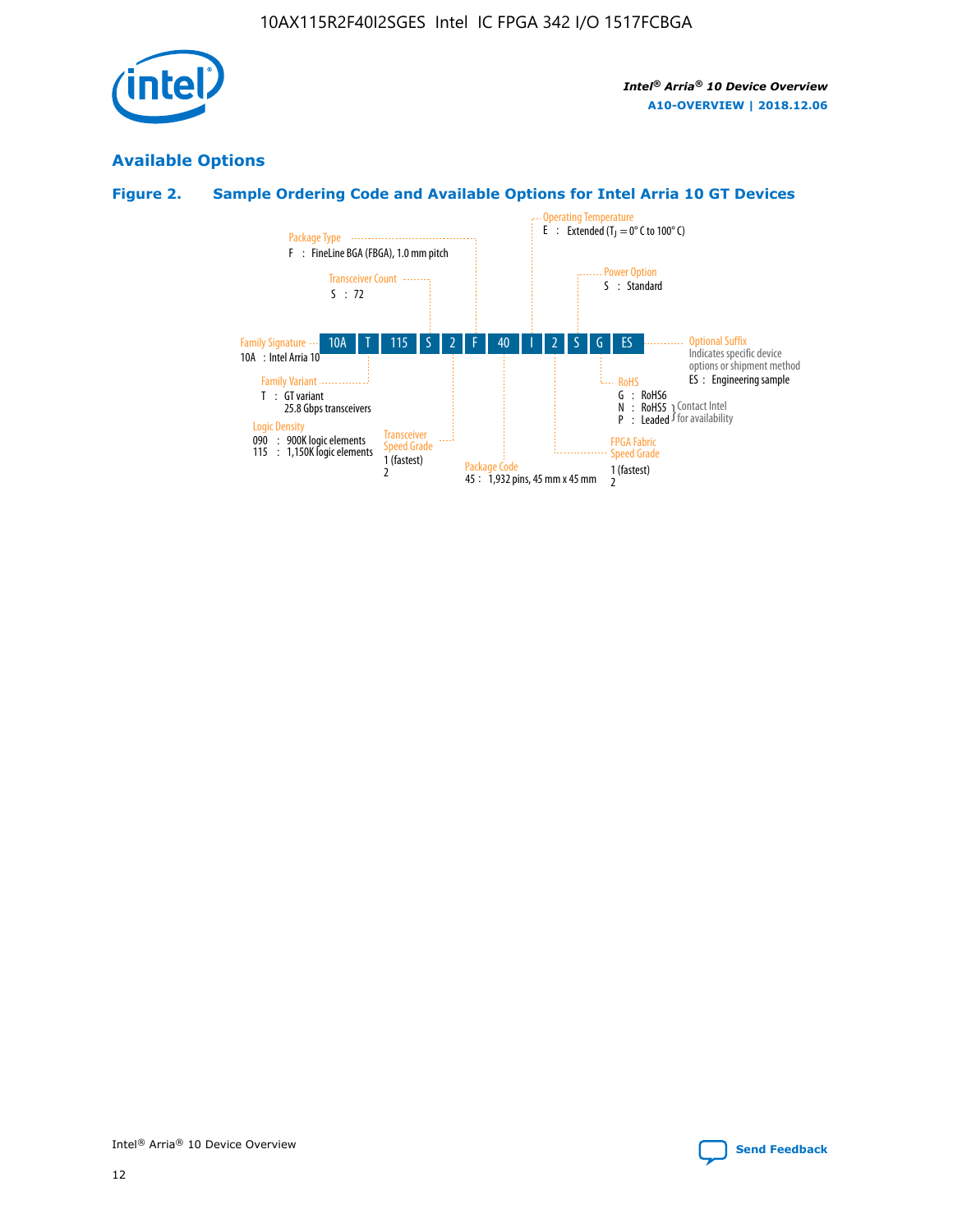## Available Options

### Figure 2. Sample Ordering Code and Available Options for Intel Arria 10 GT Devices

10A T 115 S 2 F 40 I 2 S G ES

- **Family Signature**
  - 10A : Intel Arria 10
- **Family Variant**
  - T : GT variant, 25.8 Gbps transceivers
- **Logic Density**
  - 090 : 900K logic elements
  - 115 : 1,150K logic elements
- **Transceiver Count**
  - S : 72
- **Transceiver Speed Grade**
  - 1 (fastest)
  - 2
- **Package Type**
  - F : FineLine BGA (FBGA), 1.0 mm pitch
- **Package Code**
  - 45 : 1,932 pins, 45 mm x 45 mm
- **Operating Temperature**
  - E : Extended ($T_J$ = 0° C to 100° C)
- **FPGA Fabric Speed Grade**
  - 1 (fastest)
  - 2
- **Power Option**
  - S : Standard
- **RoHS**
  - G : RoHS6
  - N : RoHS5 (Contact Intel for availability)
  - P : Leaded (Contact Intel for availability)
- **Optional Suffix**
  - Indicates specific device options or shipment method
  - ES : Engineering sample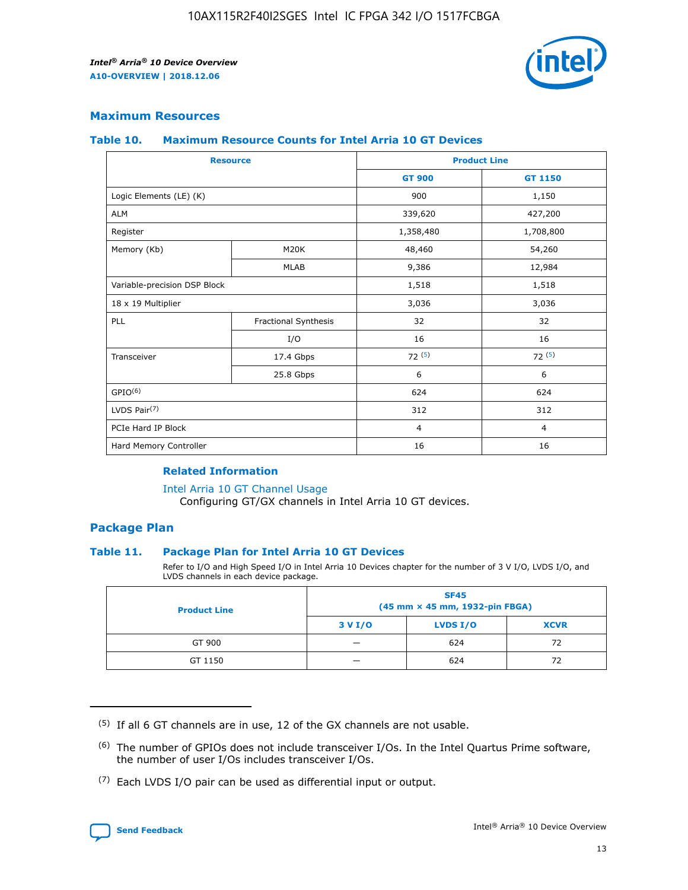## Maximum Resources

### Table 10. Maximum Resource Counts for Intel Arria 10 GT Devices

| Resource | | Product Line | |
|---|---|---|---|
| | | GT 900 | GT 1150 |
| Logic Elements (LE) (K) | | 900 | 1,150 |
| ALM | | 339,620 | 427,200 |
| Register | | 1,358,480 | 1,708,800 |
| Memory (Kb) | M20K | 48,460 | 54,260 |
| | MLAB | 9,386 | 12,984 |
| Variable-precision DSP Block | | 1,518 | 1,518 |
| 18 x 19 Multiplier | | 3,036 | 3,036 |
| PLL | Fractional Synthesis | 32 | 32 |
| | I/O | 16 | 16 |
| Transceiver | 17.4 Gbps | 72 (5) | 72 (5) |
| | 25.8 Gbps | 6 | 6 |
| GPIO(6) | | 624 | 624 |
| LVDS Pair(7) | | 312 | 312 |
| PCIe Hard IP Block | | 4 | 4 |
| Hard Memory Controller | | 16 | 16 |

**Related Information**

Intel Arria 10 GT Channel Usage
Configuring GT/GX channels in Intel Arria 10 GT devices.

## Package Plan

### Table 11. Package Plan for Intel Arria 10 GT Devices

Refer to I/O and High Speed I/O in Intel Arria 10 Devices chapter for the number of 3 V I/O, LVDS I/O, and LVDS channels in each device package.

| Product Line | SF45 (45 mm × 45 mm, 1932-pin FBGA) | | |
|---|---|---|---|
| | 3 V I/O | LVDS I/O | XCVR |
| GT 900 | — | 624 | 72 |
| GT 1150 | — | 624 | 72 |

(5) If all 6 GT channels are in use, 12 of the GX channels are not usable.

(6) The number of GPIOs does not include transceiver I/Os. In the Intel Quartus Prime software, the number of user I/Os includes transceiver I/Os.

(7) Each LVDS I/O pair can be used as differential input or output.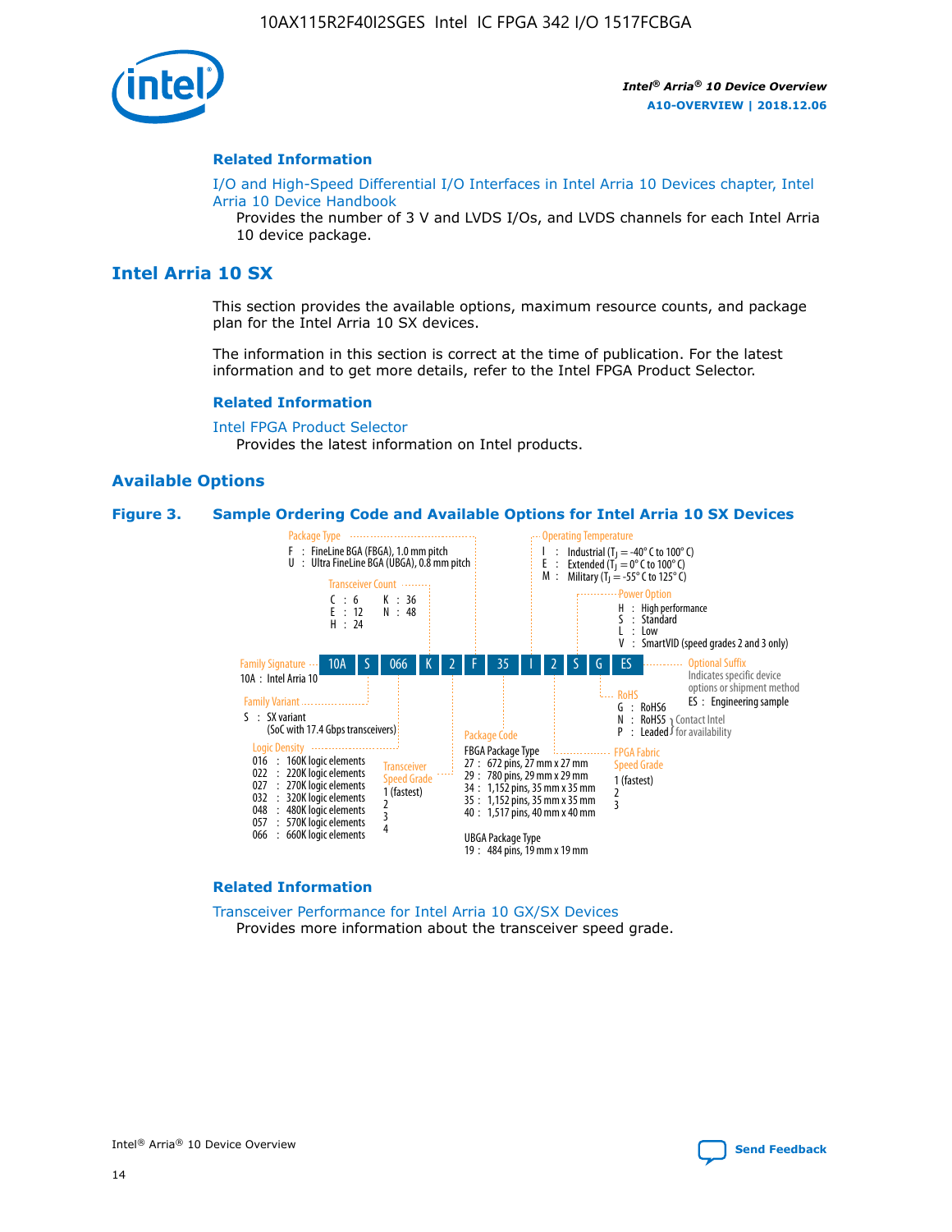**Related Information**

I/O and High-Speed Differential I/O Interfaces in Intel Arria 10 Devices chapter, Intel Arria 10 Device Handbook

Provides the number of 3 V and LVDS I/Os, and LVDS channels for each Intel Arria 10 device package.

## Intel Arria 10 SX

This section provides the available options, maximum resource counts, and package plan for the Intel Arria 10 SX devices.

The information in this section is correct at the time of publication. For the latest information and to get more details, refer to the Intel FPGA Product Selector.

**Related Information**

Intel FPGA Product Selector

Provides the latest information on Intel products.

### Available Options

**Figure 3. Sample Ordering Code and Available Options for Intel Arria 10 SX Devices**

Sample ordering code: 10A S 066 K 2 F 35 I 2 S G ES

- **Family Signature**
  - 10A : Intel Arria 10
- **Family Variant**
  - S : SX variant (SoC with 17.4 Gbps transceivers)
- **Logic Density**
  - 016 : 160K logic elements
  - 022 : 220K logic elements
  - 027 : 270K logic elements
  - 032 : 320K logic elements
  - 048 : 480K logic elements
  - 057 : 570K logic elements
  - 066 : 660K logic elements
- **Transceiver Count**
  - C : 6
  - E : 12
  - H : 24
  - K : 36
  - N : 48
- **Transceiver Speed Grade**
  - 1 (fastest)
  - 2
  - 3
  - 4
- **Package Type**
  - F : FineLine BGA (FBGA), 1.0 mm pitch
  - U : Ultra FineLine BGA (UBGA), 0.8 mm pitch
- **Package Code**
  - FBGA Package Type
    - 27 : 672 pins, 27 mm x 27 mm
    - 29 : 780 pins, 29 mm x 29 mm
    - 34 : 1,152 pins, 35 mm x 35 mm
    - 35 : 1,152 pins, 35 mm x 35 mm
    - 40 : 1,517 pins, 40 mm x 40 mm
  - UBGA Package Type
    - 19 : 484 pins, 19 mm x 19 mm
- **Operating Temperature**
  - I : Industrial ($T_J$ = -40° C to 100° C)
  - E : Extended ($T_J$ = 0° C to 100° C)
  - M : Military ($T_J$ = -55° C to 125° C)
- **FPGA Fabric Speed Grade**
  - 1 (fastest)
  - 2
  - 3
- **Power Option**
  - H : High performance
  - S : Standard
  - L : Low
  - V : SmartVID (speed grades 2 and 3 only)
- **RoHS**
  - G : RoHS6
  - N : RoHS5 (Contact Intel for availability)
  - P : Leaded (Contact Intel for availability)
- **Optional Suffix**
  - Indicates specific device options or shipment method
  - ES : Engineering sample

**Related Information**

Transceiver Performance for Intel Arria 10 GX/SX Devices

Provides more information about the transceiver speed grade.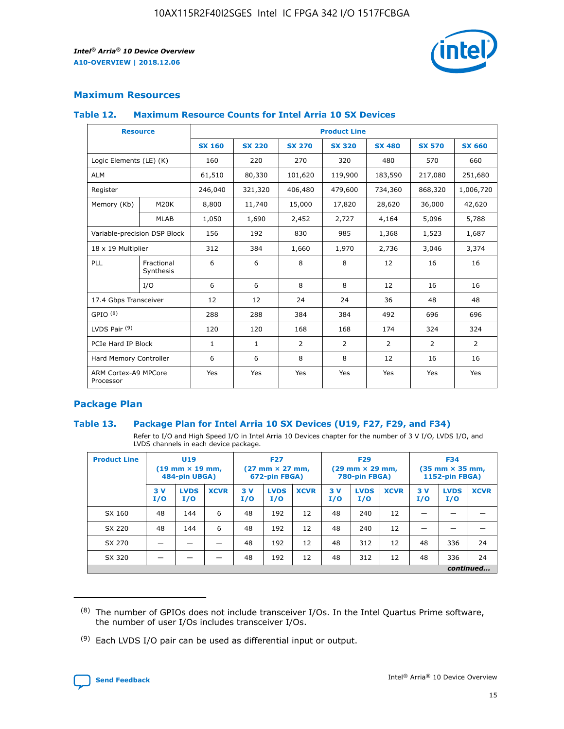## Maximum Resources

### Table 12. Maximum Resource Counts for Intel Arria 10 SX Devices

| Resource | | Product Line | | | | | | |
|---|---|---|---|---|---|---|---|---|
| | | SX 160 | SX 220 | SX 270 | SX 320 | SX 480 | SX 570 | SX 660 |
| Logic Elements (LE) (K) | | 160 | 220 | 270 | 320 | 480 | 570 | 660 |
| ALM | | 61,510 | 80,330 | 101,620 | 119,900 | 183,590 | 217,080 | 251,680 |
| Register | | 246,040 | 321,320 | 406,480 | 479,600 | 734,360 | 868,320 | 1,006,720 |
| Memory (Kb) | M20K | 8,800 | 11,740 | 15,000 | 17,820 | 28,620 | 36,000 | 42,620 |
| | MLAB | 1,050 | 1,690 | 2,452 | 2,727 | 4,164 | 5,096 | 5,788 |
| Variable-precision DSP Block | | 156 | 192 | 830 | 985 | 1,368 | 1,523 | 1,687 |
| 18 x 19 Multiplier | | 312 | 384 | 1,660 | 1,970 | 2,736 | 3,046 | 3,374 |
| PLL | Fractional Synthesis | 6 | 6 | 8 | 8 | 12 | 16 | 16 |
| | I/O | 6 | 6 | 8 | 8 | 12 | 16 | 16 |
| 17.4 Gbps Transceiver | | 12 | 12 | 24 | 24 | 36 | 48 | 48 |
| GPIO [8] | | 288 | 288 | 384 | 384 | 492 | 696 | 696 |
| LVDS Pair [9] | | 120 | 120 | 168 | 168 | 174 | 324 | 324 |
| PCIe Hard IP Block | | 1 | 1 | 2 | 2 | 2 | 2 | 2 |
| Hard Memory Controller | | 6 | 6 | 8 | 8 | 12 | 16 | 16 |
| ARM Cortex-A9 MPCore Processor | | Yes | Yes | Yes | Yes | Yes | Yes | Yes |

## Package Plan

### Table 13. Package Plan for Intel Arria 10 SX Devices (U19, F27, F29, and F34)

Refer to I/O and High Speed I/O in Intel Arria 10 Devices chapter for the number of 3 V I/O, LVDS I/O, and LVDS channels in each device package.

| Product Line | U19 (19 mm × 19 mm, 484-pin UBGA) | | | F27 (27 mm × 27 mm, 672-pin FBGA) | | | F29 (29 mm × 29 mm, 780-pin FBGA) | | | F34 (35 mm × 35 mm, 1152-pin FBGA) | | |
|---|---|---|---|---|---|---|---|---|---|---|---|---|
| | 3 V I/O | LVDS I/O | XCVR | 3 V I/O | LVDS I/O | XCVR | 3 V I/O | LVDS I/O | XCVR | 3 V I/O | LVDS I/O | XCVR |
| SX 160 | 48 | 144 | 6 | 48 | 192 | 12 | 48 | 240 | 12 | — | — | — |
| SX 220 | 48 | 144 | 6 | 48 | 192 | 12 | 48 | 240 | 12 | — | — | — |
| SX 270 | — | — | — | 48 | 192 | 12 | 48 | 312 | 12 | 48 | 336 | 24 |
| SX 320 | — | — | — | 48 | 192 | 12 | 48 | 312 | 12 | 48 | 336 | 24 |

*continued...*

(8) The number of GPIOs does not include transceiver I/Os. In the Intel Quartus Prime software, the number of user I/Os includes transceiver I/Os.

(9) Each LVDS I/O pair can be used as differential input or output.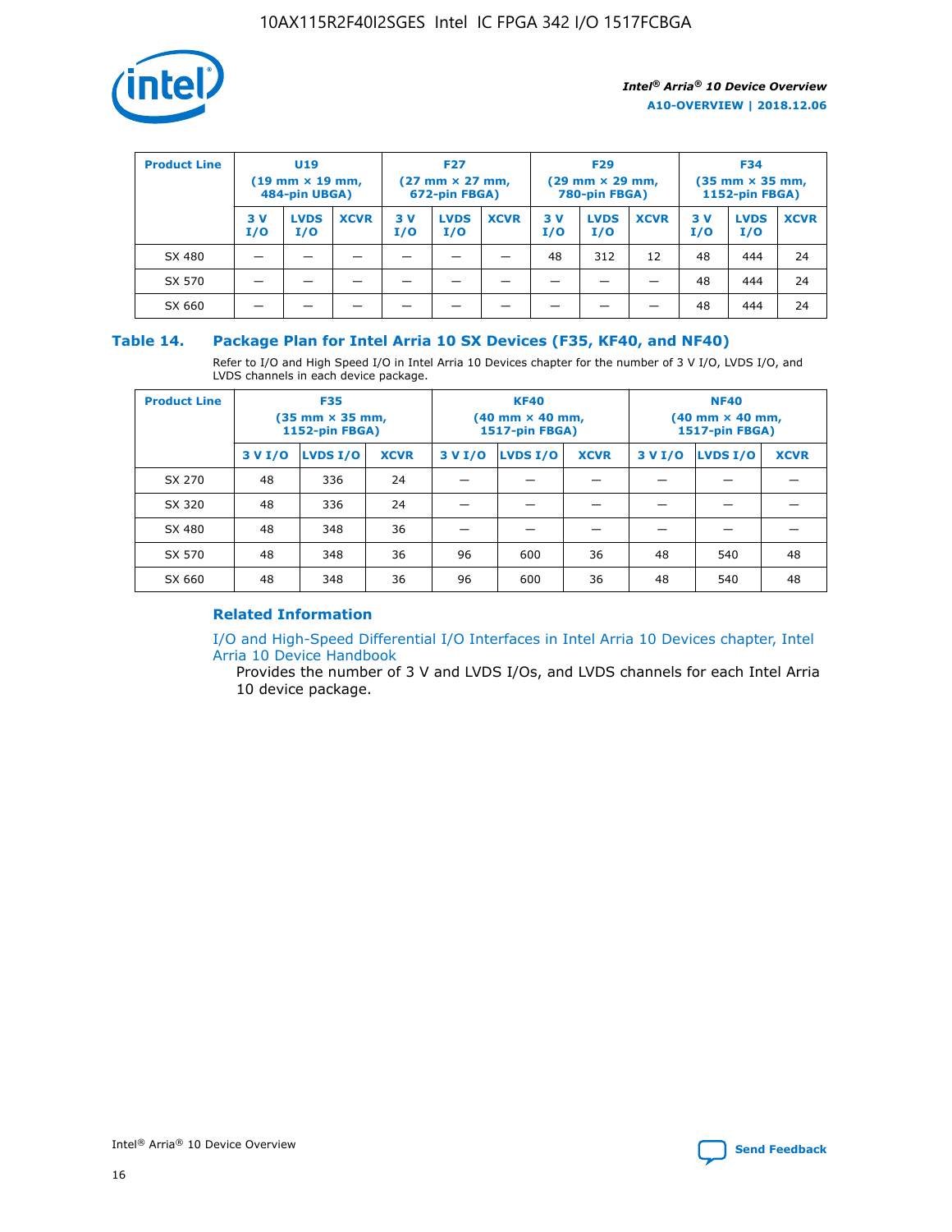| Product Line | U19 (19 mm × 19 mm, 484-pin UBGA) | | | F27 (27 mm × 27 mm, 672-pin FBGA) | | | F29 (29 mm × 29 mm, 780-pin FBGA) | | | F34 (35 mm × 35 mm, 1152-pin FBGA) | | |
|---|---|---|---|---|---|---|---|---|---|---|---|---|
| | 3 V I/O | LVDS I/O | XCVR | 3 V I/O | LVDS I/O | XCVR | 3 V I/O | LVDS I/O | XCVR | 3 V I/O | LVDS I/O | XCVR |
| SX 480 | — | — | — | — | — | — | 48 | 312 | 12 | 48 | 444 | 24 |
| SX 570 | — | — | — | — | — | — | — | — | — | 48 | 444 | 24 |
| SX 660 | — | — | — | — | — | — | — | — | — | 48 | 444 | 24 |

## Table 14. Package Plan for Intel Arria 10 SX Devices (F35, KF40, and NF40)

Refer to I/O and High Speed I/O in Intel Arria 10 Devices chapter for the number of 3 V I/O, LVDS I/O, and LVDS channels in each device package.

| Product Line | F35 (35 mm × 35 mm, 1152-pin FBGA) | | | KF40 (40 mm × 40 mm, 1517-pin FBGA) | | | NF40 (40 mm × 40 mm, 1517-pin FBGA) | | |
|---|---|---|---|---|---|---|---|---|---|
| | 3 V I/O | LVDS I/O | XCVR | 3 V I/O | LVDS I/O | XCVR | 3 V I/O | LVDS I/O | XCVR |
| SX 270 | 48 | 336 | 24 | — | — | — | — | — | — |
| SX 320 | 48 | 336 | 24 | — | — | — | — | — | — |
| SX 480 | 48 | 348 | 36 | — | — | — | — | — | — |
| SX 570 | 48 | 348 | 36 | 96 | 600 | 36 | 48 | 540 | 48 |
| SX 660 | 48 | 348 | 36 | 96 | 600 | 36 | 48 | 540 | 48 |

### Related Information

I/O and High-Speed Differential I/O Interfaces in Intel Arria 10 Devices chapter, Intel Arria 10 Device Handbook

Provides the number of 3 V and LVDS I/Os, and LVDS channels for each Intel Arria 10 device package.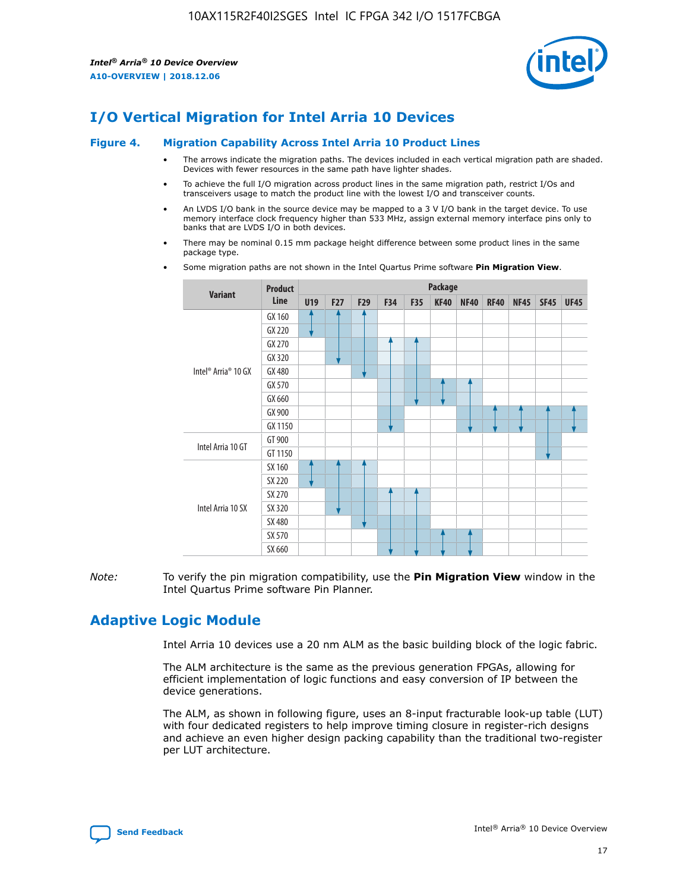# I/O Vertical Migration for Intel Arria 10 Devices

**Figure 4. Migration Capability Across Intel Arria 10 Product Lines**

- The arrows indicate the migration paths. The devices included in each vertical migration path are shaded. Devices with fewer resources in the same path have lighter shades.
- To achieve the full I/O migration across product lines in the same migration path, restrict I/Os and transceivers usage to match the product line with the lowest I/O and transceiver counts.
- An LVDS I/O bank in the source device may be mapped to a 3 V I/O bank in the target device. To use memory interface clock frequency higher than 533 MHz, assign external memory interface pins only to banks that are LVDS I/O in both devices.
- There may be nominal 0.15 mm package height difference between some product lines in the same package type.
- Some migration paths are not shown in the Intel Quartus Prime software **Pin Migration View**.

| Variant | Product Line | Package | | | | | | | | | | |
|---|---|---|---|---|---|---|---|---|---|---|---|---|
| | | U19 | F27 | F29 | F34 | F35 | KF40 | NF40 | RF40 | NF45 | SF45 | UF45 |
| Intel® Arria® 10 GX | GX 160 | | | | | | | | | | | |
| | GX 220 | | | | | | | | | | | |
| | GX 270 | | | | | | | | | | | |
| | GX 320 | | | | | | | | | | | |
| | GX 480 | | | | | | | | | | | |
| | GX 570 | | | | | | | | | | | |
| | GX 660 | | | | | | | | | | | |
| | GX 900 | | | | | | | | | | | |
| | GX 1150 | | | | | | | | | | | |
| Intel Arria 10 GT | GT 900 | | | | | | | | | | | |
| | GT 1150 | | | | | | | | | | | |
| Intel Arria 10 SX | SX 160 | | | | | | | | | | | |
| | SX 220 | | | | | | | | | | | |
| | SX 270 | | | | | | | | | | | |
| | SX 320 | | | | | | | | | | | |
| | SX 480 | | | | | | | | | | | |
| | SX 570 | | | | | | | | | | | |
| | SX 660 | | | | | | | | | | | |

*Note:* To verify the pin migration compatibility, use the **Pin Migration View** window in the Intel Quartus Prime software Pin Planner.

# Adaptive Logic Module

Intel Arria 10 devices use a 20 nm ALM as the basic building block of the logic fabric.

The ALM architecture is the same as the previous generation FPGAs, allowing for efficient implementation of logic functions and easy conversion of IP between the device generations.

The ALM, as shown in following figure, uses an 8-input fracturable look-up table (LUT) with four dedicated registers to help improve timing closure in register-rich designs and achieve an even higher design packing capability than the traditional two-register per LUT architecture.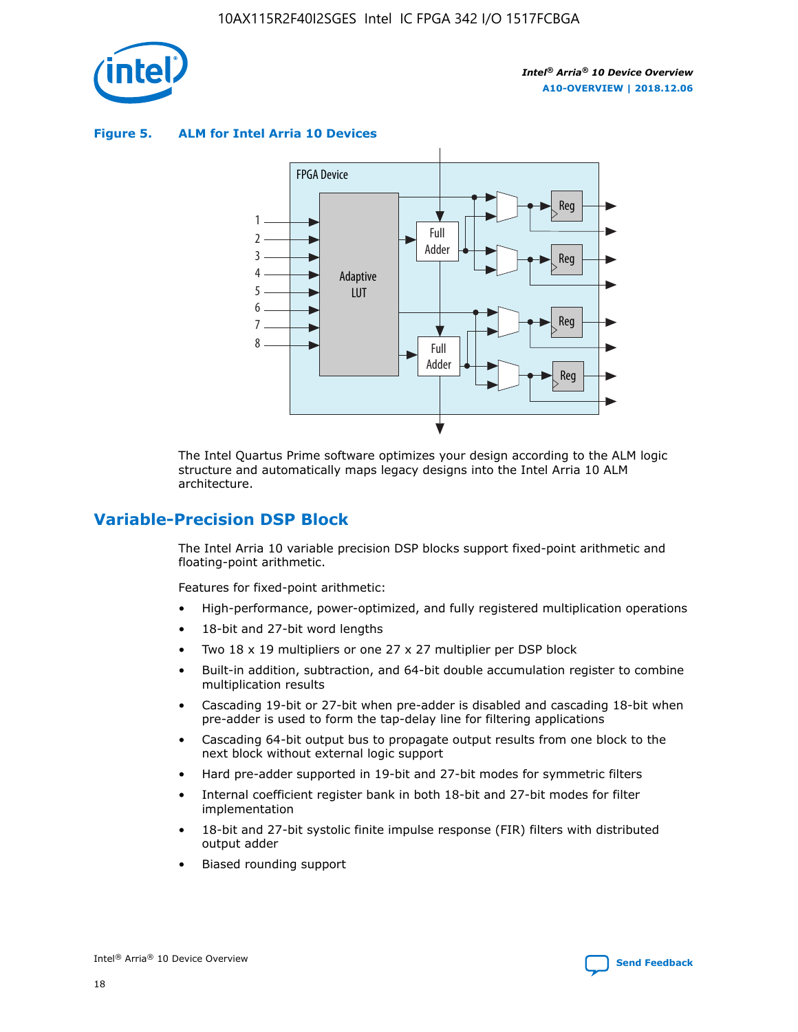**Figure 5. ALM for Intel Arria 10 Devices**

The Intel Quartus Prime software optimizes your design according to the ALM logic structure and automatically maps legacy designs into the Intel Arria 10 ALM architecture.

## Variable-Precision DSP Block

The Intel Arria 10 variable precision DSP blocks support fixed-point arithmetic and floating-point arithmetic.

Features for fixed-point arithmetic:

- High-performance, power-optimized, and fully registered multiplication operations
- 18-bit and 27-bit word lengths
- Two 18 x 19 multipliers or one 27 x 27 multiplier per DSP block
- Built-in addition, subtraction, and 64-bit double accumulation register to combine multiplication results
- Cascading 19-bit or 27-bit when pre-adder is disabled and cascading 18-bit when pre-adder is used to form the tap-delay line for filtering applications
- Cascading 64-bit output bus to propagate output results from one block to the next block without external logic support
- Hard pre-adder supported in 19-bit and 27-bit modes for symmetric filters
- Internal coefficient register bank in both 18-bit and 27-bit modes for filter implementation
- 18-bit and 27-bit systolic finite impulse response (FIR) filters with distributed output adder
- Biased rounding support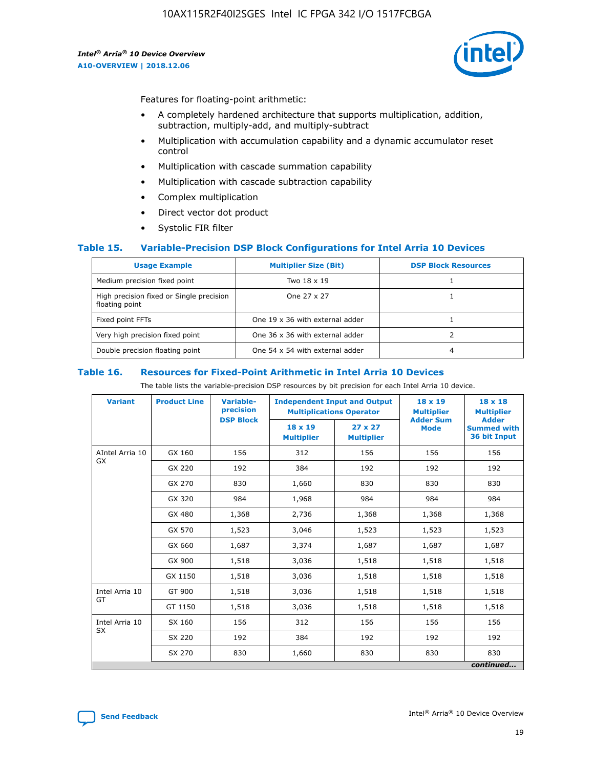Features for floating-point arithmetic:

- A completely hardened architecture that supports multiplication, addition, subtraction, multiply-add, and multiply-subtract
- Multiplication with accumulation capability and a dynamic accumulator reset control
- Multiplication with cascade summation capability
- Multiplication with cascade subtraction capability
- Complex multiplication
- Direct vector dot product
- Systolic FIR filter

### Table 15. Variable-Precision DSP Block Configurations for Intel Arria 10 Devices

| Usage Example | Multiplier Size (Bit) | DSP Block Resources |
|---|---|---|
| Medium precision fixed point | Two 18 x 19 | 1 |
| High precision fixed or Single precision floating point | One 27 x 27 | 1 |
| Fixed point FFTs | One 19 x 36 with external adder | 1 |
| Very high precision fixed point | One 36 x 36 with external adder | 2 |
| Double precision floating point | One 54 x 54 with external adder | 4 |

### Table 16. Resources for Fixed-Point Arithmetic in Intel Arria 10 Devices

The table lists the variable-precision DSP resources by bit precision for each Intel Arria 10 device.

| Variant | Product Line | Variable-precision DSP Block | Independent Input and Output Multiplications Operator | | 18 x 19 Multiplier Adder Sum Mode | 18 x 18 Multiplier Adder Summed with 36 bit Input |
|---|---|---|---|---|---|---|
| | | | 18 x 19 Multiplier | 27 x 27 Multiplier | | |
| AIntel Arria 10 GX | GX 160 | 156 | 312 | 156 | 156 | 156 |
| | GX 220 | 192 | 384 | 192 | 192 | 192 |
| | GX 270 | 830 | 1,660 | 830 | 830 | 830 |
| | GX 320 | 984 | 1,968 | 984 | 984 | 984 |
| | GX 480 | 1,368 | 2,736 | 1,368 | 1,368 | 1,368 |
| | GX 570 | 1,523 | 3,046 | 1,523 | 1,523 | 1,523 |
| | GX 660 | 1,687 | 3,374 | 1,687 | 1,687 | 1,687 |
| | GX 900 | 1,518 | 3,036 | 1,518 | 1,518 | 1,518 |
| | GX 1150 | 1,518 | 3,036 | 1,518 | 1,518 | 1,518 |
| Intel Arria 10 GT | GT 900 | 1,518 | 3,036 | 1,518 | 1,518 | 1,518 |
| | GT 1150 | 1,518 | 3,036 | 1,518 | 1,518 | 1,518 |
| Intel Arria 10 SX | SX 160 | 156 | 312 | 156 | 156 | 156 |
| | SX 220 | 192 | 384 | 192 | 192 | 192 |
| | SX 270 | 830 | 1,660 | 830 | 830 | 830 |

*continued...*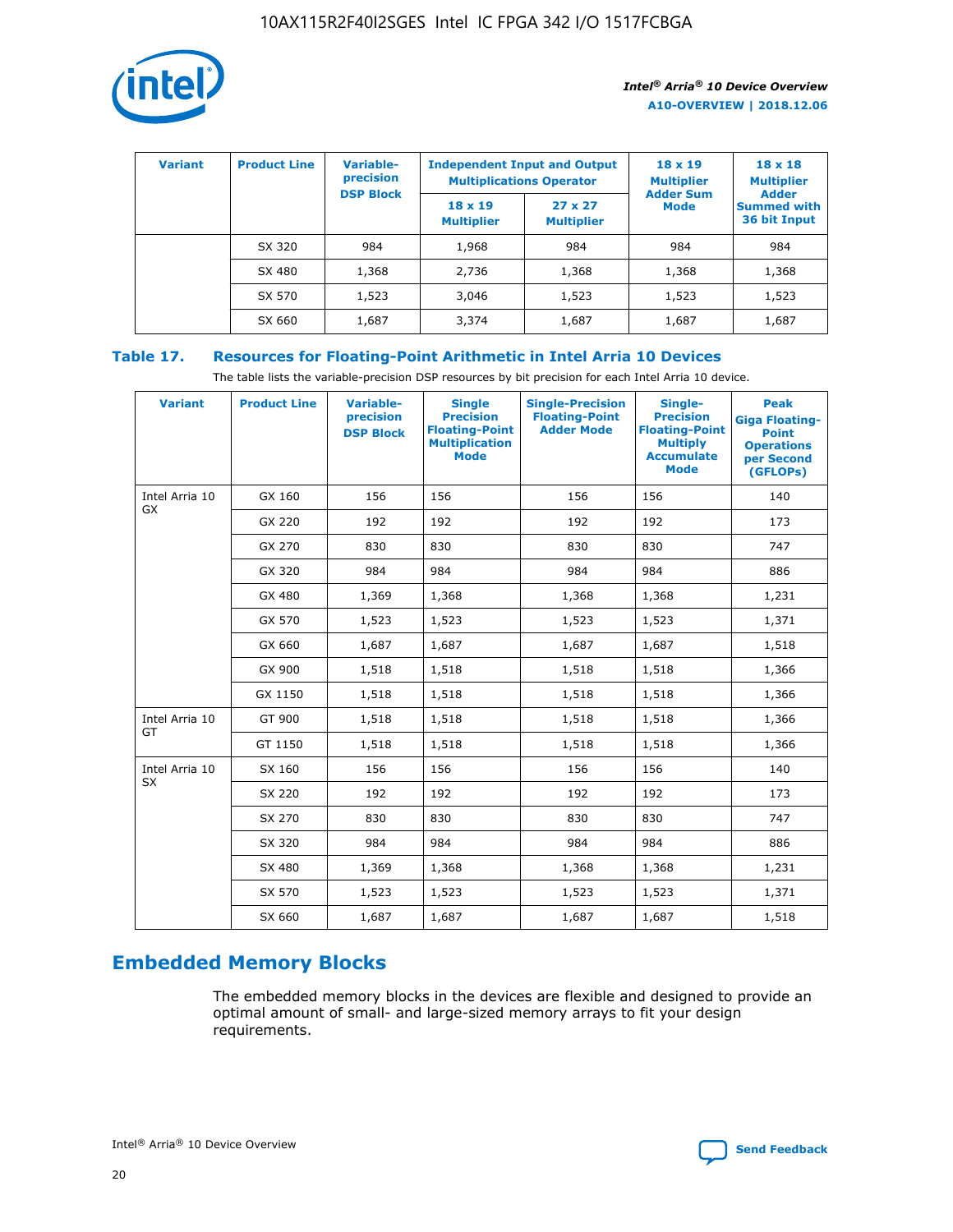| Variant | Product Line | Variable-precision DSP Block | Independent Input and Output Multiplications Operator | | 18 x 19 Multiplier Adder Sum Mode | 18 x 18 Multiplier Adder Summed with 36 bit Input |
|---|---|---|---|---|---|---|
| | | | 18 x 19 Multiplier | 27 x 27 Multiplier | | |
| | SX 320 | 984 | 1,968 | 984 | 984 | 984 |
| | SX 480 | 1,368 | 2,736 | 1,368 | 1,368 | 1,368 |
| | SX 570 | 1,523 | 3,046 | 1,523 | 1,523 | 1,523 |
| | SX 660 | 1,687 | 3,374 | 1,687 | 1,687 | 1,687 |

**Table 17. Resources for Floating-Point Arithmetic in Intel Arria 10 Devices**

The table lists the variable-precision DSP resources by bit precision for each Intel Arria 10 device.

| Variant | Product Line | Variable-precision DSP Block | Single Precision Floating-Point Multiplication Mode | Single-Precision Floating-Point Adder Mode | Single-Precision Floating-Point Multiply Accumulate Mode | Peak Giga Floating-Point Operations per Second (GFLOPs) |
|---|---|---|---|---|---|---|
| Intel Arria 10 GX | GX 160 | 156 | 156 | 156 | 156 | 140 |
| | GX 220 | 192 | 192 | 192 | 192 | 173 |
| | GX 270 | 830 | 830 | 830 | 830 | 747 |
| | GX 320 | 984 | 984 | 984 | 984 | 886 |
| | GX 480 | 1,369 | 1,368 | 1,368 | 1,368 | 1,231 |
| | GX 570 | 1,523 | 1,523 | 1,523 | 1,523 | 1,371 |
| | GX 660 | 1,687 | 1,687 | 1,687 | 1,687 | 1,518 |
| | GX 900 | 1,518 | 1,518 | 1,518 | 1,518 | 1,366 |
| | GX 1150 | 1,518 | 1,518 | 1,518 | 1,518 | 1,366 |
| Intel Arria 10 GT | GT 900 | 1,518 | 1,518 | 1,518 | 1,518 | 1,366 |
| | GT 1150 | 1,518 | 1,518 | 1,518 | 1,518 | 1,366 |
| Intel Arria 10 SX | SX 160 | 156 | 156 | 156 | 156 | 140 |
| | SX 220 | 192 | 192 | 192 | 192 | 173 |
| | SX 270 | 830 | 830 | 830 | 830 | 747 |
| | SX 320 | 984 | 984 | 984 | 984 | 886 |
| | SX 480 | 1,369 | 1,368 | 1,368 | 1,368 | 1,231 |
| | SX 570 | 1,523 | 1,523 | 1,523 | 1,523 | 1,371 |
| | SX 660 | 1,687 | 1,687 | 1,687 | 1,687 | 1,518 |

## Embedded Memory Blocks

The embedded memory blocks in the devices are flexible and designed to provide an optimal amount of small- and large-sized memory arrays to fit your design requirements.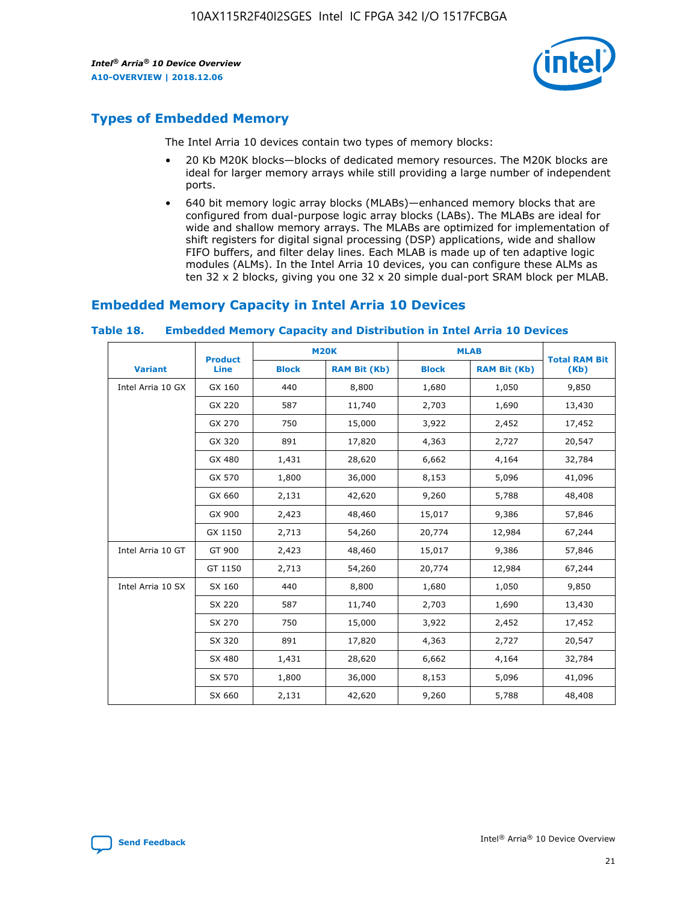## Types of Embedded Memory

The Intel Arria 10 devices contain two types of memory blocks:

- 20 Kb M20K blocks—blocks of dedicated memory resources. The M20K blocks are ideal for larger memory arrays while still providing a large number of independent ports.
- 640 bit memory logic array blocks (MLABs)—enhanced memory blocks that are configured from dual-purpose logic array blocks (LABs). The MLABs are ideal for wide and shallow memory arrays. The MLABs are optimized for implementation of shift registers for digital signal processing (DSP) applications, wide and shallow FIFO buffers, and filter delay lines. Each MLAB is made up of ten adaptive logic modules (ALMs). In the Intel Arria 10 devices, you can configure these ALMs as ten 32 x 2 blocks, giving you one 32 x 20 simple dual-port SRAM block per MLAB.

## Embedded Memory Capacity in Intel Arria 10 Devices

**Table 18. Embedded Memory Capacity and Distribution in Intel Arria 10 Devices**

| Variant | Product Line | M20K | | MLAB | | Total RAM Bit (Kb) |
|---|---|---|---|---|---|---|
| | | Block | RAM Bit (Kb) | Block | RAM Bit (Kb) | |
| Intel Arria 10 GX | GX 160 | 440 | 8,800 | 1,680 | 1,050 | 9,850 |
| | GX 220 | 587 | 11,740 | 2,703 | 1,690 | 13,430 |
| | GX 270 | 750 | 15,000 | 3,922 | 2,452 | 17,452 |
| | GX 320 | 891 | 17,820 | 4,363 | 2,727 | 20,547 |
| | GX 480 | 1,431 | 28,620 | 6,662 | 4,164 | 32,784 |
| | GX 570 | 1,800 | 36,000 | 8,153 | 5,096 | 41,096 |
| | GX 660 | 2,131 | 42,620 | 9,260 | 5,788 | 48,408 |
| | GX 900 | 2,423 | 48,460 | 15,017 | 9,386 | 57,846 |
| | GX 1150 | 2,713 | 54,260 | 20,774 | 12,984 | 67,244 |
| Intel Arria 10 GT | GT 900 | 2,423 | 48,460 | 15,017 | 9,386 | 57,846 |
| | GT 1150 | 2,713 | 54,260 | 20,774 | 12,984 | 67,244 |
| Intel Arria 10 SX | SX 160 | 440 | 8,800 | 1,680 | 1,050 | 9,850 |
| | SX 220 | 587 | 11,740 | 2,703 | 1,690 | 13,430 |
| | SX 270 | 750 | 15,000 | 3,922 | 2,452 | 17,452 |
| | SX 320 | 891 | 17,820 | 4,363 | 2,727 | 20,547 |
| | SX 480 | 1,431 | 28,620 | 6,662 | 4,164 | 32,784 |
| | SX 570 | 1,800 | 36,000 | 8,153 | 5,096 | 41,096 |
| | SX 660 | 2,131 | 42,620 | 9,260 | 5,788 | 48,408 |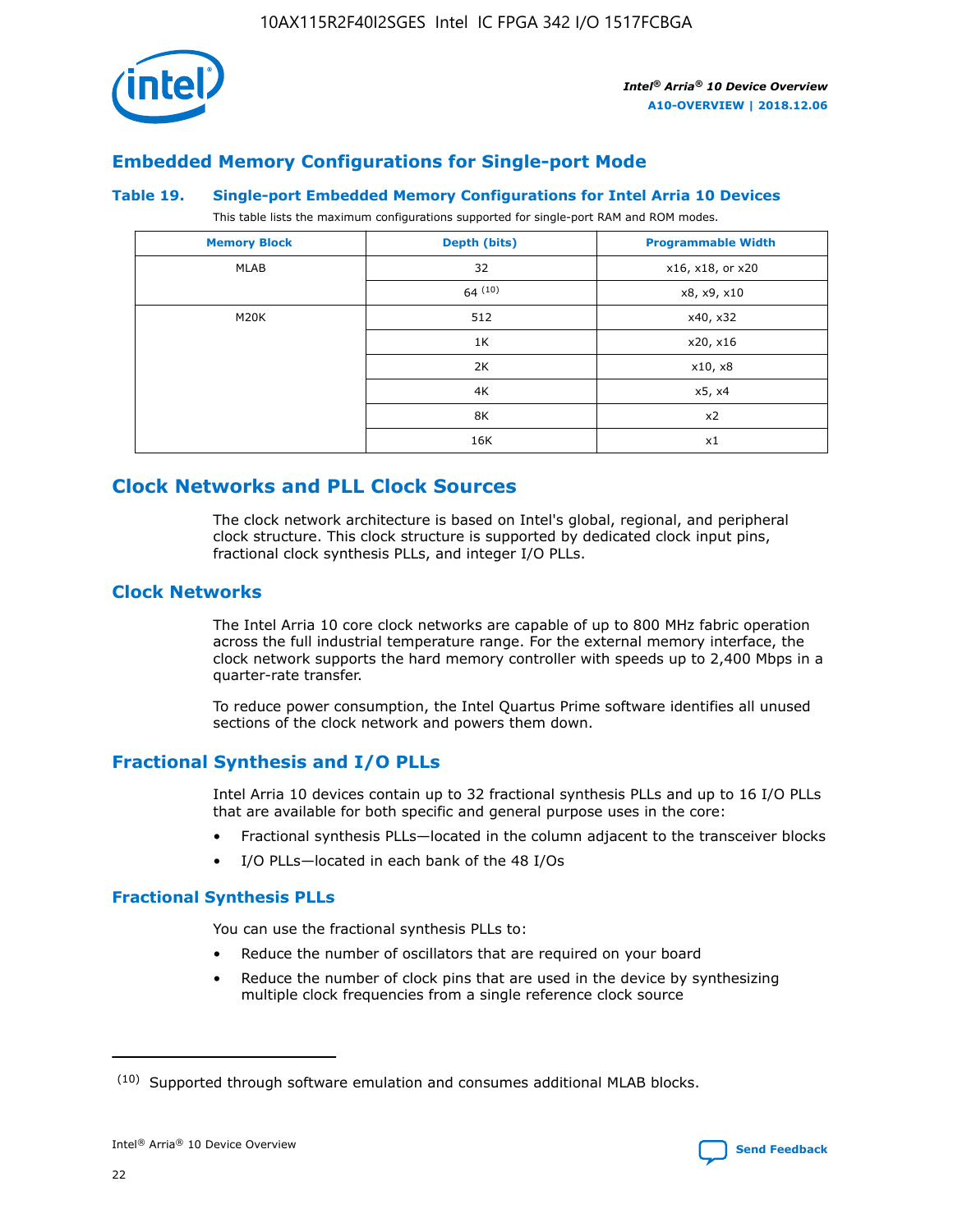## Embedded Memory Configurations for Single-port Mode

**Table 19. Single-port Embedded Memory Configurations for Intel Arria 10 Devices**

This table lists the maximum configurations supported for single-port RAM and ROM modes.

| Memory Block | Depth (bits) | Programmable Width |
|---|---|---|
| MLAB | 32 | x16, x18, or x20 |
| | 64 [(10)] | x8, x9, x10 |
| M20K | 512 | x40, x32 |
| | 1K | x20, x16 |
| | 2K | x10, x8 |
| | 4K | x5, x4 |
| | 8K | x2 |
| | 16K | x1 |

## Clock Networks and PLL Clock Sources

The clock network architecture is based on Intel's global, regional, and peripheral clock structure. This clock structure is supported by dedicated clock input pins, fractional clock synthesis PLLs, and integer I/O PLLs.

### Clock Networks

The Intel Arria 10 core clock networks are capable of up to 800 MHz fabric operation across the full industrial temperature range. For the external memory interface, the clock network supports the hard memory controller with speeds up to 2,400 Mbps in a quarter-rate transfer.

To reduce power consumption, the Intel Quartus Prime software identifies all unused sections of the clock network and powers them down.

### Fractional Synthesis and I/O PLLs

Intel Arria 10 devices contain up to 32 fractional synthesis PLLs and up to 16 I/O PLLs that are available for both specific and general purpose uses in the core:

- Fractional synthesis PLLs—located in the column adjacent to the transceiver blocks
- I/O PLLs—located in each bank of the 48 I/Os

#### Fractional Synthesis PLLs

You can use the fractional synthesis PLLs to:

- Reduce the number of oscillators that are required on your board
- Reduce the number of clock pins that are used in the device by synthesizing multiple clock frequencies from a single reference clock source

(10) Supported through software emulation and consumes additional MLAB blocks.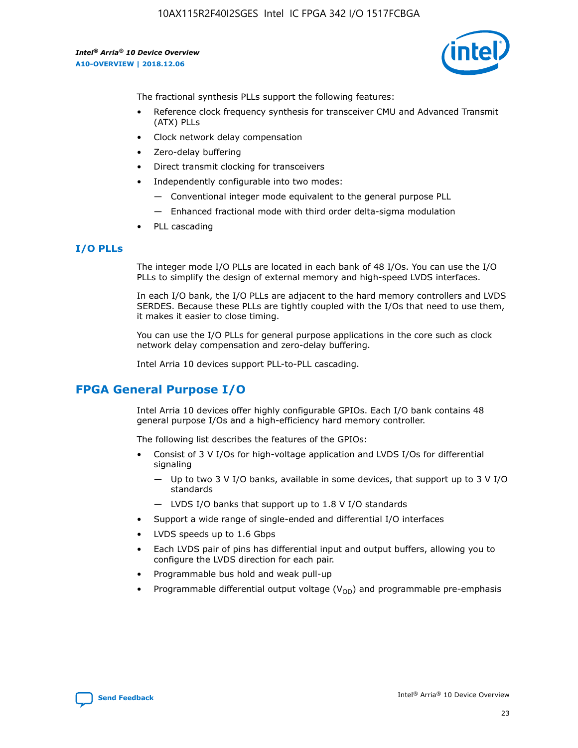The fractional synthesis PLLs support the following features:

- Reference clock frequency synthesis for transceiver CMU and Advanced Transmit (ATX) PLLs
- Clock network delay compensation
- Zero-delay buffering
- Direct transmit clocking for transceivers
- Independently configurable into two modes:
  - — Conventional integer mode equivalent to the general purpose PLL
  - — Enhanced fractional mode with third order delta-sigma modulation
- PLL cascading

### I/O PLLs

The integer mode I/O PLLs are located in each bank of 48 I/Os. You can use the I/O PLLs to simplify the design of external memory and high-speed LVDS interfaces.

In each I/O bank, the I/O PLLs are adjacent to the hard memory controllers and LVDS SERDES. Because these PLLs are tightly coupled with the I/Os that need to use them, it makes it easier to close timing.

You can use the I/O PLLs for general purpose applications in the core such as clock network delay compensation and zero-delay buffering.

Intel Arria 10 devices support PLL-to-PLL cascading.

## FPGA General Purpose I/O

Intel Arria 10 devices offer highly configurable GPIOs. Each I/O bank contains 48 general purpose I/Os and a high-efficiency hard memory controller.

The following list describes the features of the GPIOs:

- Consist of 3 V I/Os for high-voltage application and LVDS I/Os for differential signaling
  - — Up to two 3 V I/O banks, available in some devices, that support up to 3 V I/O standards
  - — LVDS I/O banks that support up to 1.8 V I/O standards
- Support a wide range of single-ended and differential I/O interfaces
- LVDS speeds up to 1.6 Gbps
- Each LVDS pair of pins has differential input and output buffers, allowing you to configure the LVDS direction for each pair.
- Programmable bus hold and weak pull-up
- Programmable differential output voltage ($V_{OD}$) and programmable pre-emphasis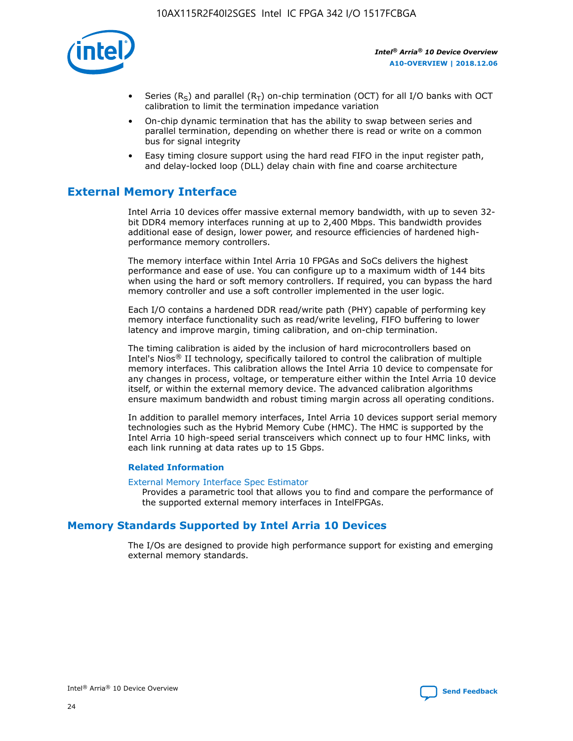- Series ($R_S$) and parallel ($R_T$) on-chip termination (OCT) for all I/O banks with OCT calibration to limit the termination impedance variation
- On-chip dynamic termination that has the ability to swap between series and parallel termination, depending on whether there is read or write on a common bus for signal integrity
- Easy timing closure support using the hard read FIFO in the input register path, and delay-locked loop (DLL) delay chain with fine and coarse architecture

## External Memory Interface

Intel Arria 10 devices offer massive external memory bandwidth, with up to seven 32-bit DDR4 memory interfaces running at up to 2,400 Mbps. This bandwidth provides additional ease of design, lower power, and resource efficiencies of hardened high-performance memory controllers.

The memory interface within Intel Arria 10 FPGAs and SoCs delivers the highest performance and ease of use. You can configure up to a maximum width of 144 bits when using the hard or soft memory controllers. If required, you can bypass the hard memory controller and use a soft controller implemented in the user logic.

Each I/O contains a hardened DDR read/write path (PHY) capable of performing key memory interface functionality such as read/write leveling, FIFO buffering to lower latency and improve margin, timing calibration, and on-chip termination.

The timing calibration is aided by the inclusion of hard microcontrollers based on Intel's Nios® II technology, specifically tailored to control the calibration of multiple memory interfaces. This calibration allows the Intel Arria 10 device to compensate for any changes in process, voltage, or temperature either within the Intel Arria 10 device itself, or within the external memory device. The advanced calibration algorithms ensure maximum bandwidth and robust timing margin across all operating conditions.

In addition to parallel memory interfaces, Intel Arria 10 devices support serial memory technologies such as the Hybrid Memory Cube (HMC). The HMC is supported by the Intel Arria 10 high-speed serial transceivers which connect up to four HMC links, with each link running at data rates up to 15 Gbps.

### Related Information

External Memory Interface Spec Estimator

Provides a parametric tool that allows you to find and compare the performance of the supported external memory interfaces in IntelFPGAs.

## Memory Standards Supported by Intel Arria 10 Devices

The I/Os are designed to provide high performance support for existing and emerging external memory standards.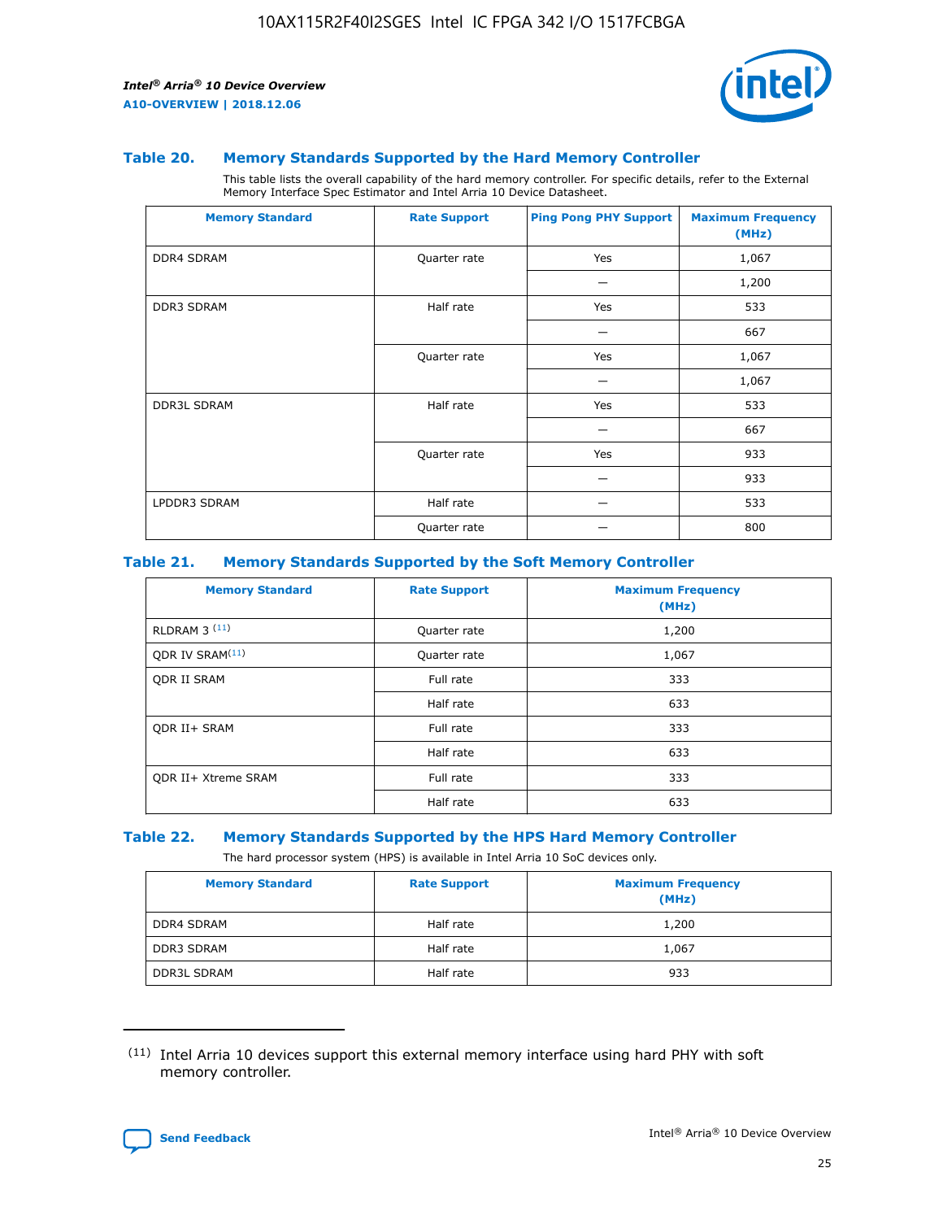### Table 20. Memory Standards Supported by the Hard Memory Controller

This table lists the overall capability of the hard memory controller. For specific details, refer to the External Memory Interface Spec Estimator and Intel Arria 10 Device Datasheet.

| Memory Standard | Rate Support | Ping Pong PHY Support | Maximum Frequency (MHz) |
|---|---|---|---|
| DDR4 SDRAM | Quarter rate | Yes | 1,067 |
| | | — | 1,200 |
| DDR3 SDRAM | Half rate | Yes | 533 |
| | | — | 667 |
| | Quarter rate | Yes | 1,067 |
| | | — | 1,067 |
| DDR3L SDRAM | Half rate | Yes | 533 |
| | | — | 667 |
| | Quarter rate | Yes | 933 |
| | | — | 933 |
| LPDDR3 SDRAM | Half rate | — | 533 |
| | Quarter rate | — | 800 |

### Table 21. Memory Standards Supported by the Soft Memory Controller

| Memory Standard | Rate Support | Maximum Frequency (MHz) |
|---|---|---|
| RLDRAM 3 (11) | Quarter rate | 1,200 |
| QDR IV SRAM(11) | Quarter rate | 1,067 |
| QDR II SRAM | Full rate | 333 |
| | Half rate | 633 |
| QDR II+ SRAM | Full rate | 333 |
| | Half rate | 633 |
| QDR II+ Xtreme SRAM | Full rate | 333 |
| | Half rate | 633 |

### Table 22. Memory Standards Supported by the HPS Hard Memory Controller

The hard processor system (HPS) is available in Intel Arria 10 SoC devices only.

| Memory Standard | Rate Support | Maximum Frequency (MHz) |
|---|---|---|
| DDR4 SDRAM | Half rate | 1,200 |
| DDR3 SDRAM | Half rate | 1,067 |
| DDR3L SDRAM | Half rate | 933 |

(11) Intel Arria 10 devices support this external memory interface using hard PHY with soft memory controller.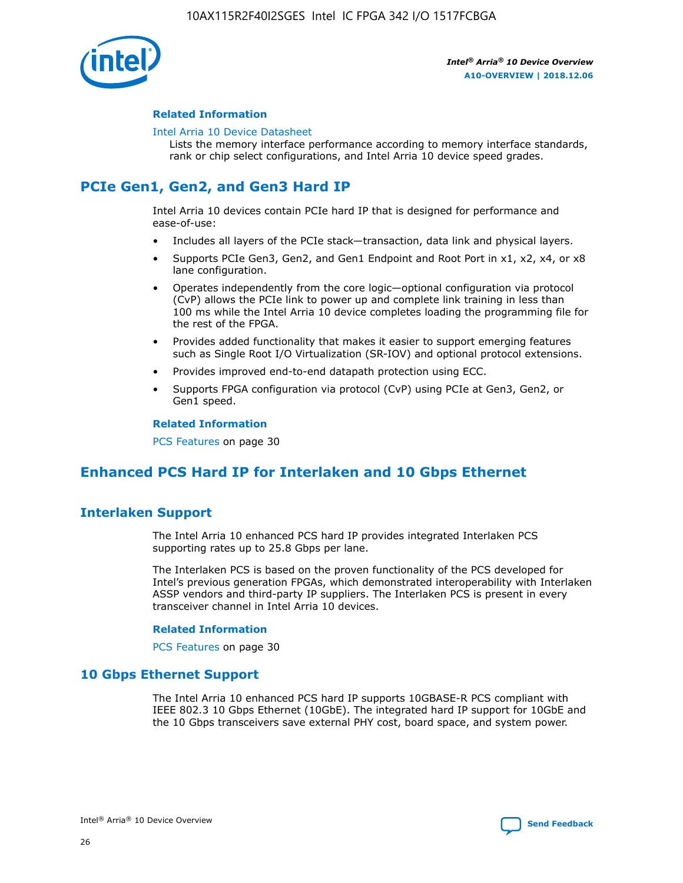#### Related Information

Intel Arria 10 Device Datasheet

Lists the memory interface performance according to memory interface standards, rank or chip select configurations, and Intel Arria 10 device speed grades.

## PCIe Gen1, Gen2, and Gen3 Hard IP

Intel Arria 10 devices contain PCIe hard IP that is designed for performance and ease-of-use:

- Includes all layers of the PCIe stack—transaction, data link and physical layers.
- Supports PCIe Gen3, Gen2, and Gen1 Endpoint and Root Port in x1, x2, x4, or x8 lane configuration.
- Operates independently from the core logic—optional configuration via protocol (CvP) allows the PCIe link to power up and complete link training in less than 100 ms while the Intel Arria 10 device completes loading the programming file for the rest of the FPGA.
- Provides added functionality that makes it easier to support emerging features such as Single Root I/O Virtualization (SR-IOV) and optional protocol extensions.
- Provides improved end-to-end datapath protection using ECC.
- Supports FPGA configuration via protocol (CvP) using PCIe at Gen3, Gen2, or Gen1 speed.

#### Related Information

PCS Features on page 30

## Enhanced PCS Hard IP for Interlaken and 10 Gbps Ethernet

### Interlaken Support

The Intel Arria 10 enhanced PCS hard IP provides integrated Interlaken PCS supporting rates up to 25.8 Gbps per lane.

The Interlaken PCS is based on the proven functionality of the PCS developed for Intel's previous generation FPGAs, which demonstrated interoperability with Interlaken ASSP vendors and third-party IP suppliers. The Interlaken PCS is present in every transceiver channel in Intel Arria 10 devices.

#### Related Information

PCS Features on page 30

### 10 Gbps Ethernet Support

The Intel Arria 10 enhanced PCS hard IP supports 10GBASE-R PCS compliant with IEEE 802.3 10 Gbps Ethernet (10GbE). The integrated hard IP support for 10GbE and the 10 Gbps transceivers save external PHY cost, board space, and system power.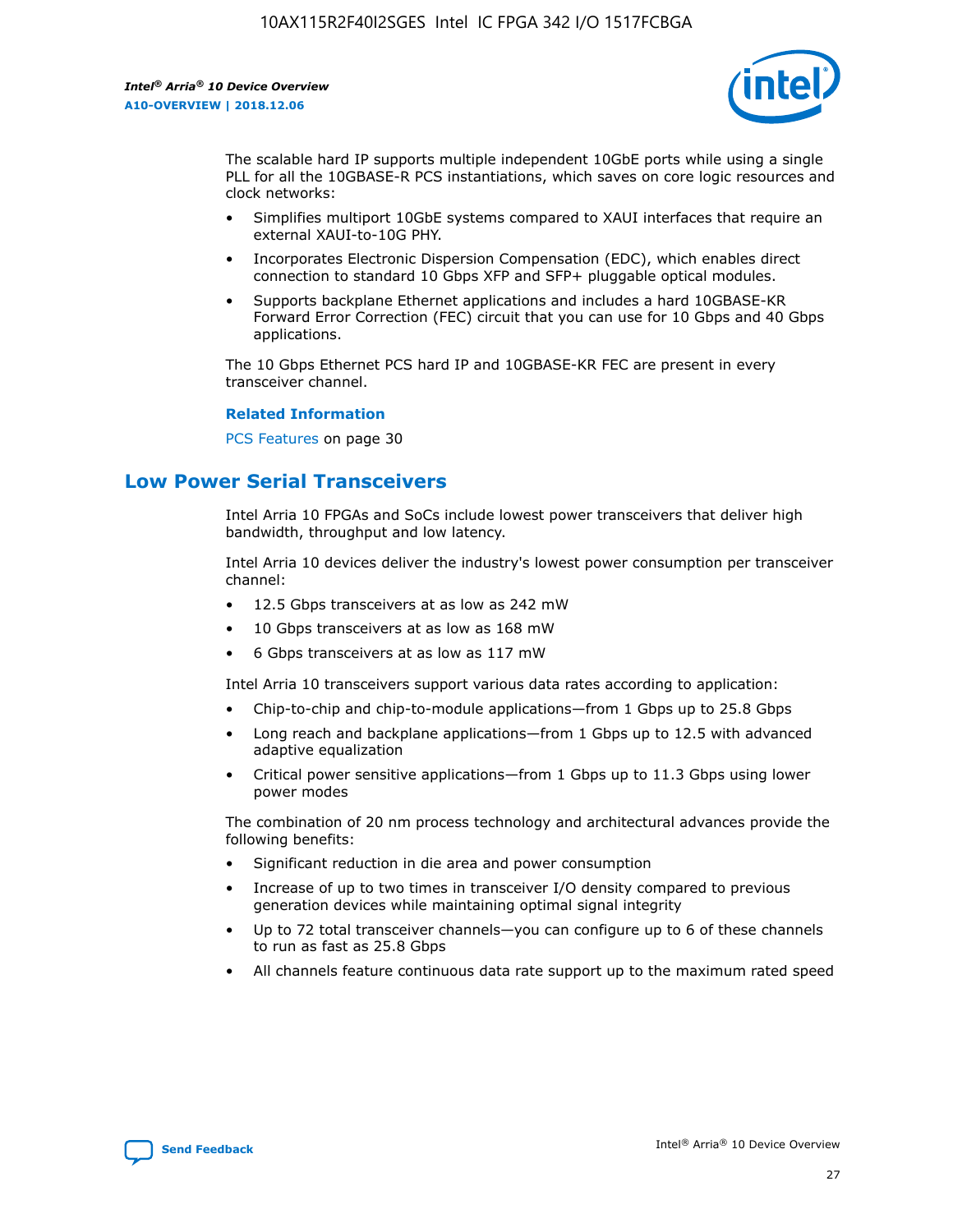The scalable hard IP supports multiple independent 10GbE ports while using a single PLL for all the 10GBASE-R PCS instantiations, which saves on core logic resources and clock networks:

- Simplifies multiport 10GbE systems compared to XAUI interfaces that require an external XAUI-to-10G PHY.
- Incorporates Electronic Dispersion Compensation (EDC), which enables direct connection to standard 10 Gbps XFP and SFP+ pluggable optical modules.
- Supports backplane Ethernet applications and includes a hard 10GBASE-KR Forward Error Correction (FEC) circuit that you can use for 10 Gbps and 40 Gbps applications.

The 10 Gbps Ethernet PCS hard IP and 10GBASE-KR FEC are present in every transceiver channel.

**Related Information**

PCS Features on page 30

## Low Power Serial Transceivers

Intel Arria 10 FPGAs and SoCs include lowest power transceivers that deliver high bandwidth, throughput and low latency.

Intel Arria 10 devices deliver the industry's lowest power consumption per transceiver channel:

- 12.5 Gbps transceivers at as low as 242 mW
- 10 Gbps transceivers at as low as 168 mW
- 6 Gbps transceivers at as low as 117 mW

Intel Arria 10 transceivers support various data rates according to application:

- Chip-to-chip and chip-to-module applications—from 1 Gbps up to 25.8 Gbps
- Long reach and backplane applications—from 1 Gbps up to 12.5 with advanced adaptive equalization
- Critical power sensitive applications—from 1 Gbps up to 11.3 Gbps using lower power modes

The combination of 20 nm process technology and architectural advances provide the following benefits:

- Significant reduction in die area and power consumption
- Increase of up to two times in transceiver I/O density compared to previous generation devices while maintaining optimal signal integrity
- Up to 72 total transceiver channels—you can configure up to 6 of these channels to run as fast as 25.8 Gbps
- All channels feature continuous data rate support up to the maximum rated speed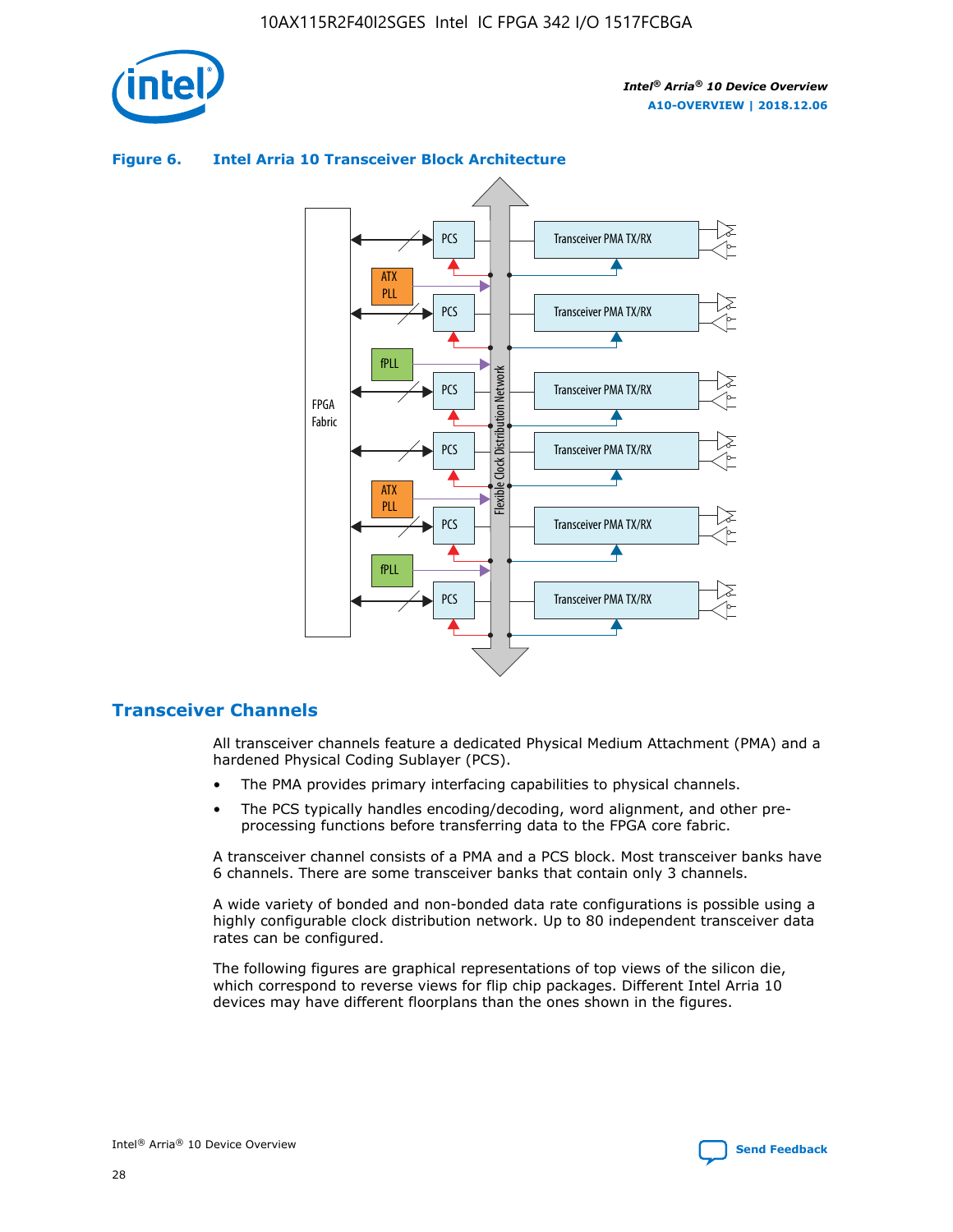**Figure 6. Intel Arria 10 Transceiver Block Architecture**

## Transceiver Channels

All transceiver channels feature a dedicated Physical Medium Attachment (PMA) and a hardened Physical Coding Sublayer (PCS).

- The PMA provides primary interfacing capabilities to physical channels.
- The PCS typically handles encoding/decoding, word alignment, and other pre-processing functions before transferring data to the FPGA core fabric.

A transceiver channel consists of a PMA and a PCS block. Most transceiver banks have 6 channels. There are some transceiver banks that contain only 3 channels.

A wide variety of bonded and non-bonded data rate configurations is possible using a highly configurable clock distribution network. Up to 80 independent transceiver data rates can be configured.

The following figures are graphical representations of top views of the silicon die, which correspond to reverse views for flip chip packages. Different Intel Arria 10 devices may have different floorplans than the ones shown in the figures.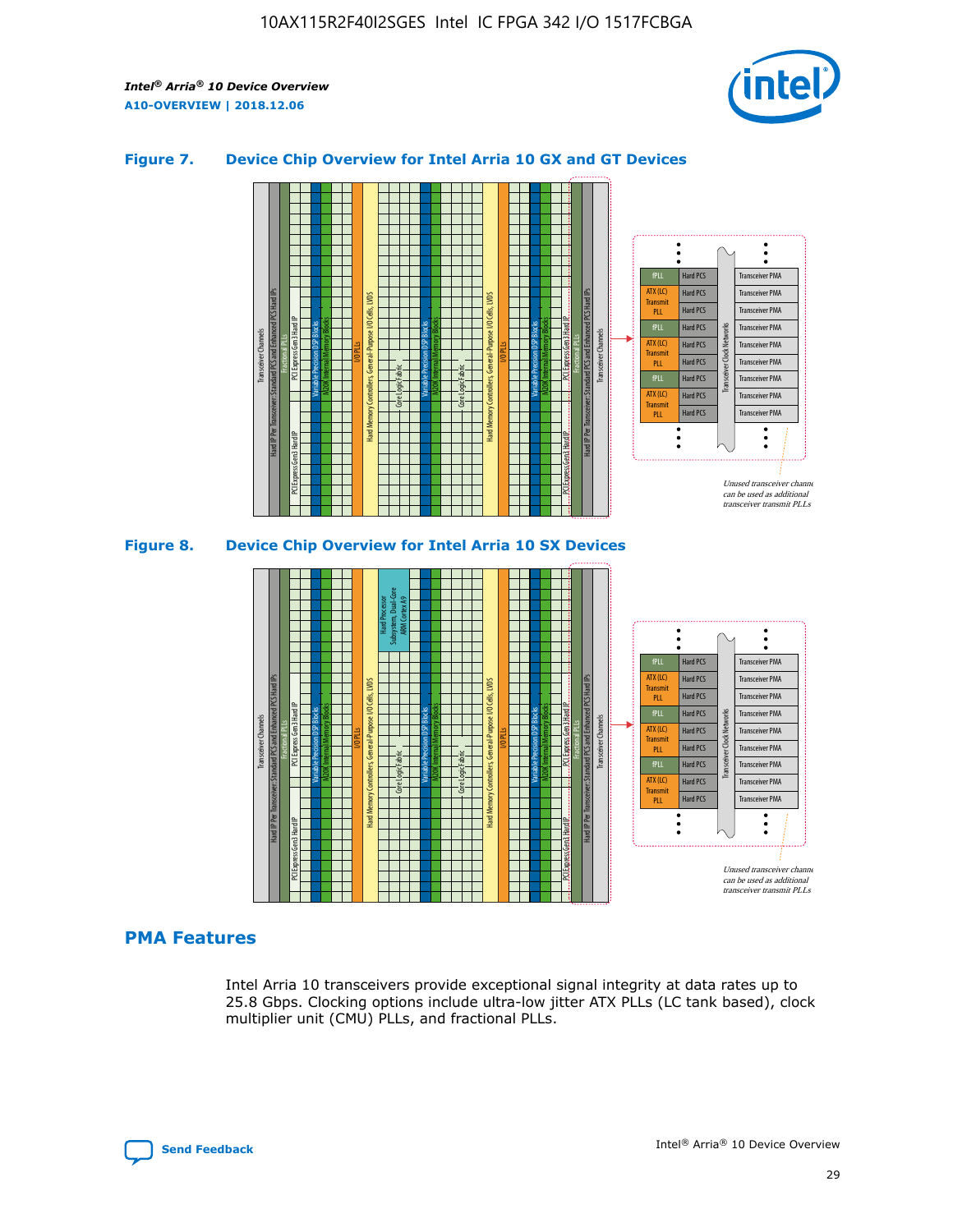**Figure 7. Device Chip Overview for Intel Arria 10 GX and GT Devices**

Unused transceiver channels can be used as additional transceiver transmit PLLs

**Figure 8. Device Chip Overview for Intel Arria 10 SX Devices**

Unused transceiver channels can be used as additional transceiver transmit PLLs

## PMA Features

Intel Arria 10 transceivers provide exceptional signal integrity at data rates up to 25.8 Gbps. Clocking options include ultra-low jitter ATX PLLs (LC tank based), clock multiplier unit (CMU) PLLs, and fractional PLLs.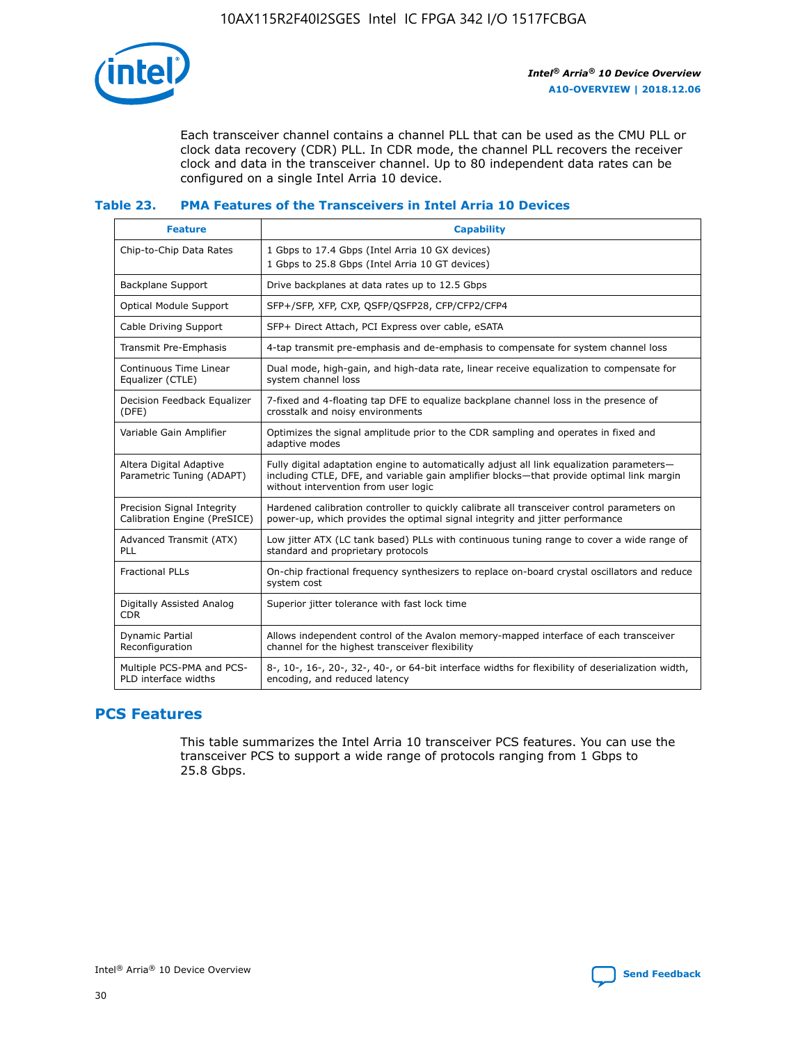Each transceiver channel contains a channel PLL that can be used as the CMU PLL or clock data recovery (CDR) PLL. In CDR mode, the channel PLL recovers the receiver clock and data in the transceiver channel. Up to 80 independent data rates can be configured on a single Intel Arria 10 device.

### Table 23. PMA Features of the Transceivers in Intel Arria 10 Devices

| Feature | Capability |
| --- | --- |
| Chip-to-Chip Data Rates | 1 Gbps to 17.4 Gbps (Intel Arria 10 GX devices)<br>1 Gbps to 25.8 Gbps (Intel Arria 10 GT devices) |
| Backplane Support | Drive backplanes at data rates up to 12.5 Gbps |
| Optical Module Support | SFP+/SFP, XFP, CXP, QSFP/QSFP28, CFP/CFP2/CFP4 |
| Cable Driving Support | SFP+ Direct Attach, PCI Express over cable, eSATA |
| Transmit Pre-Emphasis | 4-tap transmit pre-emphasis and de-emphasis to compensate for system channel loss |
| Continuous Time Linear Equalizer (CTLE) | Dual mode, high-gain, and high-data rate, linear receive equalization to compensate for system channel loss |
| Decision Feedback Equalizer (DFE) | 7-fixed and 4-floating tap DFE to equalize backplane channel loss in the presence of crosstalk and noisy environments |
| Variable Gain Amplifier | Optimizes the signal amplitude prior to the CDR sampling and operates in fixed and adaptive modes |
| Altera Digital Adaptive Parametric Tuning (ADAPT) | Fully digital adaptation engine to automatically adjust all link equalization parameters—including CTLE, DFE, and variable gain amplifier blocks—that provide optimal link margin without intervention from user logic |
| Precision Signal Integrity Calibration Engine (PreSICE) | Hardened calibration controller to quickly calibrate all transceiver control parameters on power-up, which provides the optimal signal integrity and jitter performance |
| Advanced Transmit (ATX) PLL | Low jitter ATX (LC tank based) PLLs with continuous tuning range to cover a wide range of standard and proprietary protocols |
| Fractional PLLs | On-chip fractional frequency synthesizers to replace on-board crystal oscillators and reduce system cost |
| Digitally Assisted Analog CDR | Superior jitter tolerance with fast lock time |
| Dynamic Partial Reconfiguration | Allows independent control of the Avalon memory-mapped interface of each transceiver channel for the highest transceiver flexibility |
| Multiple PCS-PMA and PCS-PLD interface widths | 8-, 10-, 16-, 20-, 32-, 40-, or 64-bit interface widths for flexibility of deserialization width, encoding, and reduced latency |

## PCS Features

This table summarizes the Intel Arria 10 transceiver PCS features. You can use the transceiver PCS to support a wide range of protocols ranging from 1 Gbps to 25.8 Gbps.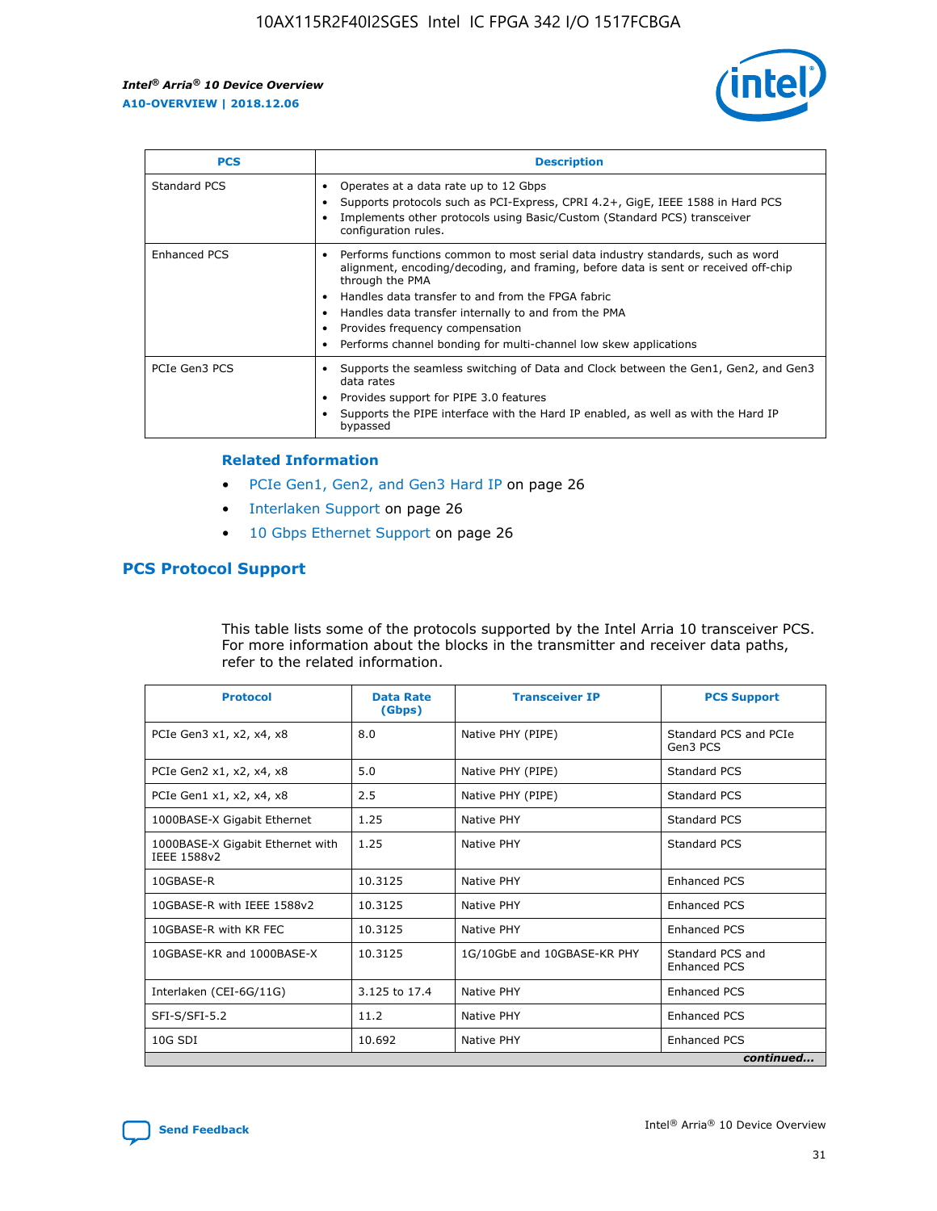| PCS | Description |
| --- | --- |
| Standard PCS | • Operates at a data rate up to 12 Gbps<br>• Supports protocols such as PCI-Express, CPRI 4.2+, GigE, IEEE 1588 in Hard PCS<br>• Implements other protocols using Basic/Custom (Standard PCS) transceiver configuration rules. |
| Enhanced PCS | • Performs functions common to most serial data industry standards, such as word alignment, encoding/decoding, and framing, before data is sent or received off-chip through the PMA<br>• Handles data transfer to and from the FPGA fabric<br>• Handles data transfer internally to and from the PMA<br>• Provides frequency compensation<br>• Performs channel bonding for multi-channel low skew applications |
| PCIe Gen3 PCS | • Supports the seamless switching of Data and Clock between the Gen1, Gen2, and Gen3 data rates<br>• Provides support for PIPE 3.0 features<br>• Supports the PIPE interface with the Hard IP enabled, as well as with the Hard IP bypassed |

### Related Information

- PCIe Gen1, Gen2, and Gen3 Hard IP on page 26
- Interlaken Support on page 26
- 10 Gbps Ethernet Support on page 26

## PCS Protocol Support

This table lists some of the protocols supported by the Intel Arria 10 transceiver PCS. For more information about the blocks in the transmitter and receiver data paths, refer to the related information.

| Protocol | Data Rate (Gbps) | Transceiver IP | PCS Support |
| --- | --- | --- | --- |
| PCIe Gen3 x1, x2, x4, x8 | 8.0 | Native PHY (PIPE) | Standard PCS and PCIe Gen3 PCS |
| PCIe Gen2 x1, x2, x4, x8 | 5.0 | Native PHY (PIPE) | Standard PCS |
| PCIe Gen1 x1, x2, x4, x8 | 2.5 | Native PHY (PIPE) | Standard PCS |
| 1000BASE-X Gigabit Ethernet | 1.25 | Native PHY | Standard PCS |
| 1000BASE-X Gigabit Ethernet with IEEE 1588v2 | 1.25 | Native PHY | Standard PCS |
| 10GBASE-R | 10.3125 | Native PHY | Enhanced PCS |
| 10GBASE-R with IEEE 1588v2 | 10.3125 | Native PHY | Enhanced PCS |
| 10GBASE-R with KR FEC | 10.3125 | Native PHY | Enhanced PCS |
| 10GBASE-KR and 1000BASE-X | 10.3125 | 1G/10GbE and 10GBASE-KR PHY | Standard PCS and Enhanced PCS |
| Interlaken (CEI-6G/11G) | 3.125 to 17.4 | Native PHY | Enhanced PCS |
| SFI-S/SFI-5.2 | 11.2 | Native PHY | Enhanced PCS |
| 10G SDI | 10.692 | Native PHY | Enhanced PCS |

*continued...*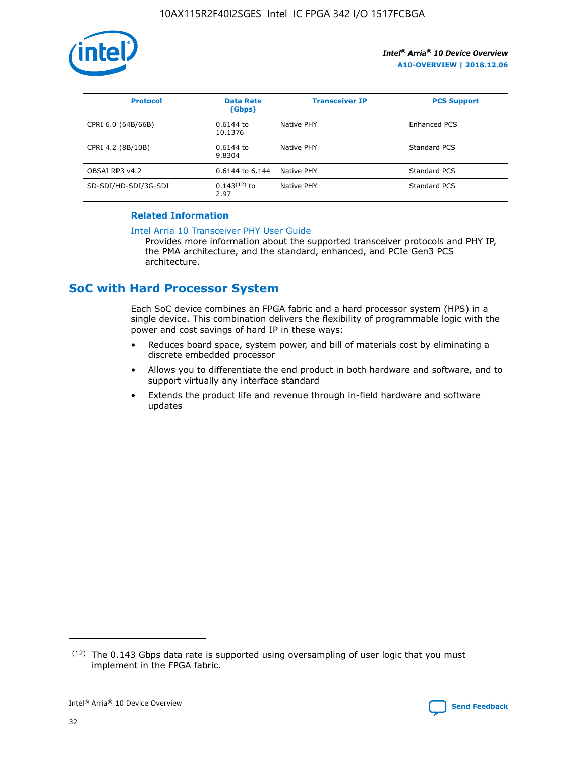| Protocol | Data Rate (Gbps) | Transceiver IP | PCS Support |
| --- | --- | --- | --- |
| CPRI 6.0 (64B/66B) | 0.6144 to 10.1376 | Native PHY | Enhanced PCS |
| CPRI 4.2 (8B/10B) | 0.6144 to 9.8304 | Native PHY | Standard PCS |
| OBSAI RP3 v4.2 | 0.6144 to 6.144 | Native PHY | Standard PCS |
| SD-SDI/HD-SDI/3G-SDI | 0.143[12] to 2.97 | Native PHY | Standard PCS |

### Related Information

Intel Arria 10 Transceiver PHY User Guide
Provides more information about the supported transceiver protocols and PHY IP, the PMA architecture, and the standard, enhanced, and PCIe Gen3 PCS architecture.

## SoC with Hard Processor System

Each SoC device combines an FPGA fabric and a hard processor system (HPS) in a single device. This combination delivers the flexibility of programmable logic with the power and cost savings of hard IP in these ways:

- Reduces board space, system power, and bill of materials cost by eliminating a discrete embedded processor
- Allows you to differentiate the end product in both hardware and software, and to support virtually any interface standard
- Extends the product life and revenue through in-field hardware and software updates

[12] The 0.143 Gbps data rate is supported using oversampling of user logic that you must implement in the FPGA fabric.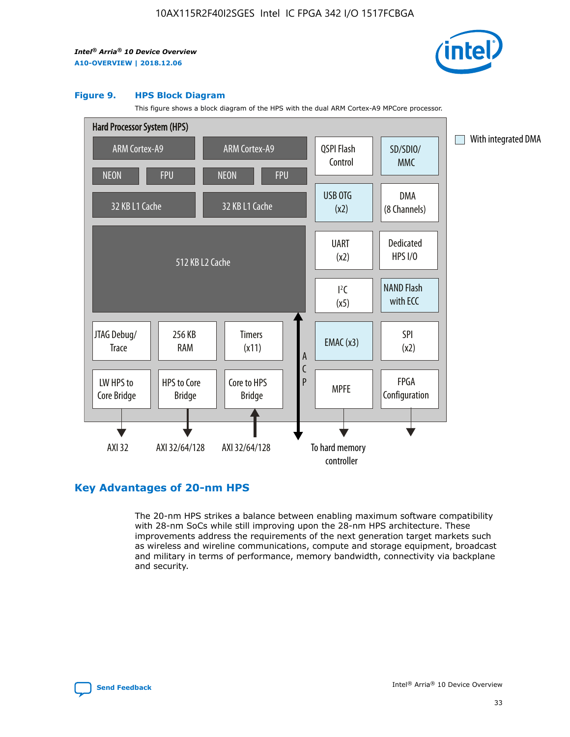**Figure 9. HPS Block Diagram**

This figure shows a block diagram of the HPS with the dual ARM Cortex-A9 MPCore processor.

Hard Processor System (HPS)

ARM Cortex-A9 | ARM Cortex-A9 | QSPI Flash Control | SD/SDIO/MMC

NEON | FPU | NEON | FPU

32 KB L1 Cache | 32 KB L1 Cache | USB OTG (x2) | DMA (8 Channels)

512 KB L2 Cache | UART (x2) | Dedicated HPS I/O | I²C (x5) | NAND Flash with ECC

JTAG Debug/Trace | 256 KB RAM | Timers (x11) | ACP | EMAC (x3) | SPI (x2)

LW HPS to Core Bridge | HPS to Core Bridge | Core to HPS Bridge | MPFE | FPGA Configuration

AXI 32 | AXI 32/64/128 | AXI 32/64/128 | To hard memory controller

With integrated DMA

## Key Advantages of 20-nm HPS

The 20-nm HPS strikes a balance between enabling maximum software compatibility with 28-nm SoCs while still improving upon the 28-nm HPS architecture. These improvements address the requirements of the next generation target markets such as wireless and wireline communications, compute and storage equipment, broadcast and military in terms of performance, memory bandwidth, connectivity via backplane and security.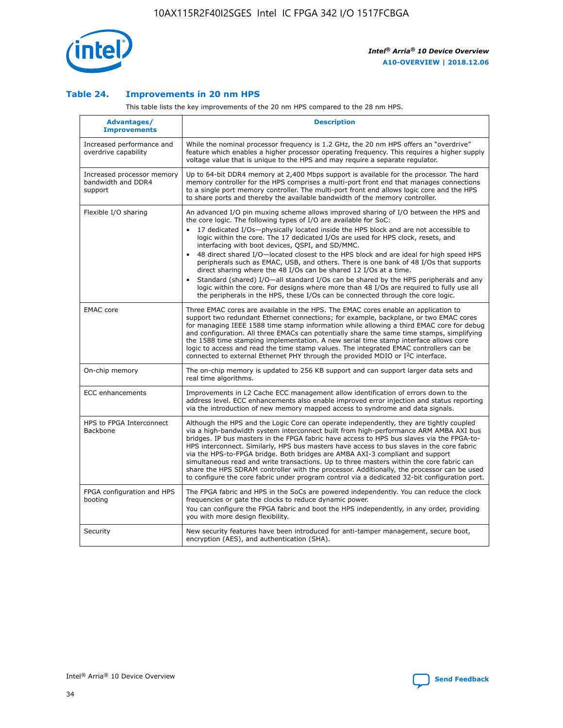### Table 24. Improvements in 20 nm HPS

This table lists the key improvements of the 20 nm HPS compared to the 28 nm HPS.

| Advantages/ Improvements | Description |
|---|---|
| Increased performance and overdrive capability | While the nominal processor frequency is 1.2 GHz, the 20 nm HPS offers an "overdrive" feature which enables a higher processor operating frequency. This requires a higher supply voltage value that is unique to the HPS and may require a separate regulator. |
| Increased processor memory bandwidth and DDR4 support | Up to 64-bit DDR4 memory at 2,400 Mbps support is available for the processor. The hard memory controller for the HPS comprises a multi-port front end that manages connections to a single port memory controller. The multi-port front end allows logic core and the HPS to share ports and thereby the available bandwidth of the memory controller. |
| Flexible I/O sharing | An advanced I/O pin muxing scheme allows improved sharing of I/O between the HPS and the core logic. The following types of I/O are available for SoC:<br>• 17 dedicated I/Os—physically located inside the HPS block and are not accessible to logic within the core. The 17 dedicated I/Os are used for HPS clock, resets, and interfacing with boot devices, QSPI, and SD/MMC.<br>• 48 direct shared I/O—located closest to the HPS block and are ideal for high speed HPS peripherals such as EMAC, USB, and others. There is one bank of 48 I/Os that supports direct sharing where the 48 I/Os can be shared 12 I/Os at a time.<br>• Standard (shared) I/O—all standard I/Os can be shared by the HPS peripherals and any logic within the core. For designs where more than 48 I/Os are required to fully use all the peripherals in the HPS, these I/Os can be connected through the core logic. |
| EMAC core | Three EMAC cores are available in the HPS. The EMAC cores enable an application to support two redundant Ethernet connections; for example, backplane, or two EMAC cores for managing IEEE 1588 time stamp information while allowing a third EMAC core for debug and configuration. All three EMACs can potentially share the same time stamps, simplifying the 1588 time stamping implementation. A new serial time stamp interface allows core logic to access and read the time stamp values. The integrated EMAC controllers can be connected to external Ethernet PHY through the provided MDIO or I²C interface. |
| On-chip memory | The on-chip memory is updated to 256 KB support and can support larger data sets and real time algorithms. |
| ECC enhancements | Improvements in L2 Cache ECC management allow identification of errors down to the address level. ECC enhancements also enable improved error injection and status reporting via the introduction of new memory mapped access to syndrome and data signals. |
| HPS to FPGA Interconnect Backbone | Although the HPS and the Logic Core can operate independently, they are tightly coupled via a high-bandwidth system interconnect built from high-performance ARM AMBA AXI bus bridges. IP bus masters in the FPGA fabric have access to HPS bus slaves via the FPGA-to-HPS interconnect. Similarly, HPS bus masters have access to bus slaves in the core fabric via the HPS-to-FPGA bridge. Both bridges are AMBA AXI-3 compliant and support simultaneous read and write transactions. Up to three masters within the core fabric can share the HPS SDRAM controller with the processor. Additionally, the processor can be used to configure the core fabric under program control via a dedicated 32-bit configuration port. |
| FPGA configuration and HPS booting | The FPGA fabric and HPS in the SoCs are powered independently. You can reduce the clock frequencies or gate the clocks to reduce dynamic power.<br>You can configure the FPGA fabric and boot the HPS independently, in any order, providing you with more design flexibility. |
| Security | New security features have been introduced for anti-tamper management, secure boot, encryption (AES), and authentication (SHA). |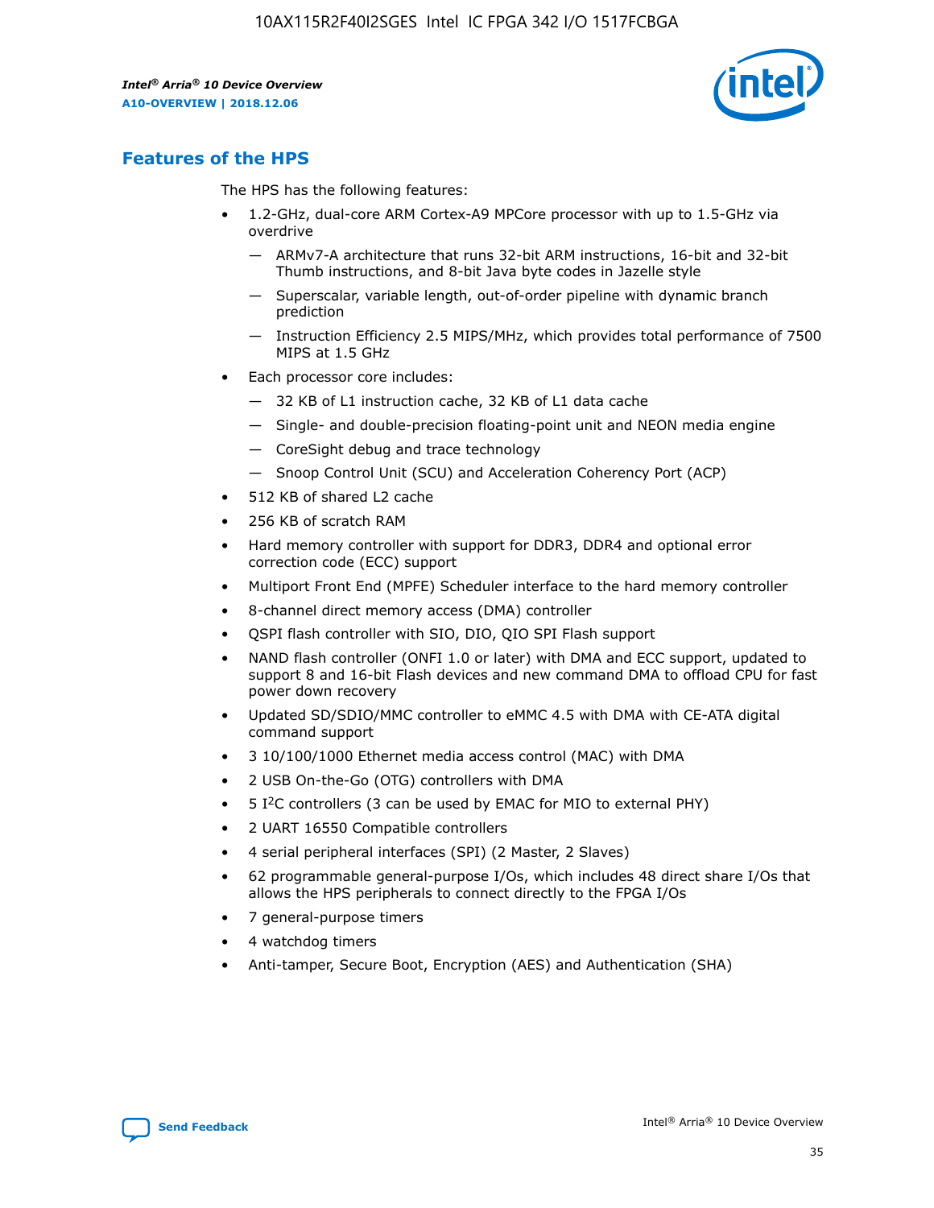## Features of the HPS

The HPS has the following features:

- 1.2-GHz, dual-core ARM Cortex-A9 MPCore processor with up to 1.5-GHz via overdrive
  - — ARMv7-A architecture that runs 32-bit ARM instructions, 16-bit and 32-bit Thumb instructions, and 8-bit Java byte codes in Jazelle style
  - — Superscalar, variable length, out-of-order pipeline with dynamic branch prediction
  - — Instruction Efficiency 2.5 MIPS/MHz, which provides total performance of 7500 MIPS at 1.5 GHz
- Each processor core includes:
  - — 32 KB of L1 instruction cache, 32 KB of L1 data cache
  - — Single- and double-precision floating-point unit and NEON media engine
  - — CoreSight debug and trace technology
  - — Snoop Control Unit (SCU) and Acceleration Coherency Port (ACP)
- 512 KB of shared L2 cache
- 256 KB of scratch RAM
- Hard memory controller with support for DDR3, DDR4 and optional error correction code (ECC) support
- Multiport Front End (MPFE) Scheduler interface to the hard memory controller
- 8-channel direct memory access (DMA) controller
- QSPI flash controller with SIO, DIO, QIO SPI Flash support
- NAND flash controller (ONFI 1.0 or later) with DMA and ECC support, updated to support 8 and 16-bit Flash devices and new command DMA to offload CPU for fast power down recovery
- Updated SD/SDIO/MMC controller to eMMC 4.5 with DMA with CE-ATA digital command support
- 3 10/100/1000 Ethernet media access control (MAC) with DMA
- 2 USB On-the-Go (OTG) controllers with DMA
- 5 I$^2$C controllers (3 can be used by EMAC for MIO to external PHY)
- 2 UART 16550 Compatible controllers
- 4 serial peripheral interfaces (SPI) (2 Master, 2 Slaves)
- 62 programmable general-purpose I/Os, which includes 48 direct share I/Os that allows the HPS peripherals to connect directly to the FPGA I/Os
- 7 general-purpose timers
- 4 watchdog timers
- Anti-tamper, Secure Boot, Encryption (AES) and Authentication (SHA)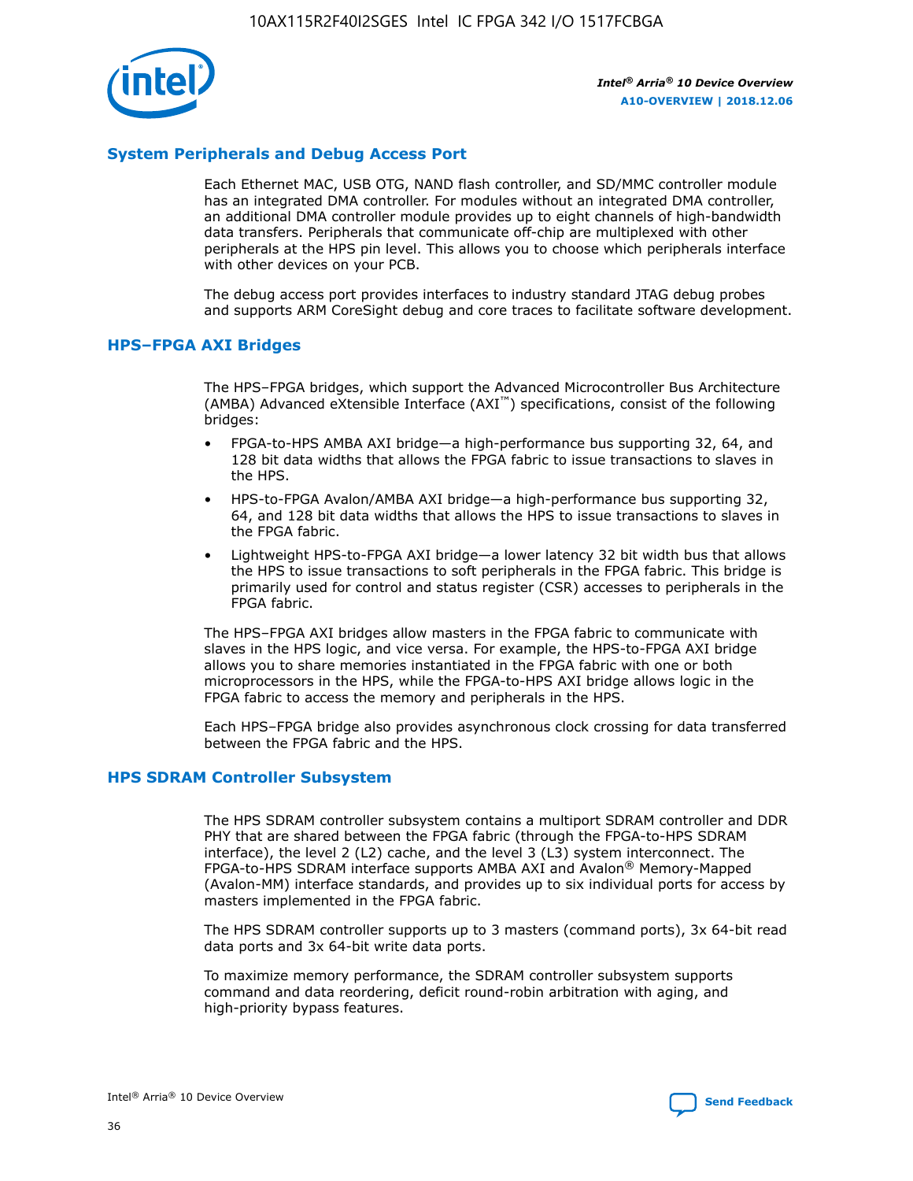## System Peripherals and Debug Access Port

Each Ethernet MAC, USB OTG, NAND flash controller, and SD/MMC controller module has an integrated DMA controller. For modules without an integrated DMA controller, an additional DMA controller module provides up to eight channels of high-bandwidth data transfers. Peripherals that communicate off-chip are multiplexed with other peripherals at the HPS pin level. This allows you to choose which peripherals interface with other devices on your PCB.

The debug access port provides interfaces to industry standard JTAG debug probes and supports ARM CoreSight debug and core traces to facilitate software development.

## HPS–FPGA AXI Bridges

The HPS–FPGA bridges, which support the Advanced Microcontroller Bus Architecture (AMBA) Advanced eXtensible Interface (AXI™) specifications, consist of the following bridges:

- FPGA-to-HPS AMBA AXI bridge—a high-performance bus supporting 32, 64, and 128 bit data widths that allows the FPGA fabric to issue transactions to slaves in the HPS.
- HPS-to-FPGA Avalon/AMBA AXI bridge—a high-performance bus supporting 32, 64, and 128 bit data widths that allows the HPS to issue transactions to slaves in the FPGA fabric.
- Lightweight HPS-to-FPGA AXI bridge—a lower latency 32 bit width bus that allows the HPS to issue transactions to soft peripherals in the FPGA fabric. This bridge is primarily used for control and status register (CSR) accesses to peripherals in the FPGA fabric.

The HPS–FPGA AXI bridges allow masters in the FPGA fabric to communicate with slaves in the HPS logic, and vice versa. For example, the HPS-to-FPGA AXI bridge allows you to share memories instantiated in the FPGA fabric with one or both microprocessors in the HPS, while the FPGA-to-HPS AXI bridge allows logic in the FPGA fabric to access the memory and peripherals in the HPS.

Each HPS–FPGA bridge also provides asynchronous clock crossing for data transferred between the FPGA fabric and the HPS.

## HPS SDRAM Controller Subsystem

The HPS SDRAM controller subsystem contains a multiport SDRAM controller and DDR PHY that are shared between the FPGA fabric (through the FPGA-to-HPS SDRAM interface), the level 2 (L2) cache, and the level 3 (L3) system interconnect. The FPGA-to-HPS SDRAM interface supports AMBA AXI and Avalon® Memory-Mapped (Avalon-MM) interface standards, and provides up to six individual ports for access by masters implemented in the FPGA fabric.

The HPS SDRAM controller supports up to 3 masters (command ports), 3x 64-bit read data ports and 3x 64-bit write data ports.

To maximize memory performance, the SDRAM controller subsystem supports command and data reordering, deficit round-robin arbitration with aging, and high-priority bypass features.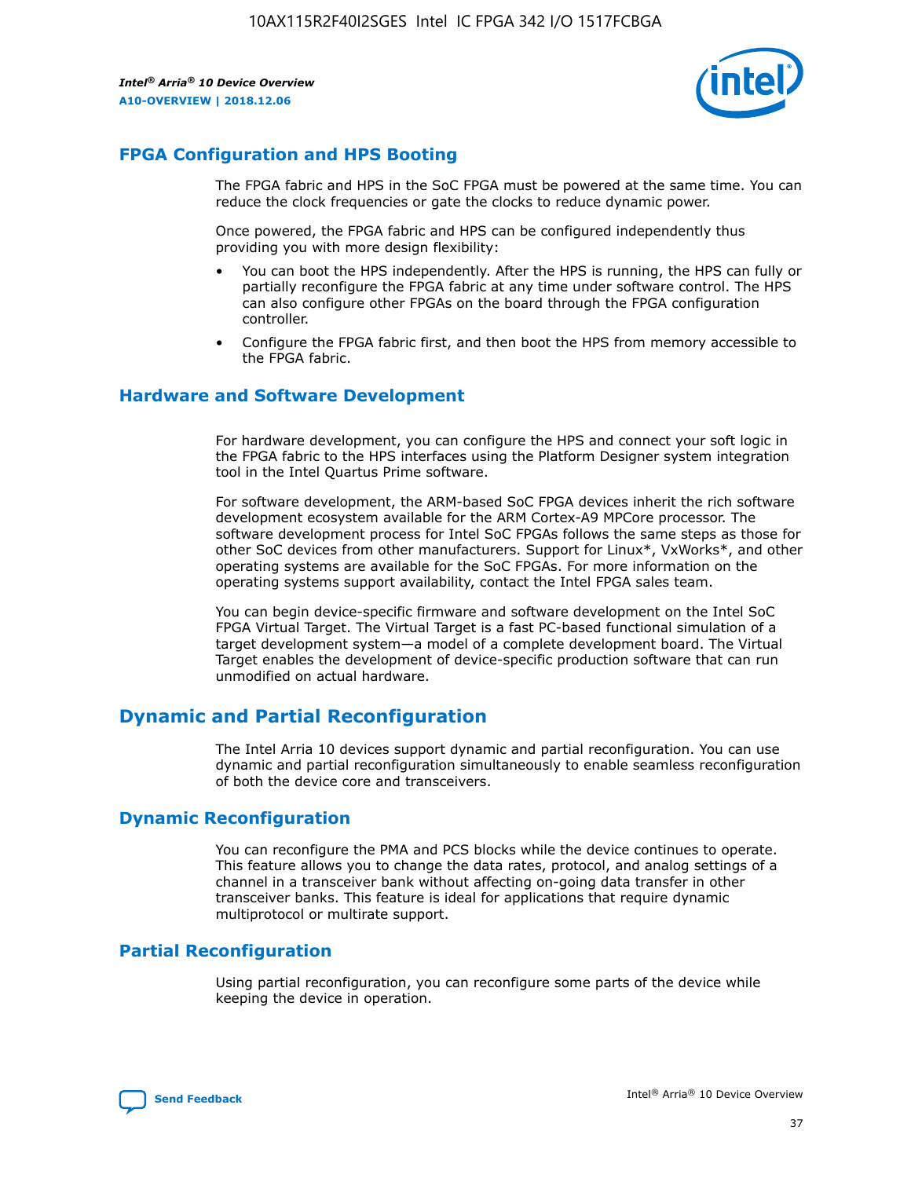## FPGA Configuration and HPS Booting

The FPGA fabric and HPS in the SoC FPGA must be powered at the same time. You can reduce the clock frequencies or gate the clocks to reduce dynamic power.

Once powered, the FPGA fabric and HPS can be configured independently thus providing you with more design flexibility:

- You can boot the HPS independently. After the HPS is running, the HPS can fully or partially reconfigure the FPGA fabric at any time under software control. The HPS can also configure other FPGAs on the board through the FPGA configuration controller.
- Configure the FPGA fabric first, and then boot the HPS from memory accessible to the FPGA fabric.

## Hardware and Software Development

For hardware development, you can configure the HPS and connect your soft logic in the FPGA fabric to the HPS interfaces using the Platform Designer system integration tool in the Intel Quartus Prime software.

For software development, the ARM-based SoC FPGA devices inherit the rich software development ecosystem available for the ARM Cortex-A9 MPCore processor. The software development process for Intel SoC FPGAs follows the same steps as those for other SoC devices from other manufacturers. Support for Linux*, VxWorks*, and other operating systems are available for the SoC FPGAs. For more information on the operating systems support availability, contact the Intel FPGA sales team.

You can begin device-specific firmware and software development on the Intel SoC FPGA Virtual Target. The Virtual Target is a fast PC-based functional simulation of a target development system—a model of a complete development board. The Virtual Target enables the development of device-specific production software that can run unmodified on actual hardware.

# Dynamic and Partial Reconfiguration

The Intel Arria 10 devices support dynamic and partial reconfiguration. You can use dynamic and partial reconfiguration simultaneously to enable seamless reconfiguration of both the device core and transceivers.

## Dynamic Reconfiguration

You can reconfigure the PMA and PCS blocks while the device continues to operate. This feature allows you to change the data rates, protocol, and analog settings of a channel in a transceiver bank without affecting on-going data transfer in other transceiver banks. This feature is ideal for applications that require dynamic multiprotocol or multirate support.

## Partial Reconfiguration

Using partial reconfiguration, you can reconfigure some parts of the device while keeping the device in operation.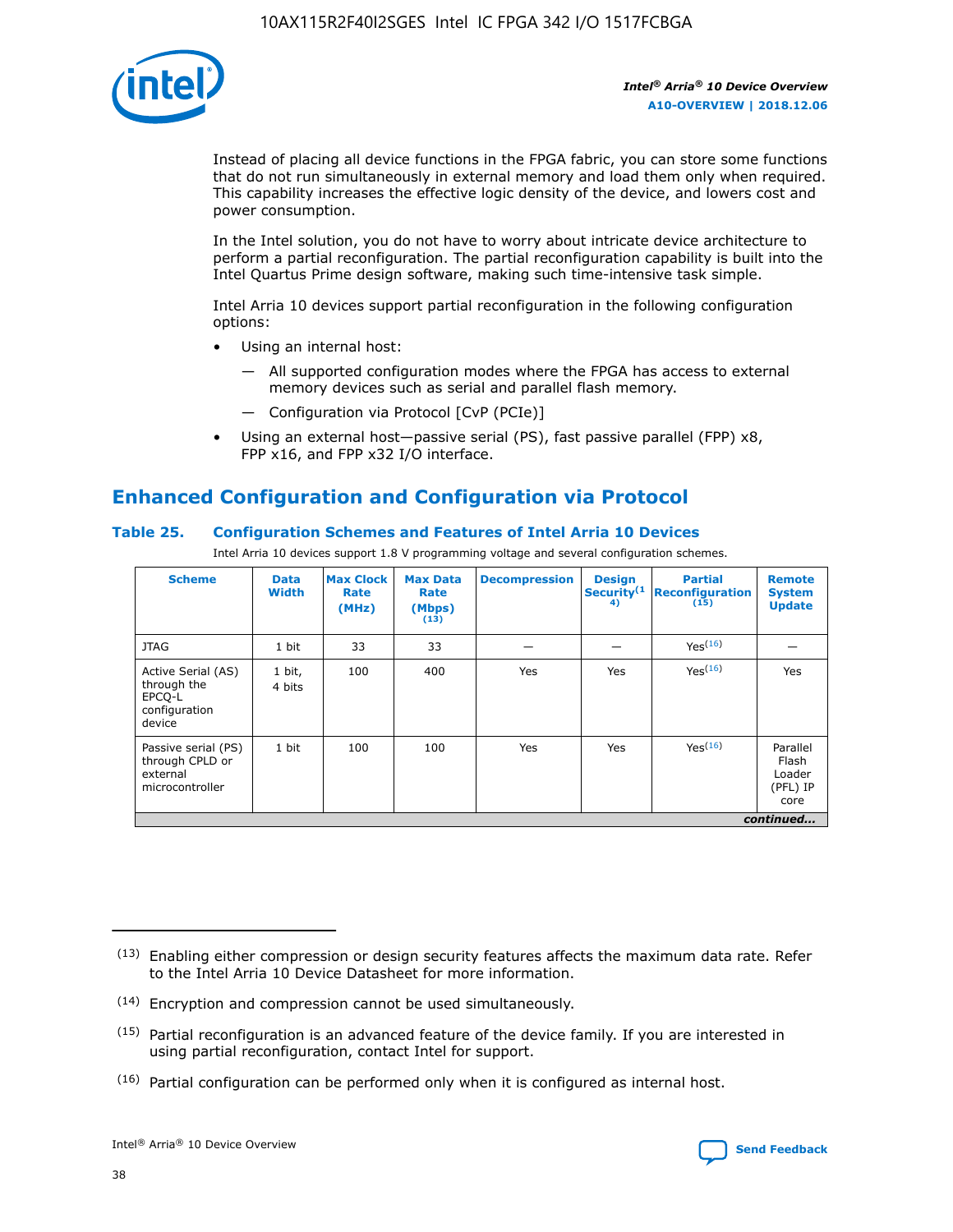Instead of placing all device functions in the FPGA fabric, you can store some functions that do not run simultaneously in external memory and load them only when required. This capability increases the effective logic density of the device, and lowers cost and power consumption.

In the Intel solution, you do not have to worry about intricate device architecture to perform a partial reconfiguration. The partial reconfiguration capability is built into the Intel Quartus Prime design software, making such time-intensive task simple.

Intel Arria 10 devices support partial reconfiguration in the following configuration options:

- Using an internal host:
  - — All supported configuration modes where the FPGA has access to external memory devices such as serial and parallel flash memory.
  - — Configuration via Protocol [CvP (PCIe)]
- Using an external host—passive serial (PS), fast passive parallel (FPP) x8, FPP x16, and FPP x32 I/O interface.

## Enhanced Configuration and Configuration via Protocol

### Table 25. Configuration Schemes and Features of Intel Arria 10 Devices

Intel Arria 10 devices support 1.8 V programming voltage and several configuration schemes.

| Scheme | Data Width | Max Clock Rate (MHz) | Max Data Rate (Mbps) (13) | Decompression | Design Security(14) | Partial Reconfiguration (15) | Remote System Update |
|---|---|---|---|---|---|---|---|
| JTAG | 1 bit | 33 | 33 | — | — | Yes(16) | — |
| Active Serial (AS) through the EPCQ-L configuration device | 1 bit, 4 bits | 100 | 400 | Yes | Yes | Yes(16) | Yes |
| Passive serial (PS) through CPLD or external microcontroller | 1 bit | 100 | 100 | Yes | Yes | Yes(16) | Parallel Flash Loader (PFL) IP core |

*continued...*

(13) Enabling either compression or design security features affects the maximum data rate. Refer to the Intel Arria 10 Device Datasheet for more information.

(14) Encryption and compression cannot be used simultaneously.

(15) Partial reconfiguration is an advanced feature of the device family. If you are interested in using partial reconfiguration, contact Intel for support.

(16) Partial configuration can be performed only when it is configured as internal host.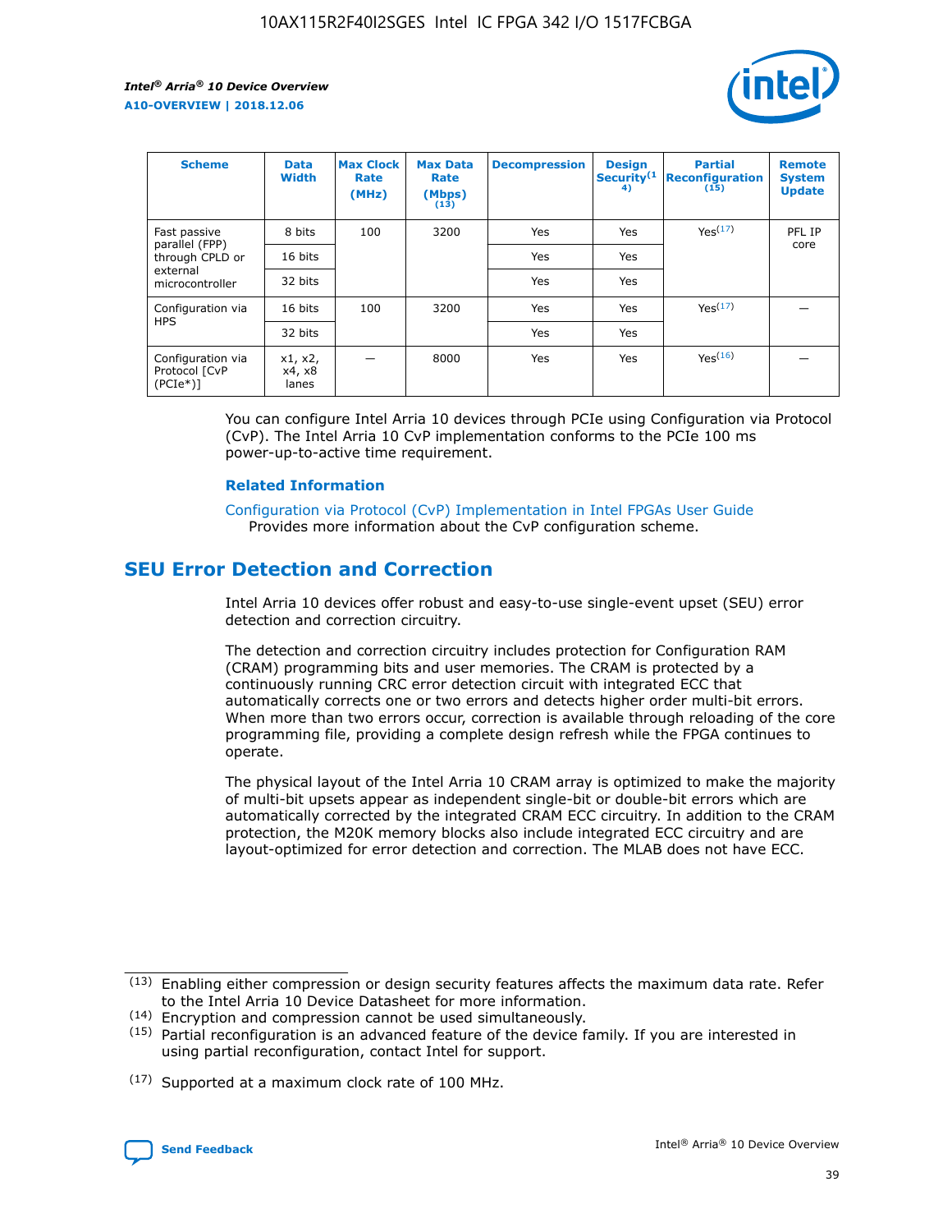| Scheme | Data Width | Max Clock Rate (MHz) | Max Data Rate (Mbps) (13) | Decompression | Design Security(14) | Partial Reconfiguration (15) | Remote System Update |
|---|---|---|---|---|---|---|---|
| Fast passive parallel (FPP) through CPLD or external microcontroller | 8 bits | 100 | 3200 | Yes | Yes | Yes(17) | PFL IP core |
| | 16 bits | | | Yes | Yes | | |
| | 32 bits | | | Yes | Yes | | |
| Configuration via HPS | 16 bits | 100 | 3200 | Yes | Yes | Yes(17) | — |
| | 32 bits | | | Yes | Yes | | |
| Configuration via Protocol [CvP (PCIe*)] | x1, x2, x4, x8 lanes | — | 8000 | Yes | Yes | Yes(16) | — |

You can configure Intel Arria 10 devices through PCIe using Configuration via Protocol (CvP). The Intel Arria 10 CvP implementation conforms to the PCIe 100 ms power-up-to-active time requirement.

### Related Information

Configuration via Protocol (CvP) Implementation in Intel FPGAs User Guide
Provides more information about the CvP configuration scheme.

## SEU Error Detection and Correction

Intel Arria 10 devices offer robust and easy-to-use single-event upset (SEU) error detection and correction circuitry.

The detection and correction circuitry includes protection for Configuration RAM (CRAM) programming bits and user memories. The CRAM is protected by a continuously running CRC error detection circuit with integrated ECC that automatically corrects one or two errors and detects higher order multi-bit errors. When more than two errors occur, correction is available through reloading of the core programming file, providing a complete design refresh while the FPGA continues to operate.

The physical layout of the Intel Arria 10 CRAM array is optimized to make the majority of multi-bit upsets appear as independent single-bit or double-bit errors which are automatically corrected by the integrated CRAM ECC circuitry. In addition to the CRAM protection, the M20K memory blocks also include integrated ECC circuitry and are layout-optimized for error detection and correction. The MLAB does not have ECC.

(13) Enabling either compression or design security features affects the maximum data rate. Refer to the Intel Arria 10 Device Datasheet for more information.

(14) Encryption and compression cannot be used simultaneously.

(15) Partial reconfiguration is an advanced feature of the device family. If you are interested in using partial reconfiguration, contact Intel for support.

(17) Supported at a maximum clock rate of 100 MHz.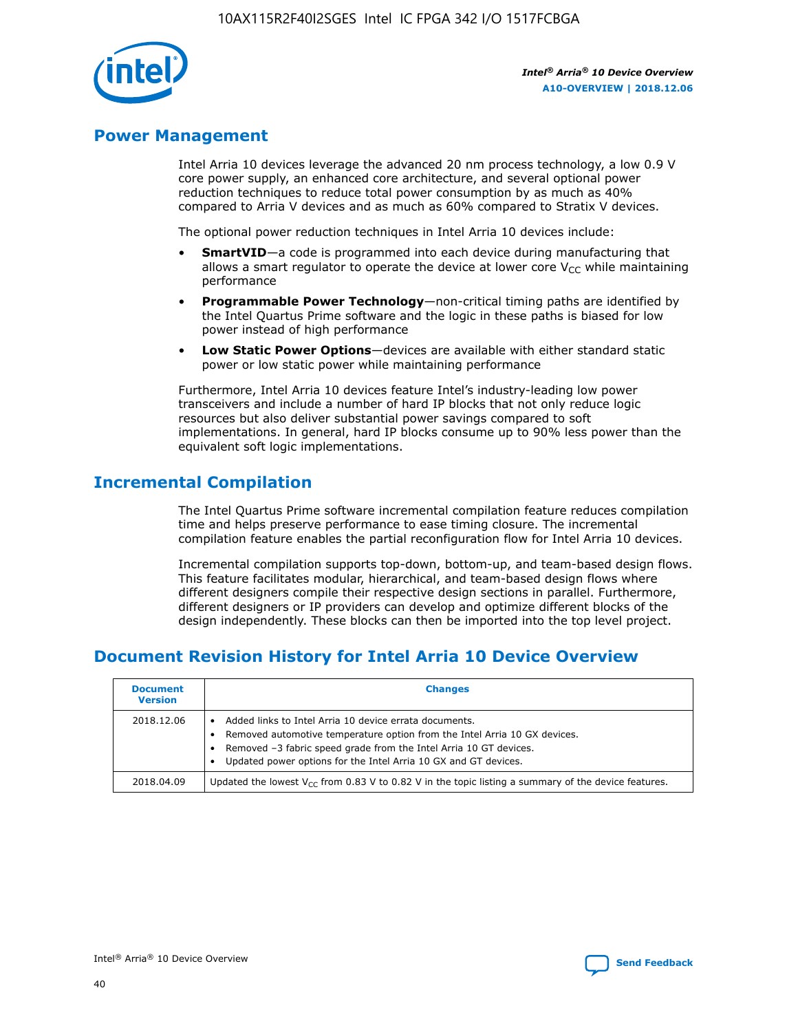## Power Management

Intel Arria 10 devices leverage the advanced 20 nm process technology, a low 0.9 V core power supply, an enhanced core architecture, and several optional power reduction techniques to reduce total power consumption by as much as 40% compared to Arria V devices and as much as 60% compared to Stratix V devices.

The optional power reduction techniques in Intel Arria 10 devices include:

- **SmartVID**—a code is programmed into each device during manufacturing that allows a smart regulator to operate the device at lower core $V_{CC}$ while maintaining performance
- **Programmable Power Technology**—non-critical timing paths are identified by the Intel Quartus Prime software and the logic in these paths is biased for low power instead of high performance
- **Low Static Power Options**—devices are available with either standard static power or low static power while maintaining performance

Furthermore, Intel Arria 10 devices feature Intel's industry-leading low power transceivers and include a number of hard IP blocks that not only reduce logic resources but also deliver substantial power savings compared to soft implementations. In general, hard IP blocks consume up to 90% less power than the equivalent soft logic implementations.

## Incremental Compilation

The Intel Quartus Prime software incremental compilation feature reduces compilation time and helps preserve performance to ease timing closure. The incremental compilation feature enables the partial reconfiguration flow for Intel Arria 10 devices.

Incremental compilation supports top-down, bottom-up, and team-based design flows. This feature facilitates modular, hierarchical, and team-based design flows where different designers compile their respective design sections in parallel. Furthermore, different designers or IP providers can develop and optimize different blocks of the design independently. These blocks can then be imported into the top level project.

## Document Revision History for Intel Arria 10 Device Overview

| Document Version | Changes |
|---|---|
| 2018.12.06 | • Added links to Intel Arria 10 device errata documents.<br>• Removed automotive temperature option from the Intel Arria 10 GX devices.<br>• Removed –3 fabric speed grade from the Intel Arria 10 GT devices.<br>• Updated power options for the Intel Arria 10 GX and GT devices. |
| 2018.04.09 | Updated the lowest $V_{CC}$ from 0.83 V to 0.82 V in the topic listing a summary of the device features. |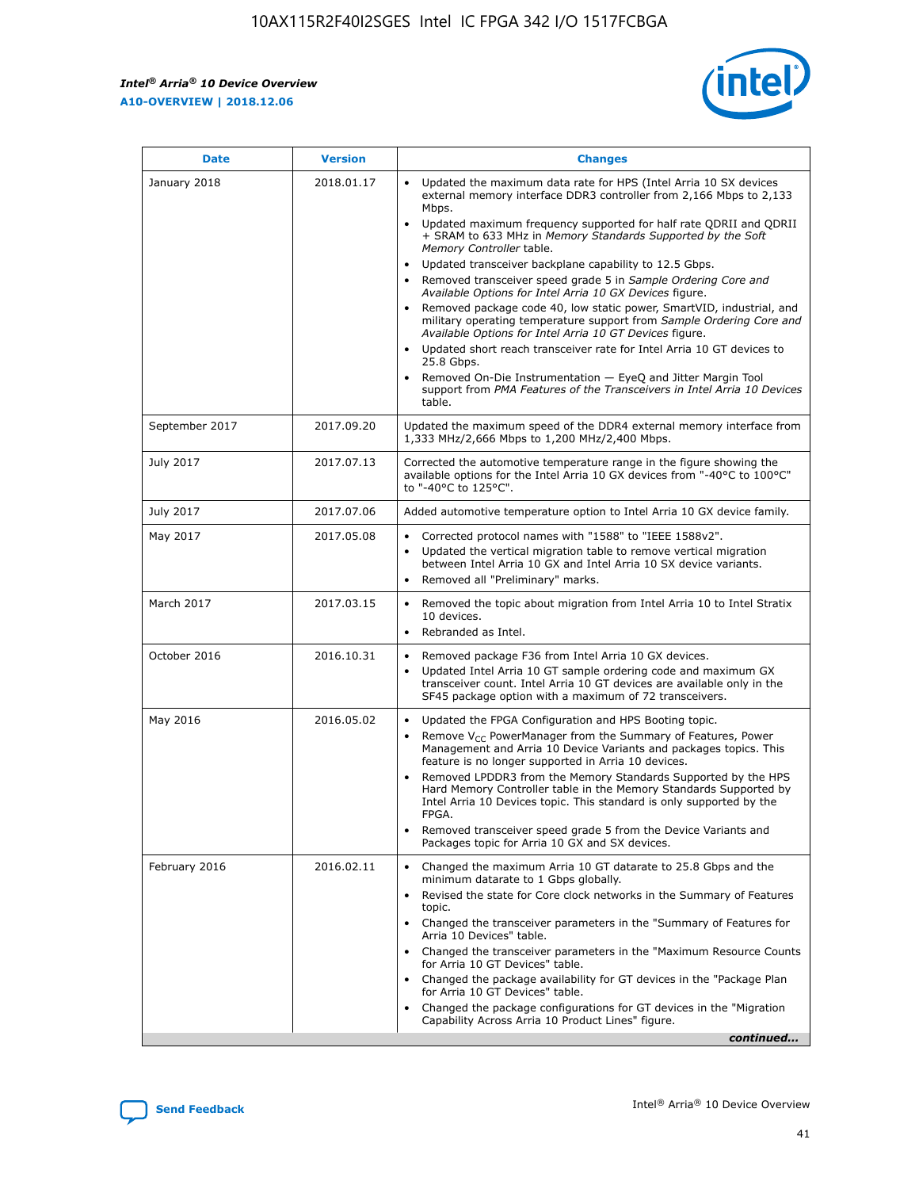| Date | Version | Changes |
| --- | --- | --- |
| January 2018 | 2018.01.17 | • Updated the maximum data rate for HPS (Intel Arria 10 SX devices external memory interface DDR3 controller from 2,166 Mbps to 2,133 Mbps.<br>• Updated maximum frequency supported for half rate QDRII and QDRII + SRAM to 633 MHz in *Memory Standards Supported by the Soft Memory Controller* table.<br>• Updated transceiver backplane capability to 12.5 Gbps.<br>• Removed transceiver speed grade 5 in *Sample Ordering Core and Available Options for Intel Arria 10 GX Devices* figure.<br>• Removed package code 40, low static power, SmartVID, industrial, and military operating temperature support from *Sample Ordering Core and Available Options for Intel Arria 10 GT Devices* figure.<br>• Updated short reach transceiver rate for Intel Arria 10 GT devices to 25.8 Gbps.<br>• Removed On-Die Instrumentation — EyeQ and Jitter Margin Tool support from *PMA Features of the Transceivers in Intel Arria 10 Devices* table. |
| September 2017 | 2017.09.20 | Updated the maximum speed of the DDR4 external memory interface from 1,333 MHz/2,666 Mbps to 1,200 MHz/2,400 Mbps. |
| July 2017 | 2017.07.13 | Corrected the automotive temperature range in the figure showing the available options for the Intel Arria 10 GX devices from "-40°C to 100°C" to "-40°C to 125°C". |
| July 2017 | 2017.07.06 | Added automotive temperature option to Intel Arria 10 GX device family. |
| May 2017 | 2017.05.08 | • Corrected protocol names with "1588" to "IEEE 1588v2".<br>• Updated the vertical migration table to remove vertical migration between Intel Arria 10 GX and Intel Arria 10 SX device variants.<br>• Removed all "Preliminary" marks. |
| March 2017 | 2017.03.15 | • Removed the topic about migration from Intel Arria 10 to Intel Stratix 10 devices.<br>• Rebranded as Intel. |
| October 2016 | 2016.10.31 | • Removed package F36 from Intel Arria 10 GX devices.<br>• Updated Intel Arria 10 GT sample ordering code and maximum GX transceiver count. Intel Arria 10 GT devices are available only in the SF45 package option with a maximum of 72 transceivers. |
| May 2016 | 2016.05.02 | • Updated the FPGA Configuration and HPS Booting topic.<br>• Remove $V_{CC}$ PowerManager from the Summary of Features, Power Management and Arria 10 Device Variants and packages topics. This feature is no longer supported in Arria 10 devices.<br>• Removed LPDDR3 from the Memory Standards Supported by the HPS Hard Memory Controller table in the Memory Standards Supported by Intel Arria 10 Devices topic. This standard is only supported by the FPGA.<br>• Removed transceiver speed grade 5 from the Device Variants and Packages topic for Arria 10 GX and SX devices. |
| February 2016 | 2016.02.11 | • Changed the maximum Arria 10 GT datarate to 25.8 Gbps and the minimum datarate to 1 Gbps globally.<br>• Revised the state for Core clock networks in the Summary of Features topic.<br>• Changed the transceiver parameters in the "Summary of Features for Arria 10 Devices" table.<br>• Changed the transceiver parameters in the "Maximum Resource Counts for Arria 10 GT Devices" table.<br>• Changed the package availability for GT devices in the "Package Plan for Arria 10 GT Devices" table.<br>• Changed the package configurations for GT devices in the "Migration Capability Across Arria 10 Product Lines" figure. |

*continued...*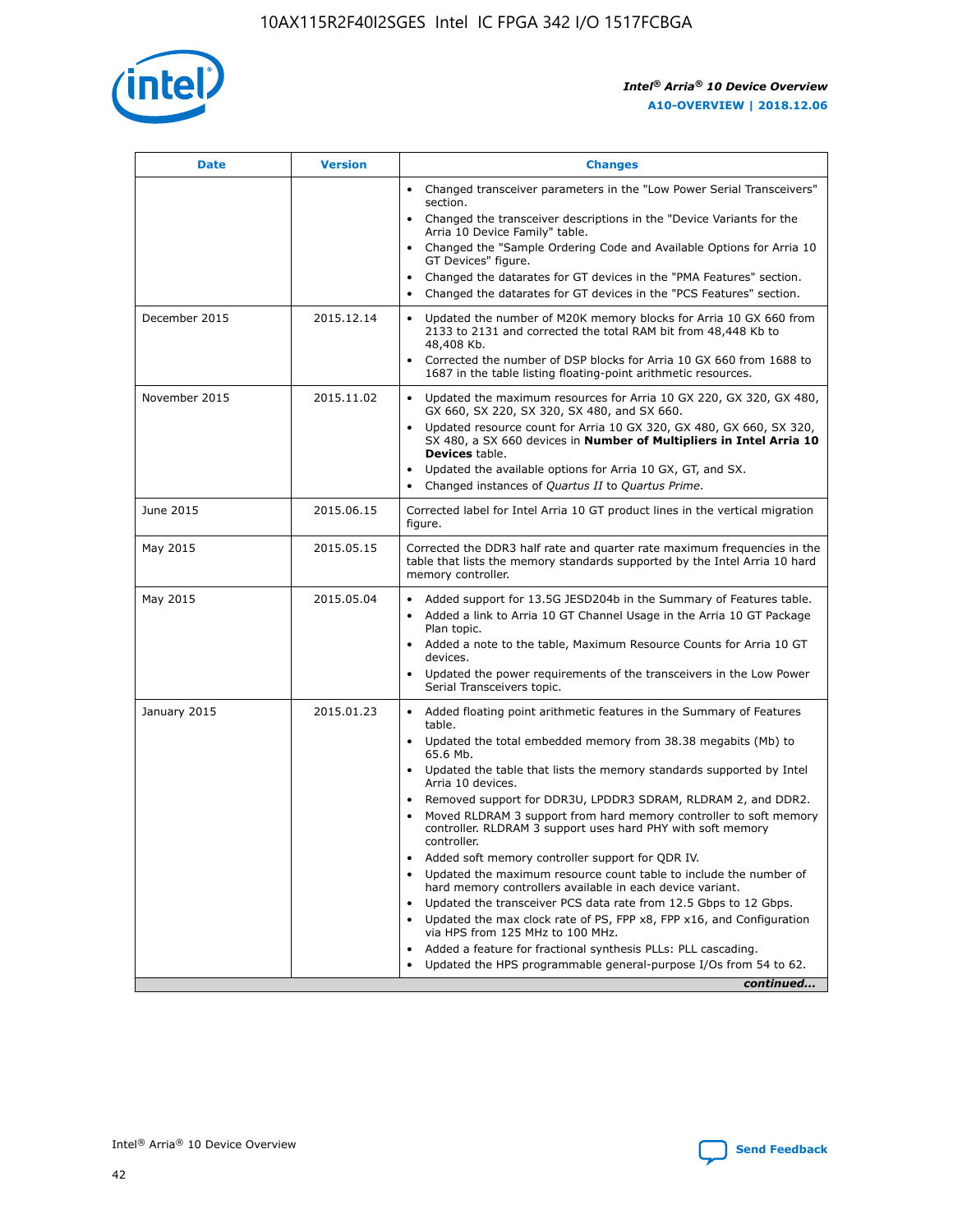| Date | Version | Changes |
| --- | --- | --- |
| | | • Changed transceiver parameters in the "Low Power Serial Transceivers" section.<br>• Changed the transceiver descriptions in the "Device Variants for the Arria 10 Device Family" table.<br>• Changed the "Sample Ordering Code and Available Options for Arria 10 GT Devices" figure.<br>• Changed the datarates for GT devices in the "PMA Features" section.<br>• Changed the datarates for GT devices in the "PCS Features" section. |
| December 2015 | 2015.12.14 | • Updated the number of M20K memory blocks for Arria 10 GX 660 from 2133 to 2131 and corrected the total RAM bit from 48,448 Kb to 48,408 Kb.<br>• Corrected the number of DSP blocks for Arria 10 GX 660 from 1688 to 1687 in the table listing floating-point arithmetic resources. |
| November 2015 | 2015.11.02 | • Updated the maximum resources for Arria 10 GX 220, GX 320, GX 480, GX 660, SX 220, SX 320, SX 480, and SX 660.<br>• Updated resource count for Arria 10 GX 320, GX 480, GX 660, SX 320, SX 480, a SX 660 devices in **Number of Multipliers in Intel Arria 10 Devices** table.<br>• Updated the available options for Arria 10 GX, GT, and SX.<br>• Changed instances of *Quartus II* to *Quartus Prime*. |
| June 2015 | 2015.06.15 | Corrected label for Intel Arria 10 GT product lines in the vertical migration figure. |
| May 2015 | 2015.05.15 | Corrected the DDR3 half rate and quarter rate maximum frequencies in the table that lists the memory standards supported by the Intel Arria 10 hard memory controller. |
| May 2015 | 2015.05.04 | • Added support for 13.5G JESD204b in the Summary of Features table.<br>• Added a link to Arria 10 GT Channel Usage in the Arria 10 GT Package Plan topic.<br>• Added a note to the table, Maximum Resource Counts for Arria 10 GT devices.<br>• Updated the power requirements of the transceivers in the Low Power Serial Transceivers topic. |
| January 2015 | 2015.01.23 | • Added floating point arithmetic features in the Summary of Features table.<br>• Updated the total embedded memory from 38.38 megabits (Mb) to 65.6 Mb.<br>• Updated the table that lists the memory standards supported by Intel Arria 10 devices.<br>• Removed support for DDR3U, LPDDR3 SDRAM, RLDRAM 2, and DDR2.<br>• Moved RLDRAM 3 support from hard memory controller to soft memory controller. RLDRAM 3 support uses hard PHY with soft memory controller.<br>• Added soft memory controller support for QDR IV.<br>• Updated the maximum resource count table to include the number of hard memory controllers available in each device variant.<br>• Updated the transceiver PCS data rate from 12.5 Gbps to 12 Gbps.<br>• Updated the max clock rate of PS, FPP x8, FPP x16, and Configuration via HPS from 125 MHz to 100 MHz.<br>• Added a feature for fractional synthesis PLLs: PLL cascading.<br>• Updated the HPS programmable general-purpose I/Os from 54 to 62. |

*continued...*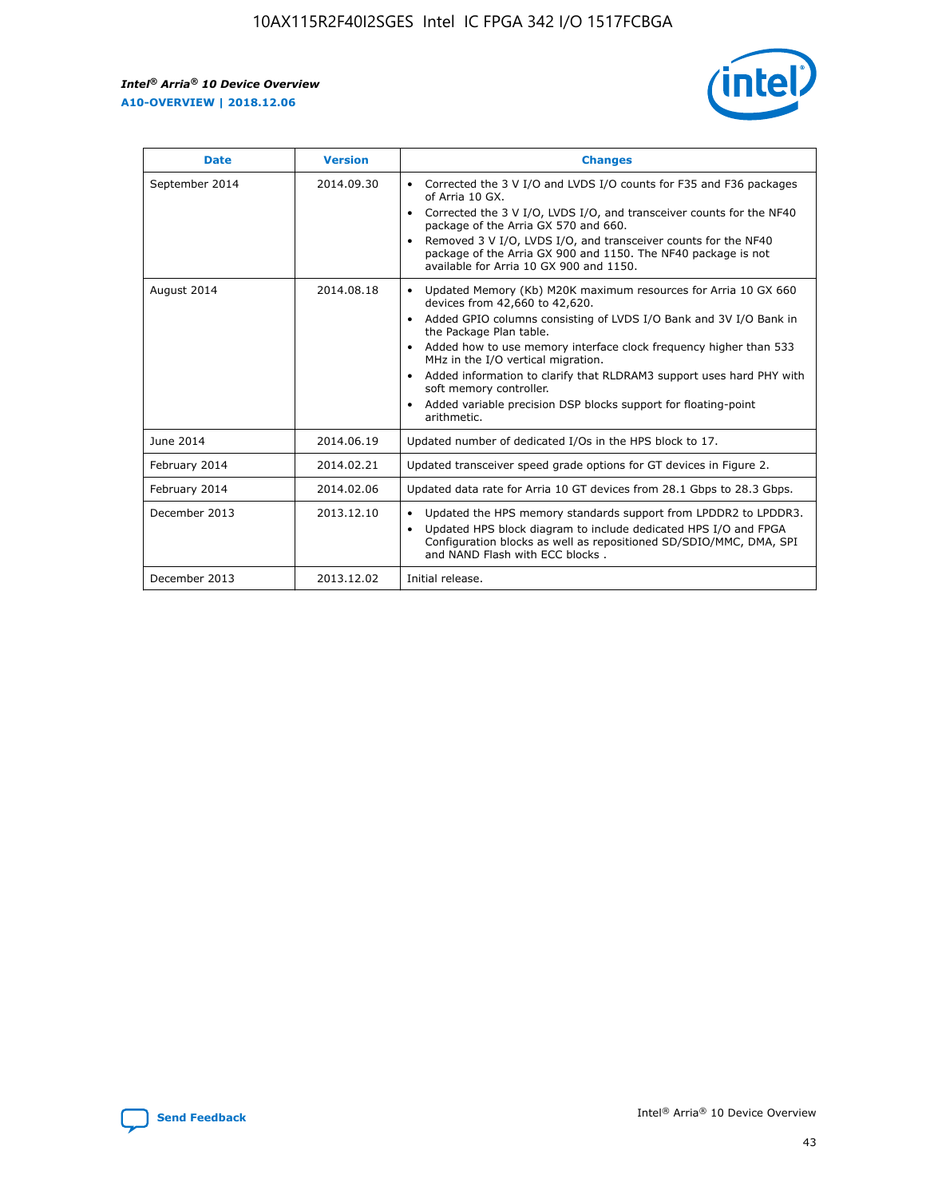| Date | Version | Changes |
| --- | --- | --- |
| September 2014 | 2014.09.30 | • Corrected the 3 V I/O and LVDS I/O counts for F35 and F36 packages of Arria 10 GX.<br>• Corrected the 3 V I/O, LVDS I/O, and transceiver counts for the NF40 package of the Arria GX 570 and 660.<br>• Removed 3 V I/O, LVDS I/O, and transceiver counts for the NF40 package of the Arria GX 900 and 1150. The NF40 package is not available for Arria 10 GX 900 and 1150. |
| August 2014 | 2014.08.18 | • Updated Memory (Kb) M20K maximum resources for Arria 10 GX 660 devices from 42,660 to 42,620.<br>• Added GPIO columns consisting of LVDS I/O Bank and 3V I/O Bank in the Package Plan table.<br>• Added how to use memory interface clock frequency higher than 533 MHz in the I/O vertical migration.<br>• Added information to clarify that RLDRAM3 support uses hard PHY with soft memory controller.<br>• Added variable precision DSP blocks support for floating-point arithmetic. |
| June 2014 | 2014.06.19 | Updated number of dedicated I/Os in the HPS block to 17. |
| February 2014 | 2014.02.21 | Updated transceiver speed grade options for GT devices in Figure 2. |
| February 2014 | 2014.02.06 | Updated data rate for Arria 10 GT devices from 28.1 Gbps to 28.3 Gbps. |
| December 2013 | 2013.12.10 | • Updated the HPS memory standards support from LPDDR2 to LPDDR3.<br>• Updated HPS block diagram to include dedicated HPS I/O and FPGA Configuration blocks as well as repositioned SD/SDIO/MMC, DMA, SPI and NAND Flash with ECC blocks . |
| December 2013 | 2013.12.02 | Initial release. |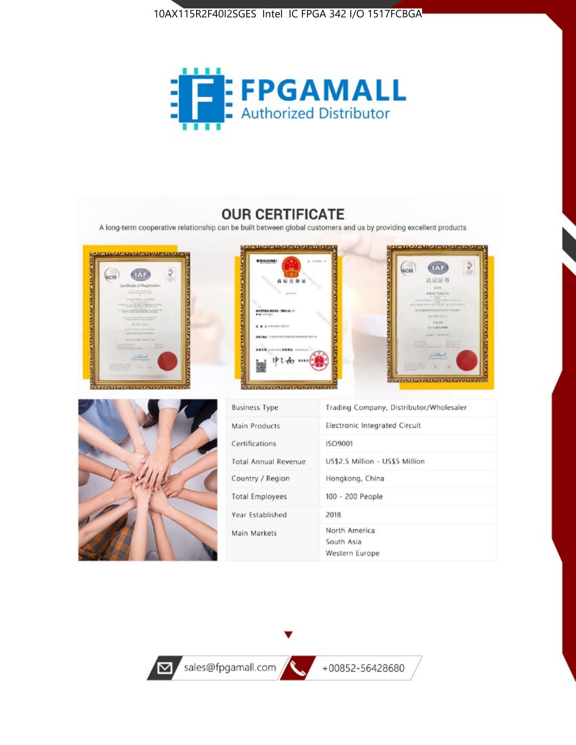FPGAMALL
Authorized Distributor

## OUR CERTIFICATE

A long-term cooperative relationship can be built between global customers and us by providing excellent products

| | |
|---|---|
| Business Type | Trading Company, Distributor/Wholesaler |
| Main Products | Electronic Integrated Circuit |
| Certifications | ISO9001 |
| Total Annual Revenue | US$2.5 Million - US$5 Million |
| Country / Region | Hongkong, China |
| Total Employees | 100 - 200 People |
| Year Established | 2018 |
| Main Markets | North America<br>South Asia<br>Western Europe |

sales@fpgamall.com +00852-56428680